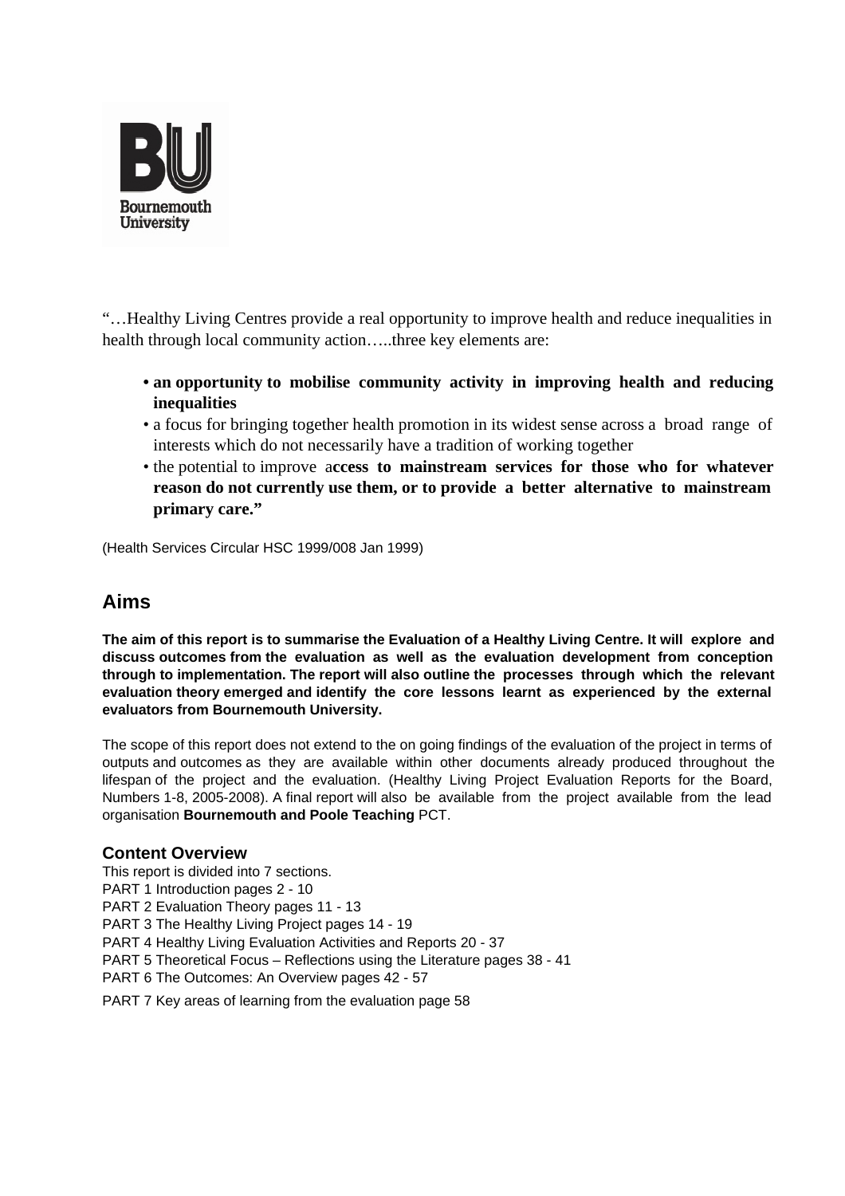"…Healthy Living Centres provide a real opportunity to improve health and reduce inequalities in health through local community action…..three key elements are:

- **an opportunity to mobilise community activity in improving health and reducing inequalities**
- a focus for bringing together health promotion in its widest sense across a broad range of interests which do not necessarily have a tradition of working together
- the potential to improve a**ccess to mainstream services for those who for whatever reason do not currently use them, or to provide a better alternative to mainstream primary care."**

(Health Services Circular HSC 1999/008 Jan 1999)

## Aims

**The aim of this report is to summarise the Evaluation of a Healthy Living Centre. It will explore and discuss outcomes from the evaluation as well as the evaluation development from conception through to implementation. The report will also outline the processes through which the relevant evaluation theory emerged and identify the core lessons learnt as experienced by the external evaluators from Bournemouth University.**

The scope of this report does not extend to the on going findings of the evaluation of the project in terms of outputs and outcomes as they are available within other documents already produced throughout the lifespan of the project and the evaluation. (Healthy Living Project Evaluation Reports for the Board, Numbers 1-8, 2005-2008). A final report will also be available from the project available from the lead organisation **Bournemouth and Poole Teaching** PCT.

### Content Overview

This report is divided into 7 sections.
PART 1 Introduction pages 2 - 10
PART 2 Evaluation Theory pages 11 - 13
PART 3 The Healthy Living Project pages 14 - 19
PART 4 Healthy Living Evaluation Activities and Reports 20 - 37
PART 5 Theoretical Focus – Reflections using the Literature pages 38 - 41
PART 6 The Outcomes: An Overview pages 42 - 57
PART 7 Key areas of learning from the evaluation page 58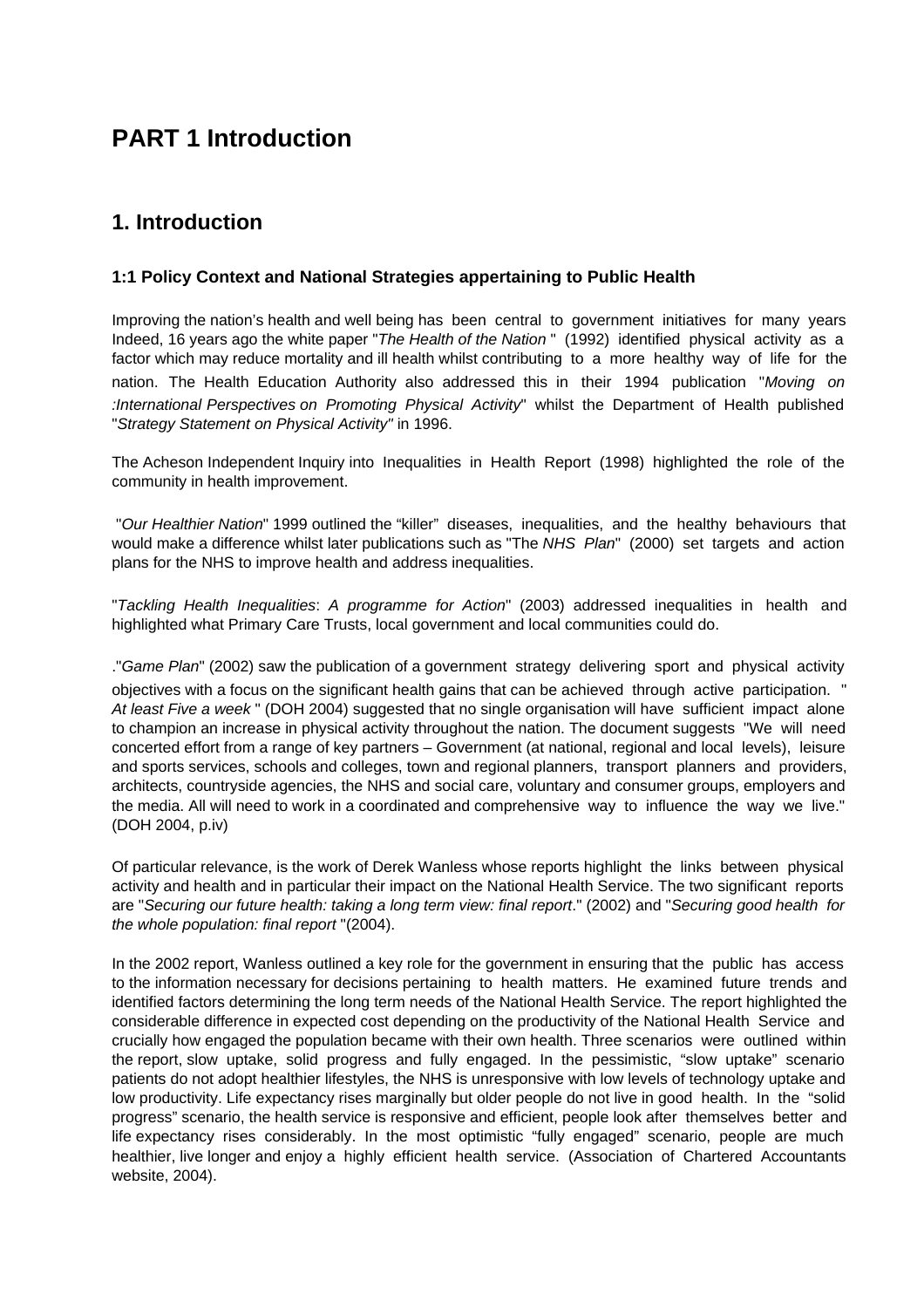# PART 1 Introduction

## 1. Introduction

### 1:1 Policy Context and National Strategies appertaining to Public Health

Improving the nation's health and well being has been central to government initiatives for many years Indeed, 16 years ago the white paper "*The Health of the Nation* " (1992) identified physical activity as a factor which may reduce mortality and ill health whilst contributing to a more healthy way of life for the nation. The Health Education Authority also addressed this in their 1994 publication "*Moving on :International Perspectives on Promoting Physical Activity*" whilst the Department of Health published "*Strategy Statement on Physical Activity"* in 1996.

The Acheson Independent Inquiry into Inequalities in Health Report (1998) highlighted the role of the community in health improvement.

"*Our Healthier Nation*" 1999 outlined the "killer" diseases, inequalities, and the healthy behaviours that would make a difference whilst later publications such as "The *NHS Plan*" (2000) set targets and action plans for the NHS to improve health and address inequalities.

"*Tackling Health Inequalities*: *A programme for Action*" (2003) addressed inequalities in health and highlighted what Primary Care Trusts, local government and local communities could do.

."*Game Plan*" (2002) saw the publication of a government strategy delivering sport and physical activity objectives with a focus on the significant health gains that can be achieved through active participation. " *At least Five a week* " (DOH 2004) suggested that no single organisation will have sufficient impact alone to champion an increase in physical activity throughout the nation. The document suggests "We will need concerted effort from a range of key partners – Government (at national, regional and local levels), leisure and sports services, schools and colleges, town and regional planners, transport planners and providers, architects, countryside agencies, the NHS and social care, voluntary and consumer groups, employers and the media. All will need to work in a coordinated and comprehensive way to influence the way we live." (DOH 2004, p.iv)

Of particular relevance, is the work of Derek Wanless whose reports highlight the links between physical activity and health and in particular their impact on the National Health Service. The two significant reports are "*Securing our future health: taking a long term view: final report*." (2002) and "*Securing good health for the whole population: final report* "(2004).

In the 2002 report, Wanless outlined a key role for the government in ensuring that the public has access to the information necessary for decisions pertaining to health matters. He examined future trends and identified factors determining the long term needs of the National Health Service. The report highlighted the considerable difference in expected cost depending on the productivity of the National Health Service and crucially how engaged the population became with their own health. Three scenarios were outlined within the report, slow uptake, solid progress and fully engaged. In the pessimistic, "slow uptake" scenario patients do not adopt healthier lifestyles, the NHS is unresponsive with low levels of technology uptake and low productivity. Life expectancy rises marginally but older people do not live in good health. In the "solid progress" scenario, the health service is responsive and efficient, people look after themselves better and life expectancy rises considerably. In the most optimistic "fully engaged" scenario, people are much healthier, live longer and enjoy a highly efficient health service. (Association of Chartered Accountants website, 2004).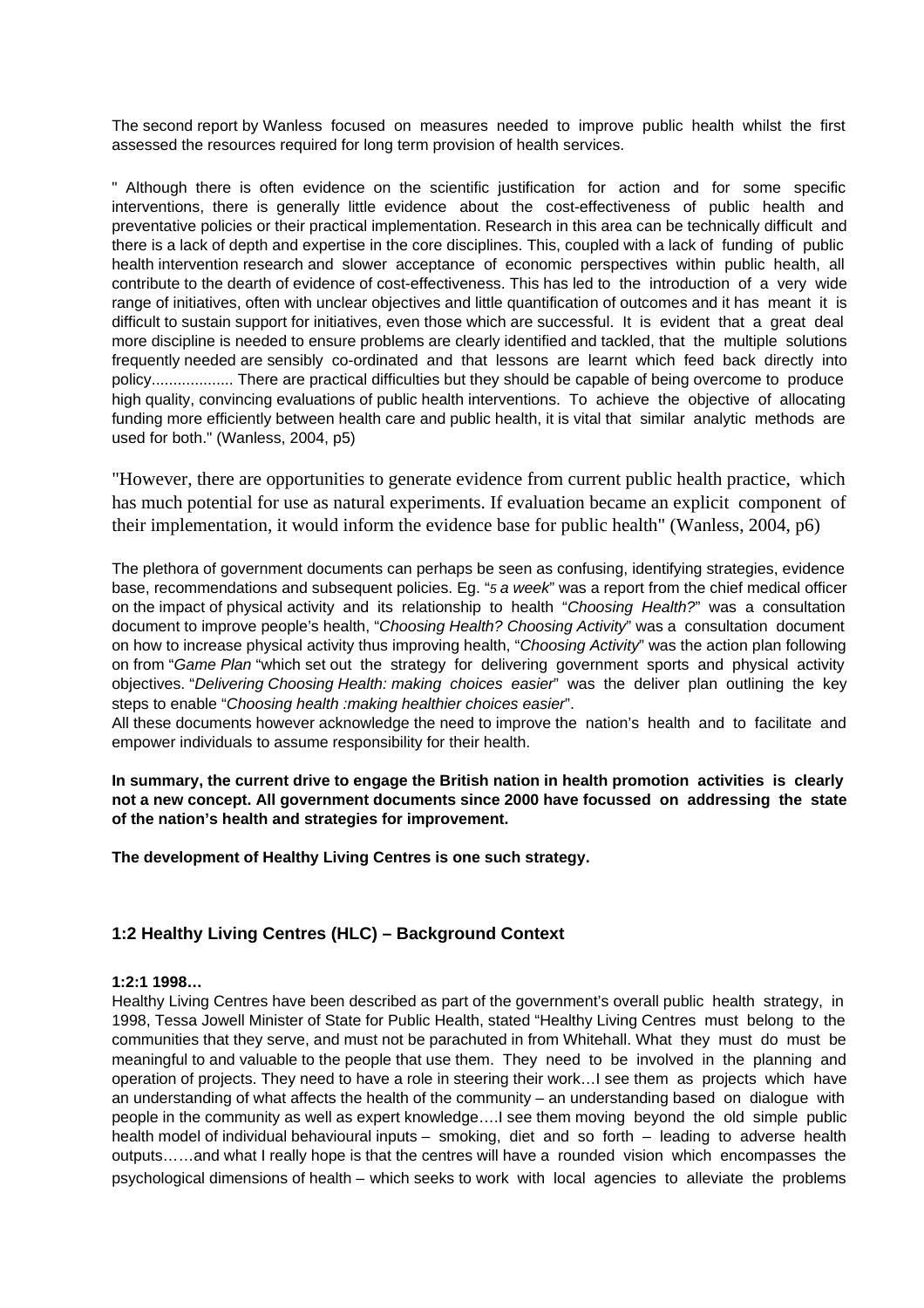The second report by Wanless focused on measures needed to improve public health whilst the first assessed the resources required for long term provision of health services.

" Although there is often evidence on the scientific justification for action and for some specific interventions, there is generally little evidence about the cost-effectiveness of public health and preventative policies or their practical implementation. Research in this area can be technically difficult and there is a lack of depth and expertise in the core disciplines. This, coupled with a lack of funding of public health intervention research and slower acceptance of economic perspectives within public health, all contribute to the dearth of evidence of cost-effectiveness. This has led to the introduction of a very wide range of initiatives, often with unclear objectives and little quantification of outcomes and it has meant it is difficult to sustain support for initiatives, even those which are successful. It is evident that a great deal more discipline is needed to ensure problems are clearly identified and tackled, that the multiple solutions frequently needed are sensibly co-ordinated and that lessons are learnt which feed back directly into policy.................. There are practical difficulties but they should be capable of being overcome to produce high quality, convincing evaluations of public health interventions. To achieve the objective of allocating funding more efficiently between health care and public health, it is vital that similar analytic methods are used for both." (Wanless, 2004, p5)

"However, there are opportunities to generate evidence from current public health practice, which has much potential for use as natural experiments. If evaluation became an explicit component of their implementation, it would inform the evidence base for public health" (Wanless, 2004, p6)

The plethora of government documents can perhaps be seen as confusing, identifying strategies, evidence base, recommendations and subsequent policies. Eg. "*5 a week*" was a report from the chief medical officer on the impact of physical activity and its relationship to health "*Choosing Health?*" was a consultation document to improve people's health, "*Choosing Health? Choosing Activity*" was a consultation document on how to increase physical activity thus improving health, "*Choosing Activity*" was the action plan following on from "*Game Plan* "which set out the strategy for delivering government sports and physical activity objectives. "*Delivering Choosing Health: making choices easier*" was the deliver plan outlining the key steps to enable "*Choosing health :making healthier choices easier*".
All these documents however acknowledge the need to improve the nation's health and to facilitate and empower individuals to assume responsibility for their health.

**In summary, the current drive to engage the British nation in health promotion activities is clearly not a new concept. All government documents since 2000 have focussed on addressing the state of the nation's health and strategies for improvement.**

**The development of Healthy Living Centres is one such strategy.**

## 1:2 Healthy Living Centres (HLC) – Background Context

### 1:2:1 1998…

Healthy Living Centres have been described as part of the government's overall public health strategy, in 1998, Tessa Jowell Minister of State for Public Health, stated "Healthy Living Centres must belong to the communities that they serve, and must not be parachuted in from Whitehall. What they must do must be meaningful to and valuable to the people that use them. They need to be involved in the planning and operation of projects. They need to have a role in steering their work…I see them as projects which have an understanding of what affects the health of the community – an understanding based on dialogue with people in the community as well as expert knowledge….I see them moving beyond the old simple public health model of individual behavioural inputs – smoking, diet and so forth – leading to adverse health outputs……and what I really hope is that the centres will have a rounded vision which encompasses the psychological dimensions of health – which seeks to work with local agencies to alleviate the problems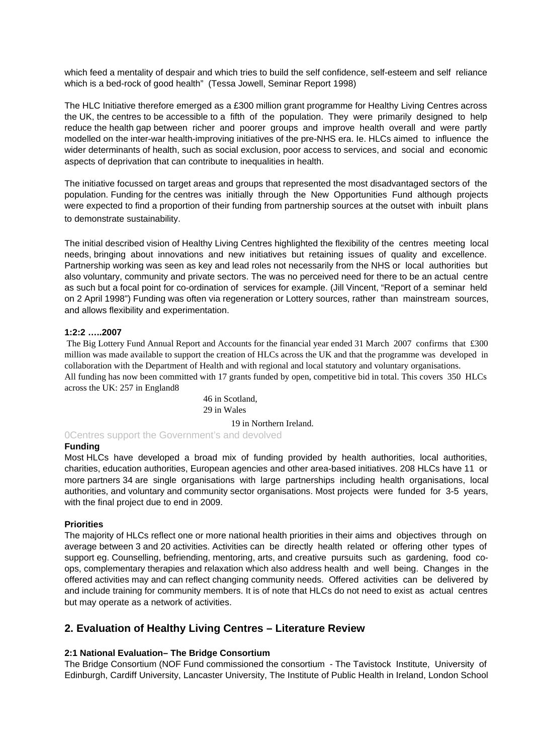which feed a mentality of despair and which tries to build the self confidence, self-esteem and self reliance which is a bed-rock of good health" (Tessa Jowell, Seminar Report 1998)

The HLC Initiative therefore emerged as a £300 million grant programme for Healthy Living Centres across the UK, the centres to be accessible to a fifth of the population. They were primarily designed to help reduce the health gap between richer and poorer groups and improve health overall and were partly modelled on the inter-war health-improving initiatives of the pre-NHS era. Ie. HLCs aimed to influence the wider determinants of health, such as social exclusion, poor access to services, and social and economic aspects of deprivation that can contribute to inequalities in health.

The initiative focussed on target areas and groups that represented the most disadvantaged sectors of the population. Funding for the centres was initially through the New Opportunities Fund although projects were expected to find a proportion of their funding from partnership sources at the outset with inbuilt plans to demonstrate sustainability.

The initial described vision of Healthy Living Centres highlighted the flexibility of the centres meeting local needs, bringing about innovations and new initiatives but retaining issues of quality and excellence. Partnership working was seen as key and lead roles not necessarily from the NHS or local authorities but also voluntary, community and private sectors. The was no perceived need for there to be an actual centre as such but a focal point for co-ordination of services for example. (Jill Vincent, "Report of a seminar held on 2 April 1998") Funding was often via regeneration or Lottery sources, rather than mainstream sources, and allows flexibility and experimentation.

**1:2:2 …..2007**

The Big Lottery Fund Annual Report and Accounts for the financial year ended 31 March 2007 confirms that £300 million was made available to support the creation of HLCs across the UK and that the programme was developed in collaboration with the Department of Health and with regional and local statutory and voluntary organisations.
All funding has now been committed with 17 grants funded by open, competitive bid in total. This covers 350 HLCs across the UK: 257 in England8

46 in Scotland,
29 in Wales
19 in Northern Ireland.

0Centres support the Government's and devolved

**Funding**

Most HLCs have developed a broad mix of funding provided by health authorities, local authorities, charities, education authorities, European agencies and other area-based initiatives. 208 HLCs have 11 or more partners 34 are single organisations with large partnerships including health organisations, local authorities, and voluntary and community sector organisations. Most projects were funded for 3-5 years, with the final project due to end in 2009.

**Priorities**

The majority of HLCs reflect one or more national health priorities in their aims and objectives through on average between 3 and 20 activities. Activities can be directly health related or offering other types of support eg. Counselling, befriending, mentoring, arts, and creative pursuits such as gardening, food co-ops, complementary therapies and relaxation which also address health and well being. Changes in the offered activities may and can reflect changing community needs. Offered activities can be delivered by and include training for community members. It is of note that HLCs do not need to exist as actual centres but may operate as a network of activities.

## 2. Evaluation of Healthy Living Centres – Literature Review

**2:1 National Evaluation– The Bridge Consortium**

The Bridge Consortium (NOF Fund commissioned the consortium - The Tavistock Institute, University of Edinburgh, Cardiff University, Lancaster University, The Institute of Public Health in Ireland, London School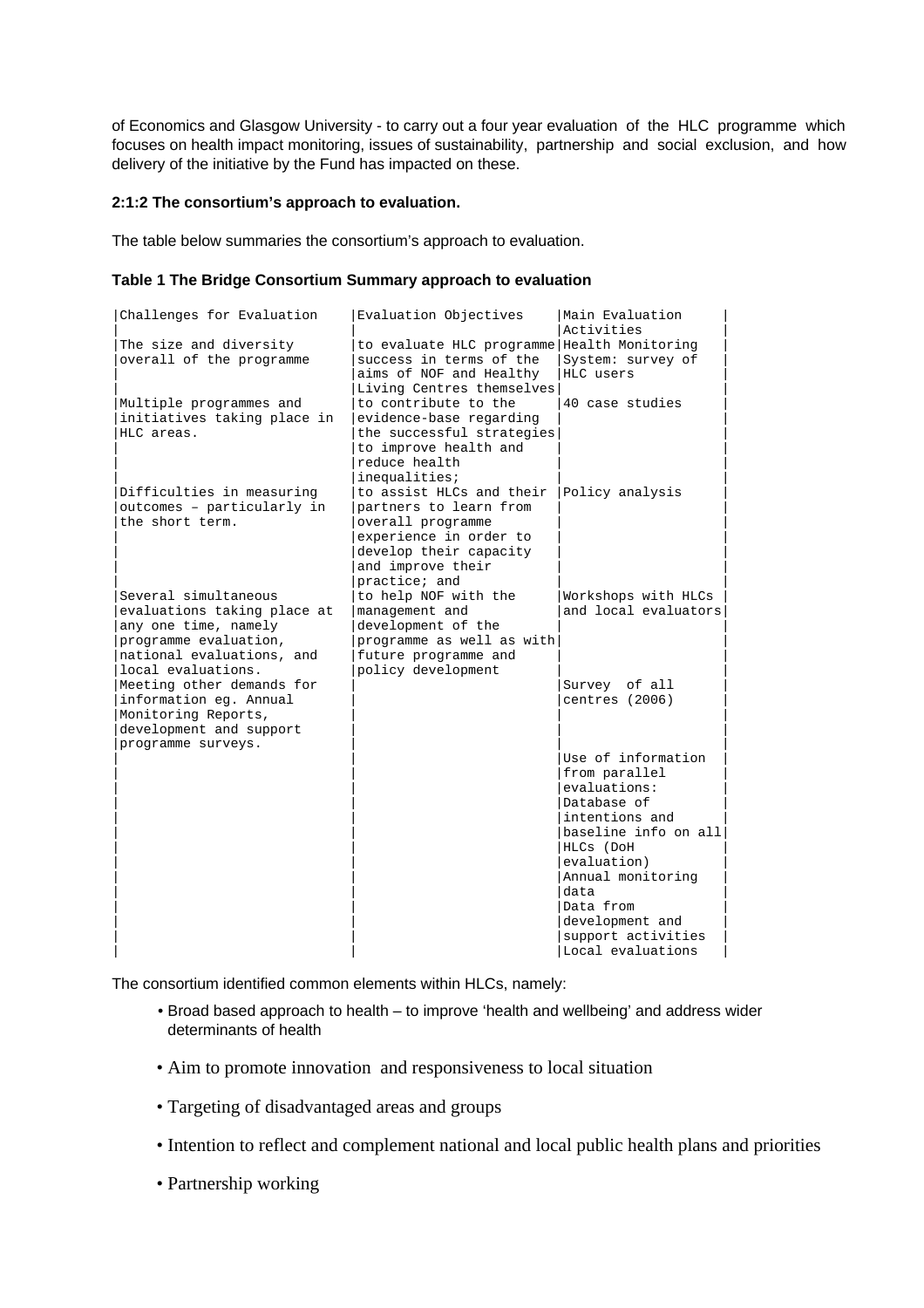of Economics and Glasgow University - to carry out a four year evaluation of the HLC programme which focuses on health impact monitoring, issues of sustainability, partnership and social exclusion, and how delivery of the initiative by the Fund has impacted on these.

**2:1:2 The consortium's approach to evaluation.**

The table below summaries the consortium's approach to evaluation.

**Table 1 The Bridge Consortium Summary approach to evaluation**

| Challenges for Evaluation | Evaluation Objectives | Main Evaluation Activities |
|---|---|---|
| The size and diversity overall of the programme | to evaluate HLC programme success in terms of the aims of NOF and Healthy Living Centres themselves | Health Monitoring System: survey of HLC users |
| Multiple programmes and initiatives taking place in HLC areas. | to contribute to the evidence-base regarding the successful strategies to improve health and reduce health inequalities; | 40 case studies |
| Difficulties in measuring outcomes – particularly in the short term. | to assist HLCs and their partners to learn from overall programme experience in order to develop their capacity and improve their practice; and | Policy analysis |
| Several simultaneous evaluations taking place at any one time, namely programme evaluation, national evaluations, and local evaluations. | to help NOF with the management and development of the programme as well as with future programme and policy development | Workshops with HLCs and local evaluators |
| Meeting other demands for information eg. Annual Monitoring Reports, development and support programme surveys. | | Survey of all centres (2006) |
| | | Use of information from parallel evaluations: Database of intentions and baseline info on all HLCs (DoH evaluation) Annual monitoring data Data from development and support activities Local evaluations |

The consortium identified common elements within HLCs, namely:

- Broad based approach to health – to improve 'health and wellbeing' and address wider determinants of health
- Aim to promote innovation and responsiveness to local situation
- Targeting of disadvantaged areas and groups
- Intention to reflect and complement national and local public health plans and priorities
- Partnership working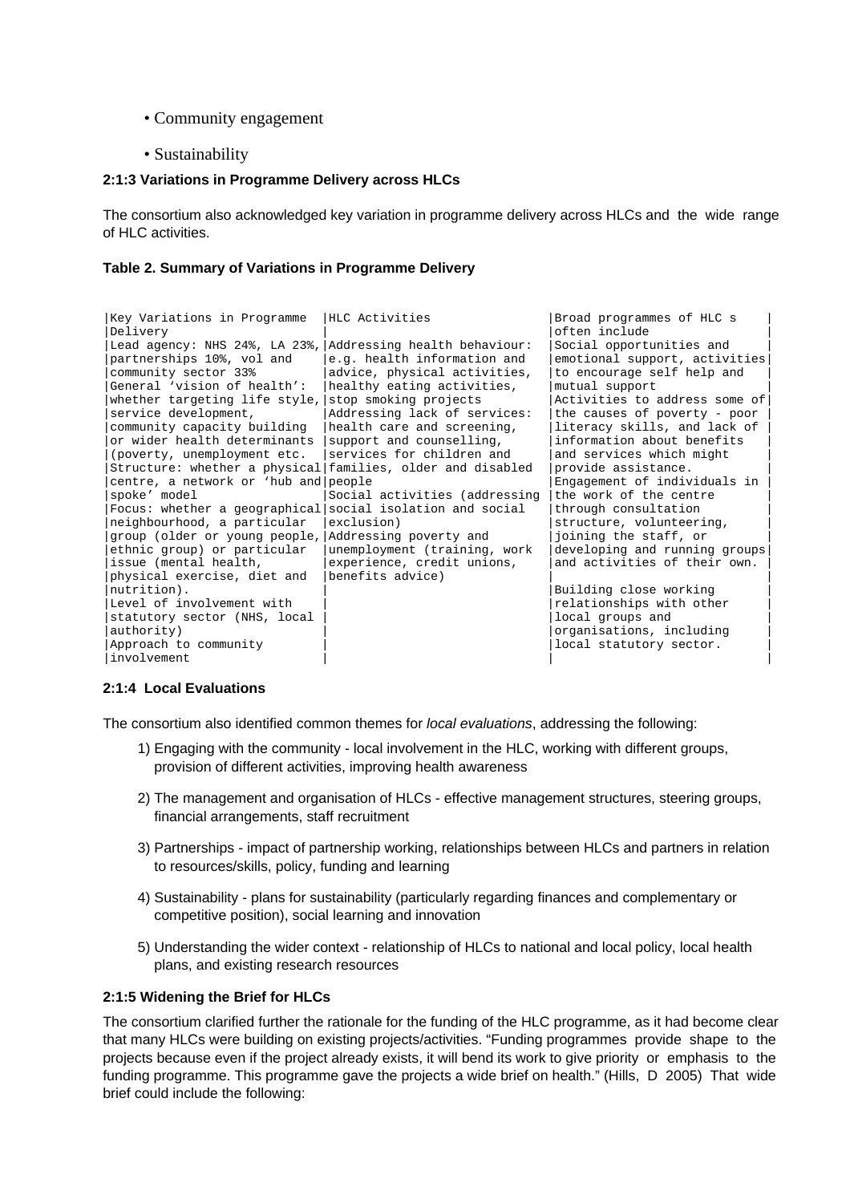- Community engagement
- Sustainability

**2:1:3 Variations in Programme Delivery across HLCs**

The consortium also acknowledged key variation in programme delivery across HLCs and the wide range of HLC activities.

**Table 2. Summary of Variations in Programme Delivery**

| Key Variations in Programme Delivery | HLC Activities | Broad programmes of HLC s often include |
|---|---|---|
| Lead agency: NHS 24%, LA 23%, partnerships 10%, vol and community sector 33%<br>General 'vision of health': whether targeting life style, service development, community capacity building or wider health determinants (poverty, unemployment etc.<br>Structure: whether a physical centre, a network or 'hub and spoke' model<br>Focus: whether a geographical neighbourhood, a particular group (older or young people, ethnic group) or particular issue (mental health, physical exercise, diet and nutrition).<br>Level of involvement with statutory sector (NHS, local authority)<br>Approach to community involvement | Addressing health behaviour: e.g. health information and advice, physical activities, healthy eating activities, stop smoking projects<br>Addressing lack of services: health care and screening, support and counselling, services for children and families, older and disabled people<br>Social activities (addressing social isolation and social exclusion)<br>Addressing poverty and unemployment (training, work experience, credit unions, benefits advice) | Social opportunities and emotional support, activities to encourage self help and mutual support<br>Activities to address some of the causes of poverty - poor literacy skills, and lack of information about benefits and services which might provide assistance.<br>Engagement of individuals in the work of the centre through consultation structure, volunteering, joining the staff, or developing and running groups and activities of their own.<br>Building close working relationships with other local groups and organisations, including local statutory sector. |

**2:1:4 Local Evaluations**

The consortium also identified common themes for *local evaluations*, addressing the following:

1) Engaging with the community - local involvement in the HLC, working with different groups, provision of different activities, improving health awareness
2) The management and organisation of HLCs - effective management structures, steering groups, financial arrangements, staff recruitment
3) Partnerships - impact of partnership working, relationships between HLCs and partners in relation to resources/skills, policy, funding and learning
4) Sustainability - plans for sustainability (particularly regarding finances and complementary or competitive position), social learning and innovation
5) Understanding the wider context - relationship of HLCs to national and local policy, local health plans, and existing research resources

**2:1:5 Widening the Brief for HLCs**

The consortium clarified further the rationale for the funding of the HLC programme, as it had become clear that many HLCs were building on existing projects/activities. "Funding programmes provide shape to the projects because even if the project already exists, it will bend its work to give priority or emphasis to the funding programme. This programme gave the projects a wide brief on health." (Hills, D 2005) That wide brief could include the following: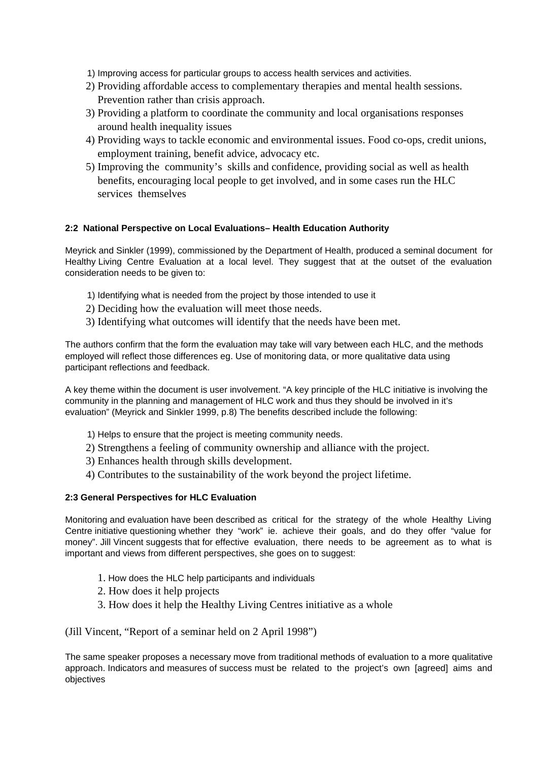1) Improving access for particular groups to access health services and activities.
2) Providing affordable access to complementary therapies and mental health sessions. Prevention rather than crisis approach.
3) Providing a platform to coordinate the community and local organisations responses around health inequality issues
4) Providing ways to tackle economic and environmental issues. Food co-ops, credit unions, employment training, benefit advice, advocacy etc.
5) Improving the community's skills and confidence, providing social as well as health benefits, encouraging local people to get involved, and in some cases run the HLC services themselves

**2:2 National Perspective on Local Evaluations– Health Education Authority**

Meyrick and Sinkler (1999), commissioned by the Department of Health, produced a seminal document for Healthy Living Centre Evaluation at a local level. They suggest that at the outset of the evaluation consideration needs to be given to:

1) Identifying what is needed from the project by those intended to use it
2) Deciding how the evaluation will meet those needs.
3) Identifying what outcomes will identify that the needs have been met.

The authors confirm that the form the evaluation may take will vary between each HLC, and the methods employed will reflect those differences eg. Use of monitoring data, or more qualitative data using participant reflections and feedback.

A key theme within the document is user involvement. "A key principle of the HLC initiative is involving the community in the planning and management of HLC work and thus they should be involved in it's evaluation" (Meyrick and Sinkler 1999, p.8) The benefits described include the following:

1) Helps to ensure that the project is meeting community needs.
2) Strengthens a feeling of community ownership and alliance with the project.
3) Enhances health through skills development.
4) Contributes to the sustainability of the work beyond the project lifetime.

**2:3 General Perspectives for HLC Evaluation**

Monitoring and evaluation have been described as critical for the strategy of the whole Healthy Living Centre initiative questioning whether they "work" ie. achieve their goals, and do they offer "value for money". Jill Vincent suggests that for effective evaluation, there needs to be agreement as to what is important and views from different perspectives, she goes on to suggest:

1. How does the HLC help participants and individuals
2. How does it help projects
3. How does it help the Healthy Living Centres initiative as a whole

(Jill Vincent, "Report of a seminar held on 2 April 1998")

The same speaker proposes a necessary move from traditional methods of evaluation to a more qualitative approach. Indicators and measures of success must be related to the project's own [agreed] aims and objectives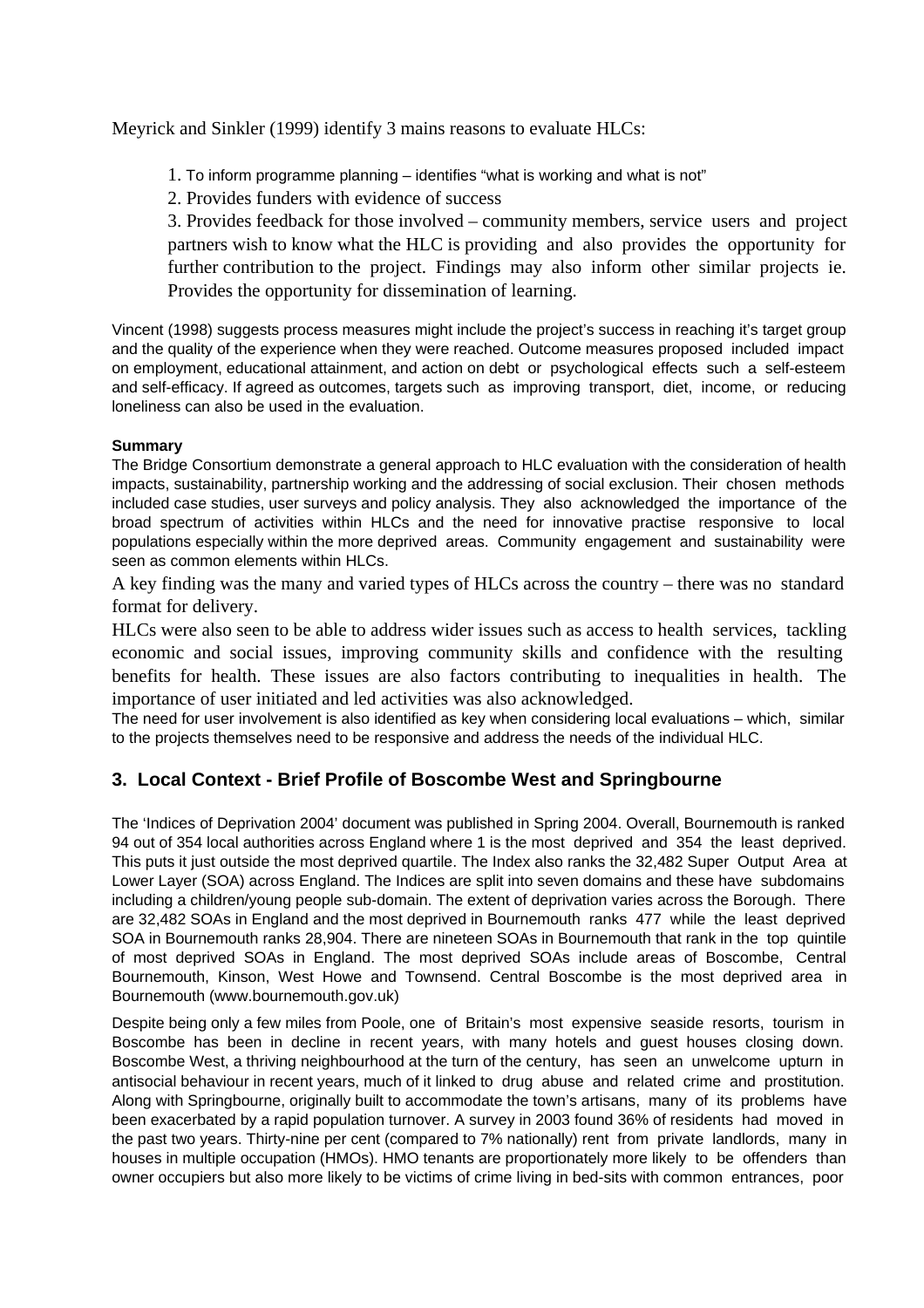Meyrick and Sinkler (1999) identify 3 mains reasons to evaluate HLCs:

1. To inform programme planning – identifies "what is working and what is not"
2. Provides funders with evidence of success
3. Provides feedback for those involved – community members, service users and project partners wish to know what the HLC is providing and also provides the opportunity for further contribution to the project. Findings may also inform other similar projects ie. Provides the opportunity for dissemination of learning.

Vincent (1998) suggests process measures might include the project's success in reaching it's target group and the quality of the experience when they were reached. Outcome measures proposed included impact on employment, educational attainment, and action on debt or psychological effects such a self-esteem and self-efficacy. If agreed as outcomes, targets such as improving transport, diet, income, or reducing loneliness can also be used in the evaluation.

**Summary**

The Bridge Consortium demonstrate a general approach to HLC evaluation with the consideration of health impacts, sustainability, partnership working and the addressing of social exclusion. Their chosen methods included case studies, user surveys and policy analysis. They also acknowledged the importance of the broad spectrum of activities within HLCs and the need for innovative practise responsive to local populations especially within the more deprived areas. Community engagement and sustainability were seen as common elements within HLCs.

A key finding was the many and varied types of HLCs across the country – there was no standard format for delivery.

HLCs were also seen to be able to address wider issues such as access to health services, tackling economic and social issues, improving community skills and confidence with the resulting benefits for health. These issues are also factors contributing to inequalities in health. The importance of user initiated and led activities was also acknowledged.

The need for user involvement is also identified as key when considering local evaluations – which, similar to the projects themselves need to be responsive and address the needs of the individual HLC.

## 3. Local Context - Brief Profile of Boscombe West and Springbourne

The 'Indices of Deprivation 2004' document was published in Spring 2004. Overall, Bournemouth is ranked 94 out of 354 local authorities across England where 1 is the most deprived and 354 the least deprived. This puts it just outside the most deprived quartile. The Index also ranks the 32,482 Super Output Area at Lower Layer (SOA) across England. The Indices are split into seven domains and these have subdomains including a children/young people sub-domain. The extent of deprivation varies across the Borough. There are 32,482 SOAs in England and the most deprived in Bournemouth ranks 477 while the least deprived SOA in Bournemouth ranks 28,904. There are nineteen SOAs in Bournemouth that rank in the top quintile of most deprived SOAs in England. The most deprived SOAs include areas of Boscombe, Central Bournemouth, Kinson, West Howe and Townsend. Central Boscombe is the most deprived area in Bournemouth (www.bournemouth.gov.uk)

Despite being only a few miles from Poole, one of Britain's most expensive seaside resorts, tourism in Boscombe has been in decline in recent years, with many hotels and guest houses closing down. Boscombe West, a thriving neighbourhood at the turn of the century, has seen an unwelcome upturn in antisocial behaviour in recent years, much of it linked to drug abuse and related crime and prostitution. Along with Springbourne, originally built to accommodate the town's artisans, many of its problems have been exacerbated by a rapid population turnover. A survey in 2003 found 36% of residents had moved in the past two years. Thirty-nine per cent (compared to 7% nationally) rent from private landlords, many in houses in multiple occupation (HMOs). HMO tenants are proportionately more likely to be offenders than owner occupiers but also more likely to be victims of crime living in bed-sits with common entrances, poor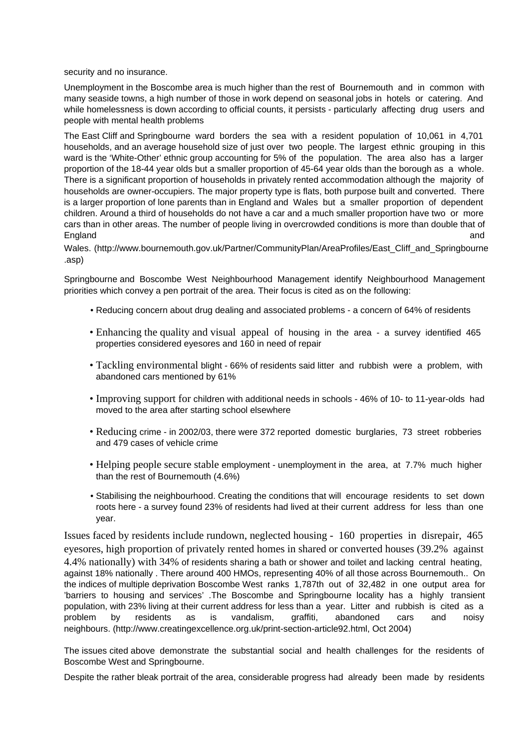security and no insurance.

Unemployment in the Boscombe area is much higher than the rest of Bournemouth and in common with many seaside towns, a high number of those in work depend on seasonal jobs in hotels or catering. And while homelessness is down according to official counts, it persists - particularly affecting drug users and people with mental health problems

The East Cliff and Springbourne ward borders the sea with a resident population of 10,061 in 4,701 households, and an average household size of just over two people. The largest ethnic grouping in this ward is the 'White-Other' ethnic group accounting for 5% of the population. The area also has a larger proportion of the 18-44 year olds but a smaller proportion of 45-64 year olds than the borough as a whole. There is a significant proportion of households in privately rented accommodation although the majority of households are owner-occupiers. The major property type is flats, both purpose built and converted. There is a larger proportion of lone parents than in England and Wales but a smaller proportion of dependent children. Around a third of households do not have a car and a much smaller proportion have two or more cars than in other areas. The number of people living in overcrowded conditions is more than double that of England and Wales. (http://www.bournemouth.gov.uk/Partner/CommunityPlan/AreaProfiles/East_Cliff_and_Springbourne.asp)

Springbourne and Boscombe West Neighbourhood Management identify Neighbourhood Management priorities which convey a pen portrait of the area. Their focus is cited as on the following:

- Reducing concern about drug dealing and associated problems - a concern of 64% of residents
- Enhancing the quality and visual appeal of housing in the area - a survey identified 465 properties considered eyesores and 160 in need of repair
- Tackling environmental blight - 66% of residents said litter and rubbish were a problem, with abandoned cars mentioned by 61%
- Improving support for children with additional needs in schools - 46% of 10- to 11-year-olds had moved to the area after starting school elsewhere
- Reducing crime - in 2002/03, there were 372 reported domestic burglaries, 73 street robberies and 479 cases of vehicle crime
- Helping people secure stable employment - unemployment in the area, at 7.7% much higher than the rest of Bournemouth (4.6%)
- Stabilising the neighbourhood. Creating the conditions that will encourage residents to set down roots here - a survey found 23% of residents had lived at their current address for less than one year.

Issues faced by residents include rundown, neglected housing - 160 properties in disrepair, 465 eyesores, high proportion of privately rented homes in shared or converted houses (39.2% against 4.4% nationally) with 34% of residents sharing a bath or shower and toilet and lacking central heating, against 18% nationally . There around 400 HMOs, representing 40% of all those across Bournemouth.. On the indices of multiple deprivation Boscombe West ranks 1,787th out of 32,482 in one output area for 'barriers to housing and services' .The Boscombe and Springbourne locality has a highly transient population, with 23% living at their current address for less than a year. Litter and rubbish is cited as a problem by residents as is vandalism, graffiti, abandoned cars and noisy neighbours. (http://www.creatingexcellence.org.uk/print-section-article92.html, Oct 2004)

The issues cited above demonstrate the substantial social and health challenges for the residents of Boscombe West and Springbourne.

Despite the rather bleak portrait of the area, considerable progress had already been made by residents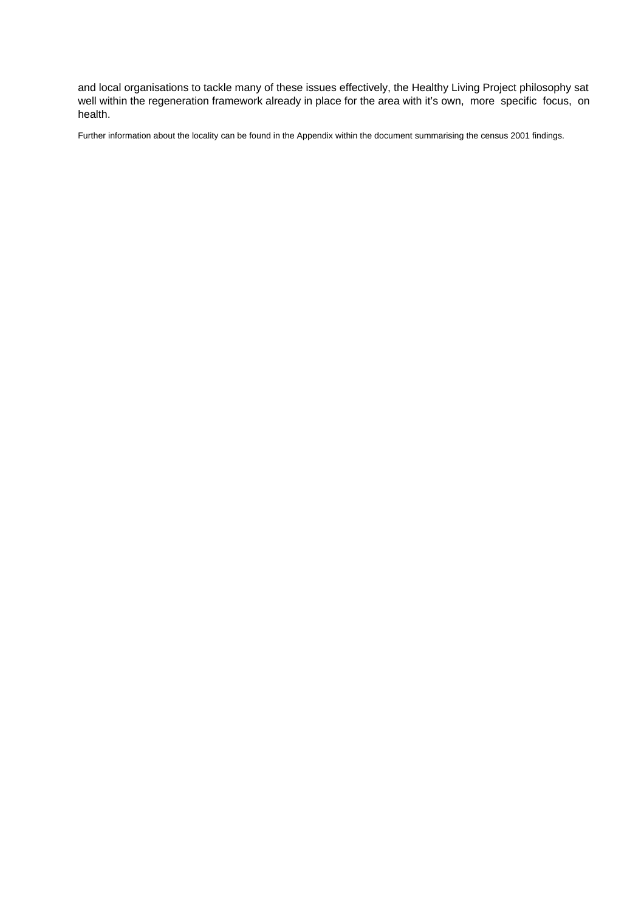and local organisations to tackle many of these issues effectively, the Healthy Living Project philosophy sat well within the regeneration framework already in place for the area with it's own, more specific focus, on health.

Further information about the locality can be found in the Appendix within the document summarising the census 2001 findings.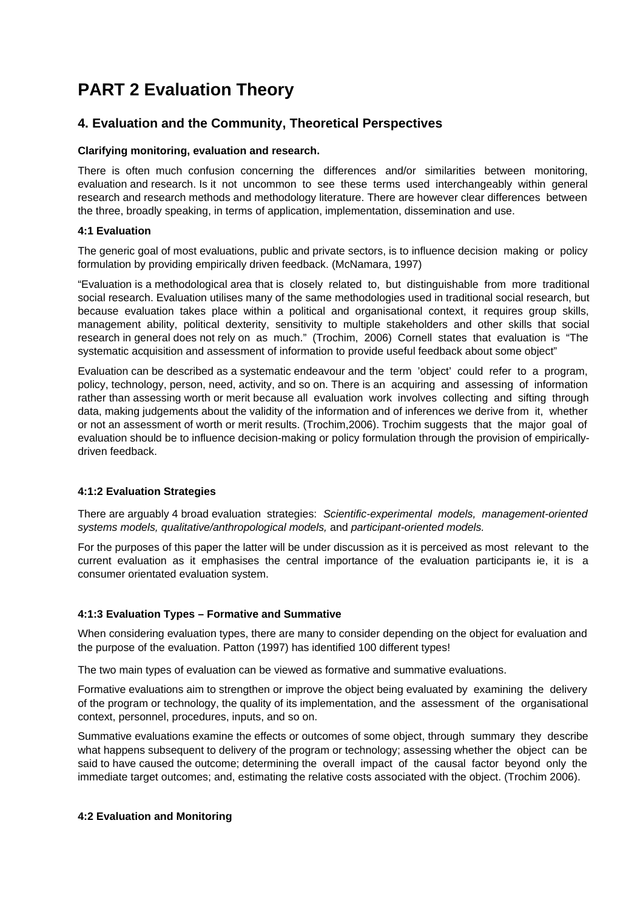# PART 2 Evaluation Theory

## 4. Evaluation and the Community, Theoretical Perspectives

**Clarifying monitoring, evaluation and research.**

There is often much confusion concerning the differences and/or similarities between monitoring, evaluation and research. Is it not uncommon to see these terms used interchangeably within general research and research methods and methodology literature. There are however clear differences between the three, broadly speaking, in terms of application, implementation, dissemination and use.

**4:1 Evaluation**

The generic goal of most evaluations, public and private sectors, is to influence decision making or policy formulation by providing empirically driven feedback. (McNamara, 1997)

"Evaluation is a methodological area that is closely related to, but distinguishable from more traditional social research. Evaluation utilises many of the same methodologies used in traditional social research, but because evaluation takes place within a political and organisational context, it requires group skills, management ability, political dexterity, sensitivity to multiple stakeholders and other skills that social research in general does not rely on as much." (Trochim, 2006) Cornell states that evaluation is "The systematic acquisition and assessment of information to provide useful feedback about some object"

Evaluation can be described as a systematic endeavour and the term 'object' could refer to a program, policy, technology, person, need, activity, and so on. There is an acquiring and assessing of information rather than assessing worth or merit because all evaluation work involves collecting and sifting through data, making judgements about the validity of the information and of inferences we derive from it, whether or not an assessment of worth or merit results. (Trochim,2006). Trochim suggests that the major goal of evaluation should be to influence decision-making or policy formulation through the provision of empirically-driven feedback.

**4:1:2 Evaluation Strategies**

There are arguably 4 broad evaluation strategies: *Scientific-experimental models, management-oriented systems models, qualitative/anthropological models,* and *participant-oriented models.*

For the purposes of this paper the latter will be under discussion as it is perceived as most relevant to the current evaluation as it emphasises the central importance of the evaluation participants ie, it is a consumer orientated evaluation system.

**4:1:3 Evaluation Types – Formative and Summative**

When considering evaluation types, there are many to consider depending on the object for evaluation and the purpose of the evaluation. Patton (1997) has identified 100 different types!

The two main types of evaluation can be viewed as formative and summative evaluations.

Formative evaluations aim to strengthen or improve the object being evaluated by examining the delivery of the program or technology, the quality of its implementation, and the assessment of the organisational context, personnel, procedures, inputs, and so on.

Summative evaluations examine the effects or outcomes of some object, through summary they describe what happens subsequent to delivery of the program or technology; assessing whether the object can be said to have caused the outcome; determining the overall impact of the causal factor beyond only the immediate target outcomes; and, estimating the relative costs associated with the object. (Trochim 2006).

**4:2 Evaluation and Monitoring**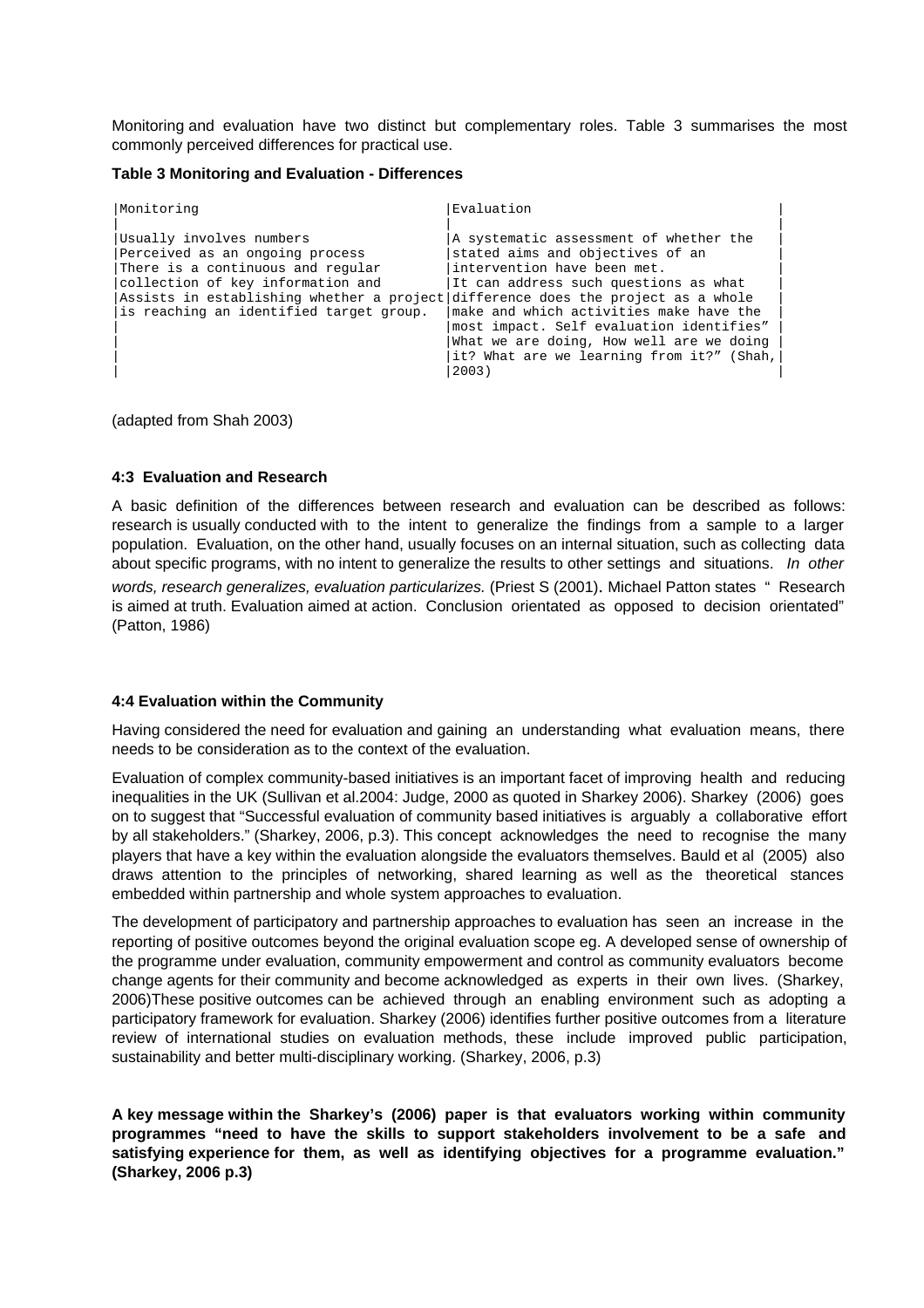Monitoring and evaluation have two distinct but complementary roles. Table 3 summarises the most commonly perceived differences for practical use.

**Table 3 Monitoring and Evaluation - Differences**

| Monitoring | Evaluation |
|---|---|
| Usually involves numbers<br>Perceived as an ongoing process<br>There is a continuous and regular collection of key information and<br>Assists in establishing whether a project is reaching an identified target group. | A systematic assessment of whether the stated aims and objectives of an intervention have been met.<br>It can address such questions as what difference does the project as a whole make and which activities make have the most impact. Self evaluation identifies" What we are doing, How well are we doing it? What are we learning from it?" (Shah, 2003) |

(adapted from Shah 2003)

### 4:3 Evaluation and Research

A basic definition of the differences between research and evaluation can be described as follows: research is usually conducted with to the intent to generalize the findings from a sample to a larger population. Evaluation, on the other hand, usually focuses on an internal situation, such as collecting data about specific programs, with no intent to generalize the results to other settings and situations. *In other words, research generalizes, evaluation particularizes.* (Priest S (2001). Michael Patton states " Research is aimed at truth. Evaluation aimed at action. Conclusion orientated as opposed to decision orientated" (Patton, 1986)

### 4:4 Evaluation within the Community

Having considered the need for evaluation and gaining an understanding what evaluation means, there needs to be consideration as to the context of the evaluation.

Evaluation of complex community-based initiatives is an important facet of improving health and reducing inequalities in the UK (Sullivan et al.2004: Judge, 2000 as quoted in Sharkey 2006). Sharkey (2006) goes on to suggest that "Successful evaluation of community based initiatives is arguably a collaborative effort by all stakeholders." (Sharkey, 2006, p.3). This concept acknowledges the need to recognise the many players that have a key within the evaluation alongside the evaluators themselves. Bauld et al (2005) also draws attention to the principles of networking, shared learning as well as the theoretical stances embedded within partnership and whole system approaches to evaluation.

The development of participatory and partnership approaches to evaluation has seen an increase in the reporting of positive outcomes beyond the original evaluation scope eg. A developed sense of ownership of the programme under evaluation, community empowerment and control as community evaluators become change agents for their community and become acknowledged as experts in their own lives. (Sharkey, 2006)These positive outcomes can be achieved through an enabling environment such as adopting a participatory framework for evaluation. Sharkey (2006) identifies further positive outcomes from a literature review of international studies on evaluation methods, these include improved public participation, sustainability and better multi-disciplinary working. (Sharkey, 2006, p.3)

**A key message within the Sharkey's (2006) paper is that evaluators working within community programmes "need to have the skills to support stakeholders involvement to be a safe and satisfying experience for them, as well as identifying objectives for a programme evaluation." (Sharkey, 2006 p.3)**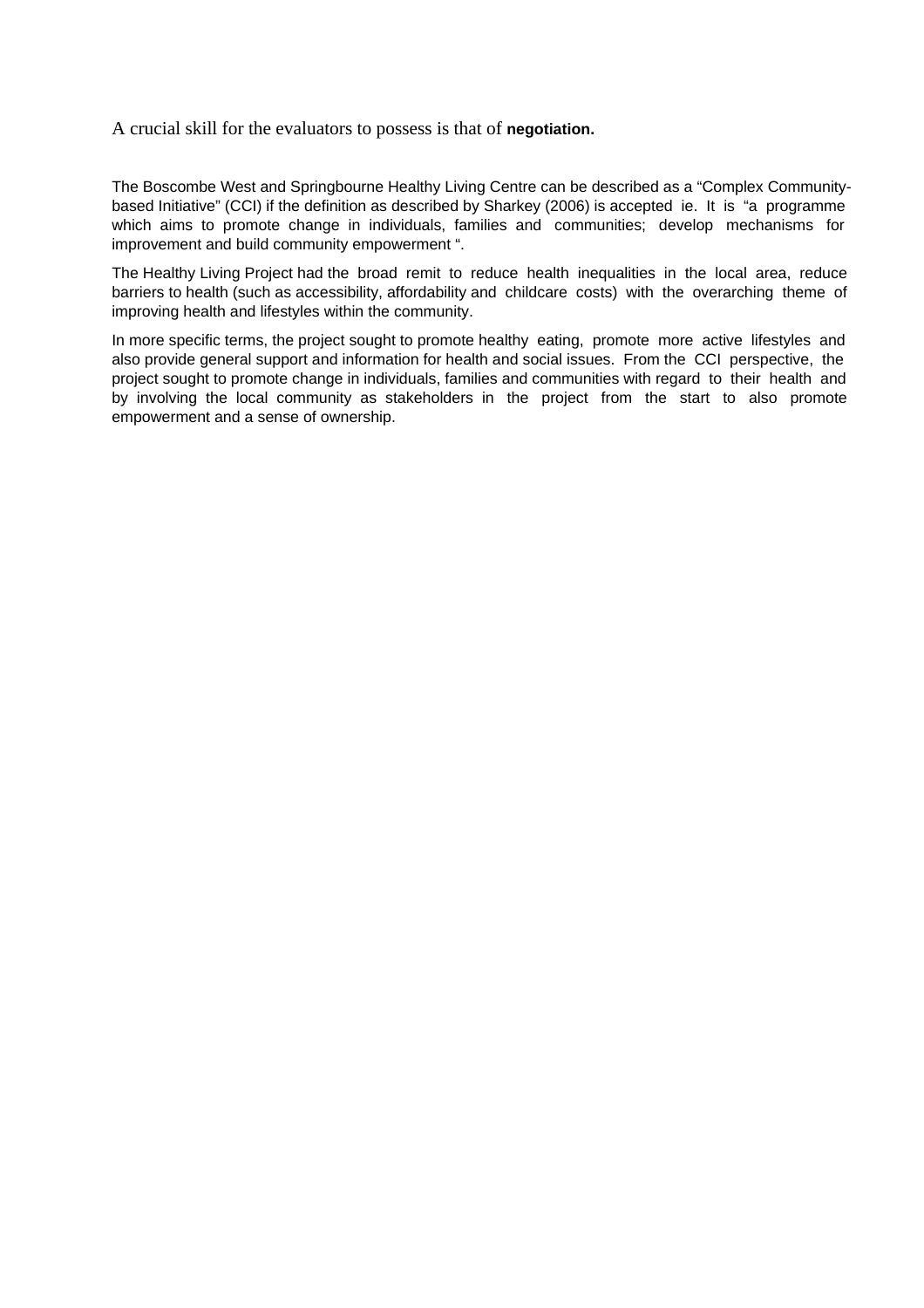A crucial skill for the evaluators to possess is that of **negotiation.**

The Boscombe West and Springbourne Healthy Living Centre can be described as a "Complex Community-based Initiative" (CCI) if the definition as described by Sharkey (2006) is accepted ie. It is "a programme which aims to promote change in individuals, families and communities; develop mechanisms for improvement and build community empowerment ".

The Healthy Living Project had the broad remit to reduce health inequalities in the local area, reduce barriers to health (such as accessibility, affordability and childcare costs) with the overarching theme of improving health and lifestyles within the community.

In more specific terms, the project sought to promote healthy eating, promote more active lifestyles and also provide general support and information for health and social issues. From the CCI perspective, the project sought to promote change in individuals, families and communities with regard to their health and by involving the local community as stakeholders in the project from the start to also promote empowerment and a sense of ownership.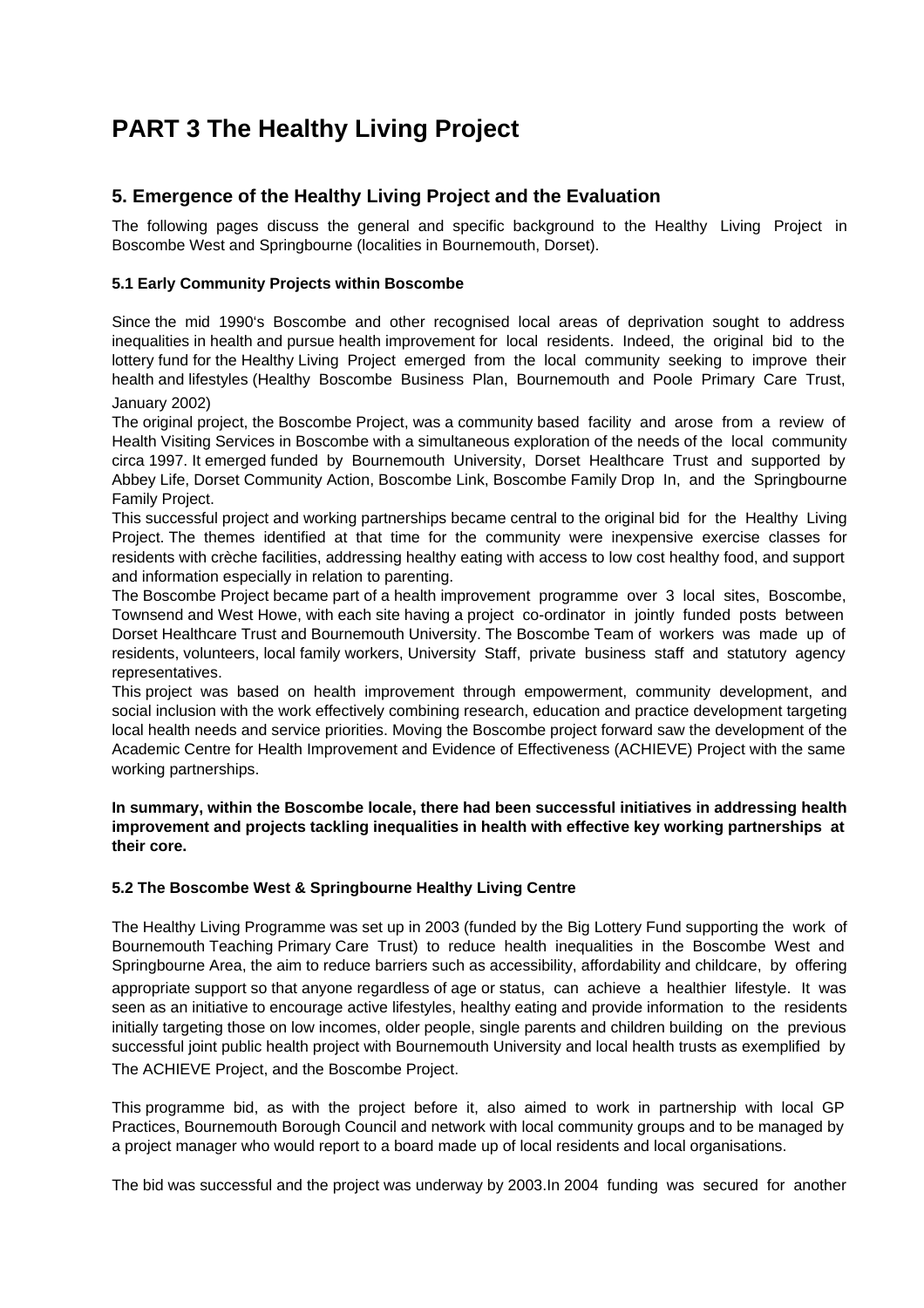# PART 3 The Healthy Living Project

## 5. Emergence of the Healthy Living Project and the Evaluation

The following pages discuss the general and specific background to the Healthy Living Project in Boscombe West and Springbourne (localities in Bournemouth, Dorset).

### 5.1 Early Community Projects within Boscombe

Since the mid 1990's Boscombe and other recognised local areas of deprivation sought to address inequalities in health and pursue health improvement for local residents. Indeed, the original bid to the lottery fund for the Healthy Living Project emerged from the local community seeking to improve their health and lifestyles (Healthy Boscombe Business Plan, Bournemouth and Poole Primary Care Trust, January 2002)

The original project, the Boscombe Project, was a community based facility and arose from a review of Health Visiting Services in Boscombe with a simultaneous exploration of the needs of the local community circa 1997. It emerged funded by Bournemouth University, Dorset Healthcare Trust and supported by Abbey Life, Dorset Community Action, Boscombe Link, Boscombe Family Drop In, and the Springbourne Family Project.

This successful project and working partnerships became central to the original bid for the Healthy Living Project. The themes identified at that time for the community were inexpensive exercise classes for residents with crèche facilities, addressing healthy eating with access to low cost healthy food, and support and information especially in relation to parenting.

The Boscombe Project became part of a health improvement programme over 3 local sites, Boscombe, Townsend and West Howe, with each site having a project co-ordinator in jointly funded posts between Dorset Healthcare Trust and Bournemouth University. The Boscombe Team of workers was made up of residents, volunteers, local family workers, University Staff, private business staff and statutory agency representatives.

This project was based on health improvement through empowerment, community development, and social inclusion with the work effectively combining research, education and practice development targeting local health needs and service priorities. Moving the Boscombe project forward saw the development of the Academic Centre for Health Improvement and Evidence of Effectiveness (ACHIEVE) Project with the same working partnerships.

**In summary, within the Boscombe locale, there had been successful initiatives in addressing health improvement and projects tackling inequalities in health with effective key working partnerships at their core.**

### 5.2 The Boscombe West & Springbourne Healthy Living Centre

The Healthy Living Programme was set up in 2003 (funded by the Big Lottery Fund supporting the work of Bournemouth Teaching Primary Care Trust) to reduce health inequalities in the Boscombe West and Springbourne Area, the aim to reduce barriers such as accessibility, affordability and childcare, by offering appropriate support so that anyone regardless of age or status, can achieve a healthier lifestyle. It was seen as an initiative to encourage active lifestyles, healthy eating and provide information to the residents initially targeting those on low incomes, older people, single parents and children building on the previous successful joint public health project with Bournemouth University and local health trusts as exemplified by The ACHIEVE Project, and the Boscombe Project.

This programme bid, as with the project before it, also aimed to work in partnership with local GP Practices, Bournemouth Borough Council and network with local community groups and to be managed by a project manager who would report to a board made up of local residents and local organisations.

The bid was successful and the project was underway by 2003.In 2004 funding was secured for another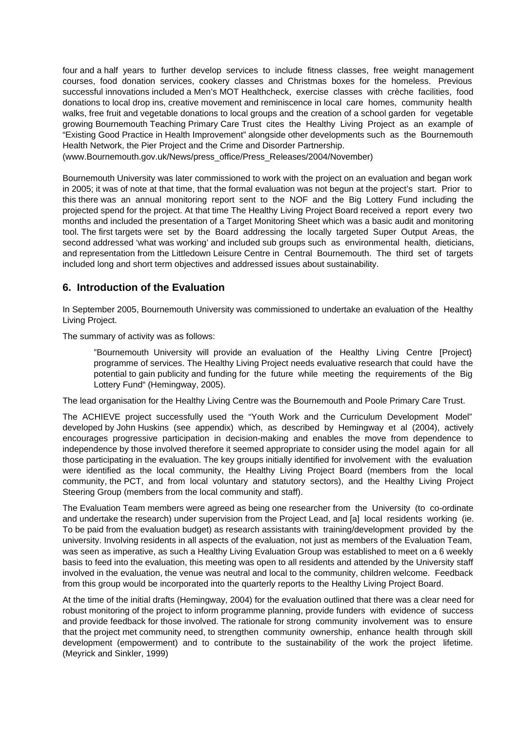four and a half years to further develop services to include fitness classes, free weight management courses, food donation services, cookery classes and Christmas boxes for the homeless. Previous successful innovations included a Men's MOT Healthcheck, exercise classes with crèche facilities, food donations to local drop ins, creative movement and reminiscence in local care homes, community health walks, free fruit and vegetable donations to local groups and the creation of a school garden for vegetable growing Bournemouth Teaching Primary Care Trust cites the Healthy Living Project as an example of "Existing Good Practice in Health Improvement" alongside other developments such as the Bournemouth Health Network, the Pier Project and the Crime and Disorder Partnership. (www.Bournemouth.gov.uk/News/press_office/Press_Releases/2004/November)

Bournemouth University was later commissioned to work with the project on an evaluation and began work in 2005; it was of note at that time, that the formal evaluation was not begun at the project's start. Prior to this there was an annual monitoring report sent to the NOF and the Big Lottery Fund including the projected spend for the project. At that time The Healthy Living Project Board received a report every two months and included the presentation of a Target Monitoring Sheet which was a basic audit and monitoring tool. The first targets were set by the Board addressing the locally targeted Super Output Areas, the second addressed 'what was working' and included sub groups such as environmental health, dieticians, and representation from the Littledown Leisure Centre in Central Bournemouth. The third set of targets included long and short term objectives and addressed issues about sustainability.

## 6. Introduction of the Evaluation

In September 2005, Bournemouth University was commissioned to undertake an evaluation of the Healthy Living Project.

The summary of activity was as follows:

> "Bournemouth University will provide an evaluation of the Healthy Living Centre [Project} programme of services. The Healthy Living Project needs evaluative research that could have the potential to gain publicity and funding for the future while meeting the requirements of the Big Lottery Fund" (Hemingway, 2005).

The lead organisation for the Healthy Living Centre was the Bournemouth and Poole Primary Care Trust.

The ACHIEVE project successfully used the "Youth Work and the Curriculum Development Model" developed by John Huskins (see appendix) which, as described by Hemingway et al (2004), actively encourages progressive participation in decision-making and enables the move from dependence to independence by those involved therefore it seemed appropriate to consider using the model again for all those participating in the evaluation. The key groups initially identified for involvement with the evaluation were identified as the local community, the Healthy Living Project Board (members from the local community, the PCT, and from local voluntary and statutory sectors), and the Healthy Living Project Steering Group (members from the local community and staff).

The Evaluation Team members were agreed as being one researcher from the University (to co-ordinate and undertake the research) under supervision from the Project Lead, and [a] local residents working (ie. To be paid from the evaluation budget) as research assistants with training/development provided by the university. Involving residents in all aspects of the evaluation, not just as members of the Evaluation Team, was seen as imperative, as such a Healthy Living Evaluation Group was established to meet on a 6 weekly basis to feed into the evaluation, this meeting was open to all residents and attended by the University staff involved in the evaluation, the venue was neutral and local to the community, children welcome. Feedback from this group would be incorporated into the quarterly reports to the Healthy Living Project Board.

At the time of the initial drafts (Hemingway, 2004) for the evaluation outlined that there was a clear need for robust monitoring of the project to inform programme planning, provide funders with evidence of success and provide feedback for those involved. The rationale for strong community involvement was to ensure that the project met community need, to strengthen community ownership, enhance health through skill development (empowerment) and to contribute to the sustainability of the work the project lifetime. (Meyrick and Sinkler, 1999)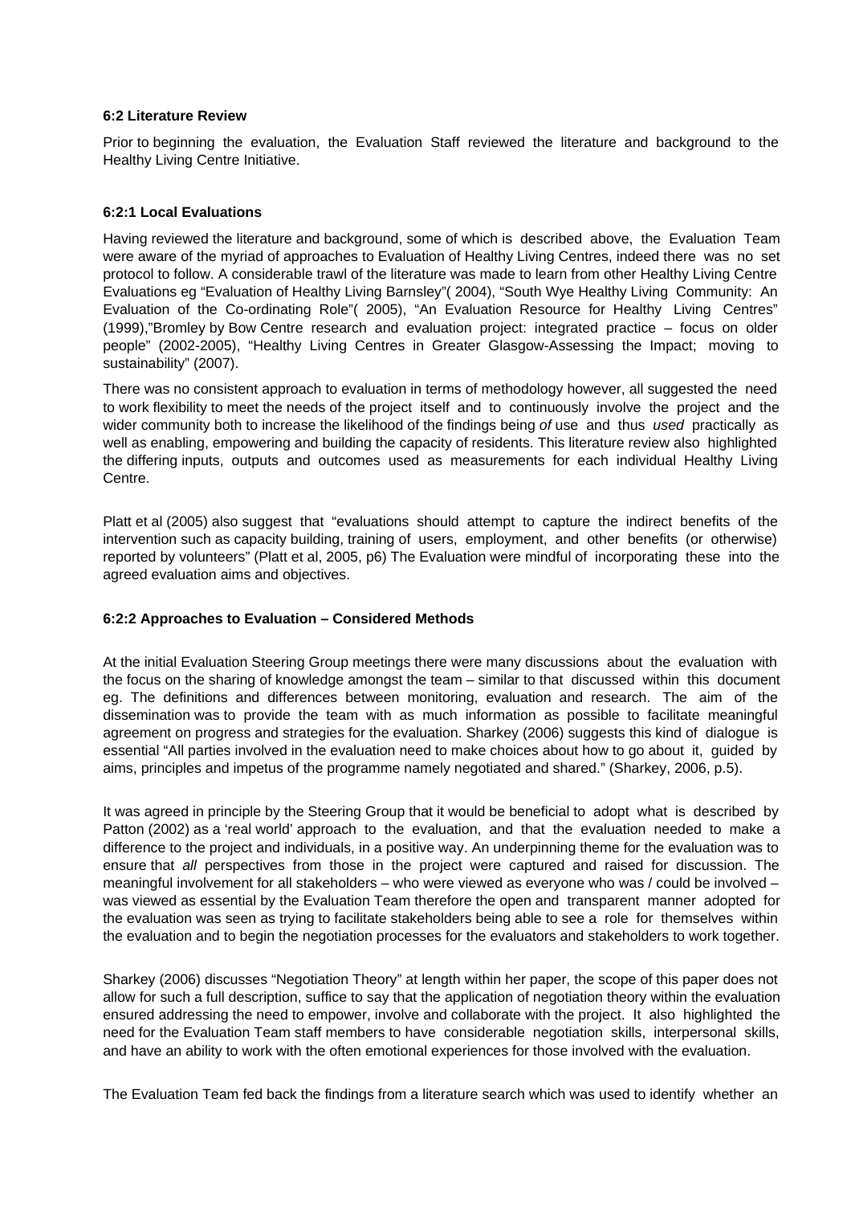### 6:2 Literature Review

Prior to beginning the evaluation, the Evaluation Staff reviewed the literature and background to the Healthy Living Centre Initiative.

#### 6:2:1 Local Evaluations

Having reviewed the literature and background, some of which is described above, the Evaluation Team were aware of the myriad of approaches to Evaluation of Healthy Living Centres, indeed there was no set protocol to follow. A considerable trawl of the literature was made to learn from other Healthy Living Centre Evaluations eg "Evaluation of Healthy Living Barnsley"( 2004), "South Wye Healthy Living Community: An Evaluation of the Co-ordinating Role"( 2005), "An Evaluation Resource for Healthy Living Centres" (1999),"Bromley by Bow Centre research and evaluation project: integrated practice – focus on older people" (2002-2005), "Healthy Living Centres in Greater Glasgow-Assessing the Impact; moving to sustainability" (2007).

There was no consistent approach to evaluation in terms of methodology however, all suggested the need to work flexibility to meet the needs of the project itself and to continuously involve the project and the wider community both to increase the likelihood of the findings being *of* use and thus *used* practically as well as enabling, empowering and building the capacity of residents. This literature review also highlighted the differing inputs, outputs and outcomes used as measurements for each individual Healthy Living Centre.

Platt et al (2005) also suggest that "evaluations should attempt to capture the indirect benefits of the intervention such as capacity building, training of users, employment, and other benefits (or otherwise) reported by volunteers" (Platt et al, 2005, p6) The Evaluation were mindful of incorporating these into the agreed evaluation aims and objectives.

#### 6:2:2 Approaches to Evaluation – Considered Methods

At the initial Evaluation Steering Group meetings there were many discussions about the evaluation with the focus on the sharing of knowledge amongst the team – similar to that discussed within this document eg. The definitions and differences between monitoring, evaluation and research. The aim of the dissemination was to provide the team with as much information as possible to facilitate meaningful agreement on progress and strategies for the evaluation. Sharkey (2006) suggests this kind of dialogue is essential "All parties involved in the evaluation need to make choices about how to go about it, guided by aims, principles and impetus of the programme namely negotiated and shared." (Sharkey, 2006, p.5).

It was agreed in principle by the Steering Group that it would be beneficial to adopt what is described by Patton (2002) as a 'real world' approach to the evaluation, and that the evaluation needed to make a difference to the project and individuals, in a positive way. An underpinning theme for the evaluation was to ensure that *all* perspectives from those in the project were captured and raised for discussion. The meaningful involvement for all stakeholders – who were viewed as everyone who was / could be involved – was viewed as essential by the Evaluation Team therefore the open and transparent manner adopted for the evaluation was seen as trying to facilitate stakeholders being able to see a role for themselves within the evaluation and to begin the negotiation processes for the evaluators and stakeholders to work together.

Sharkey (2006) discusses "Negotiation Theory" at length within her paper, the scope of this paper does not allow for such a full description, suffice to say that the application of negotiation theory within the evaluation ensured addressing the need to empower, involve and collaborate with the project. It also highlighted the need for the Evaluation Team staff members to have considerable negotiation skills, interpersonal skills, and have an ability to work with the often emotional experiences for those involved with the evaluation.

The Evaluation Team fed back the findings from a literature search which was used to identify whether an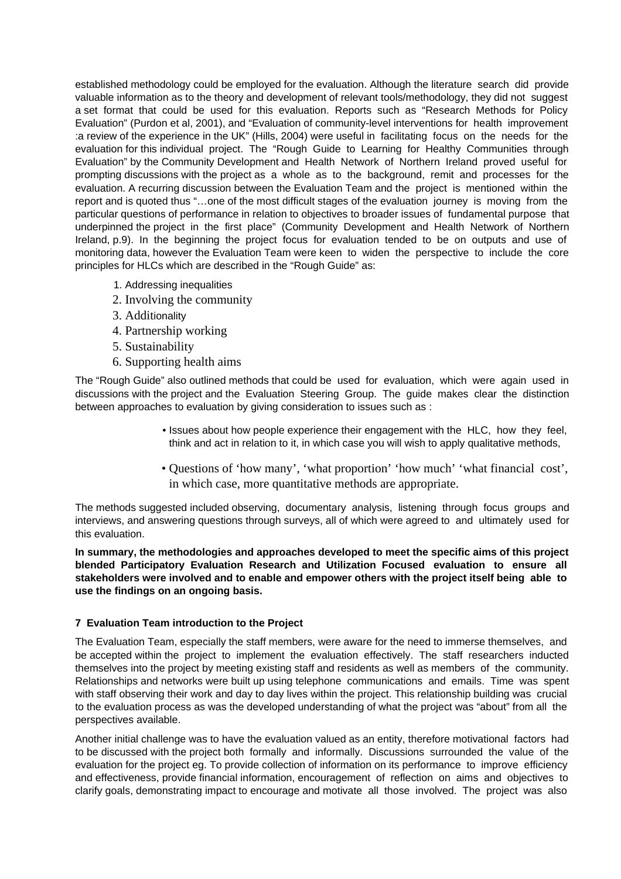established methodology could be employed for the evaluation. Although the literature search did provide valuable information as to the theory and development of relevant tools/methodology, they did not suggest a set format that could be used for this evaluation. Reports such as "Research Methods for Policy Evaluation" (Purdon et al, 2001), and "Evaluation of community-level interventions for health improvement :a review of the experience in the UK" (Hills, 2004) were useful in facilitating focus on the needs for the evaluation for this individual project. The "Rough Guide to Learning for Healthy Communities through Evaluation" by the Community Development and Health Network of Northern Ireland proved useful for prompting discussions with the project as a whole as to the background, remit and processes for the evaluation. A recurring discussion between the Evaluation Team and the project is mentioned within the report and is quoted thus "…one of the most difficult stages of the evaluation journey is moving from the particular questions of performance in relation to objectives to broader issues of fundamental purpose that underpinned the project in the first place" (Community Development and Health Network of Northern Ireland, p.9). In the beginning the project focus for evaluation tended to be on outputs and use of monitoring data, however the Evaluation Team were keen to widen the perspective to include the core principles for HLCs which are described in the "Rough Guide" as:

1. Addressing inequalities
2. Involving the community
3. Additionality
4. Partnership working
5. Sustainability
6. Supporting health aims

The "Rough Guide" also outlined methods that could be used for evaluation, which were again used in discussions with the project and the Evaluation Steering Group. The guide makes clear the distinction between approaches to evaluation by giving consideration to issues such as :

- Issues about how people experience their engagement with the HLC, how they feel, think and act in relation to it, in which case you will wish to apply qualitative methods,
- Questions of 'how many', 'what proportion' 'how much' 'what financial cost', in which case, more quantitative methods are appropriate.

The methods suggested included observing, documentary analysis, listening through focus groups and interviews, and answering questions through surveys, all of which were agreed to and ultimately used for this evaluation.

**In summary, the methodologies and approaches developed to meet the specific aims of this project blended Participatory Evaluation Research and Utilization Focused evaluation to ensure all stakeholders were involved and to enable and empower others with the project itself being able to use the findings on an ongoing basis.**

## 7 Evaluation Team introduction to the Project

The Evaluation Team, especially the staff members, were aware for the need to immerse themselves, and be accepted within the project to implement the evaluation effectively. The staff researchers inducted themselves into the project by meeting existing staff and residents as well as members of the community. Relationships and networks were built up using telephone communications and emails. Time was spent with staff observing their work and day to day lives within the project. This relationship building was crucial to the evaluation process as was the developed understanding of what the project was "about" from all the perspectives available.

Another initial challenge was to have the evaluation valued as an entity, therefore motivational factors had to be discussed with the project both formally and informally. Discussions surrounded the value of the evaluation for the project eg. To provide collection of information on its performance to improve efficiency and effectiveness, provide financial information, encouragement of reflection on aims and objectives to clarify goals, demonstrating impact to encourage and motivate all those involved. The project was also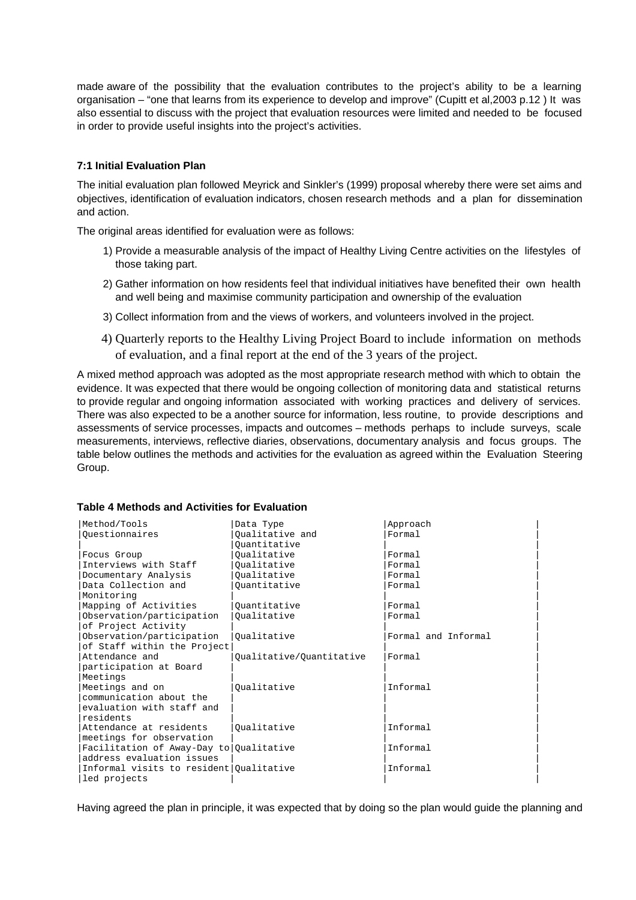made aware of the possibility that the evaluation contributes to the project's ability to be a learning organisation – "one that learns from its experience to develop and improve" (Cupitt et al,2003 p.12 ) It was also essential to discuss with the project that evaluation resources were limited and needed to be focused in order to provide useful insights into the project's activities.

### 7:1 Initial Evaluation Plan

The initial evaluation plan followed Meyrick and Sinkler's (1999) proposal whereby there were set aims and objectives, identification of evaluation indicators, chosen research methods and a plan for dissemination and action.

The original areas identified for evaluation were as follows:

1) Provide a measurable analysis of the impact of Healthy Living Centre activities on the lifestyles of those taking part.
2) Gather information on how residents feel that individual initiatives have benefited their own health and well being and maximise community participation and ownership of the evaluation
3) Collect information from and the views of workers, and volunteers involved in the project.
4) Quarterly reports to the Healthy Living Project Board to include information on methods of evaluation, and a final report at the end of the 3 years of the project.

A mixed method approach was adopted as the most appropriate research method with which to obtain the evidence. It was expected that there would be ongoing collection of monitoring data and statistical returns to provide regular and ongoing information associated with working practices and delivery of services. There was also expected to be a another source for information, less routine, to provide descriptions and assessments of service processes, impacts and outcomes – methods perhaps to include surveys, scale measurements, interviews, reflective diaries, observations, documentary analysis and focus groups. The table below outlines the methods and activities for the evaluation as agreed within the Evaluation Steering Group.

**Table 4 Methods and Activities for Evaluation**

| Method/Tools | Data Type | Approach |
|---|---|---|
| Questionnaires | Qualitative and Quantitative | Formal |
| Focus Group | Qualitative | Formal |
| Interviews with Staff | Qualitative | Formal |
| Documentary Analysis | Qualitative | Formal |
| Data Collection and Monitoring | Quantitative | Formal |
| Mapping of Activities | Quantitative | Formal |
| Observation/participation of Project Activity | Qualitative | Formal |
| Observation/participation of Staff within the Project | Qualitative | Formal and Informal |
| Attendance and participation at Board Meetings | Qualitative/Quantitative | Formal |
| Meetings and on communication about the evaluation with staff and residents | Qualitative | Informal |
| Attendance at residents meetings for observation | Qualitative | Informal |
| Facilitation of Away-Day to address evaluation issues | Qualitative | Informal |
| Informal visits to resident led projects | Qualitative | Informal |

Having agreed the plan in principle, it was expected that by doing so the plan would guide the planning and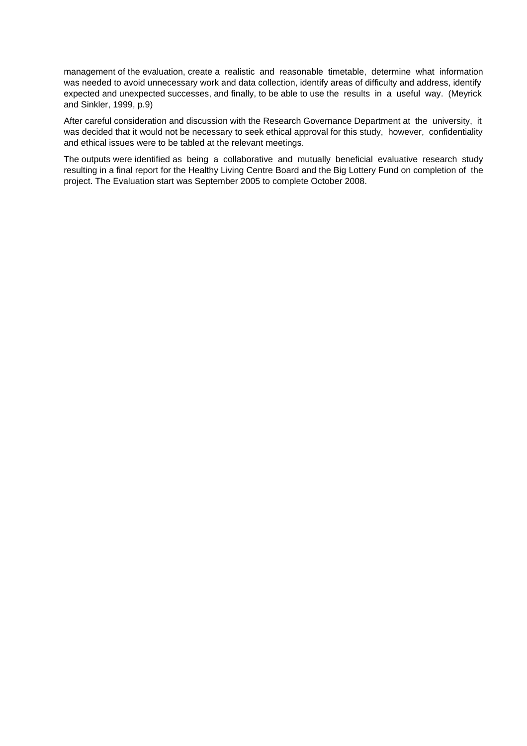management of the evaluation, create a realistic and reasonable timetable, determine what information was needed to avoid unnecessary work and data collection, identify areas of difficulty and address, identify expected and unexpected successes, and finally, to be able to use the results in a useful way. (Meyrick and Sinkler, 1999, p.9)

After careful consideration and discussion with the Research Governance Department at the university, it was decided that it would not be necessary to seek ethical approval for this study, however, confidentiality and ethical issues were to be tabled at the relevant meetings.

The outputs were identified as being a collaborative and mutually beneficial evaluative research study resulting in a final report for the Healthy Living Centre Board and the Big Lottery Fund on completion of the project. The Evaluation start was September 2005 to complete October 2008.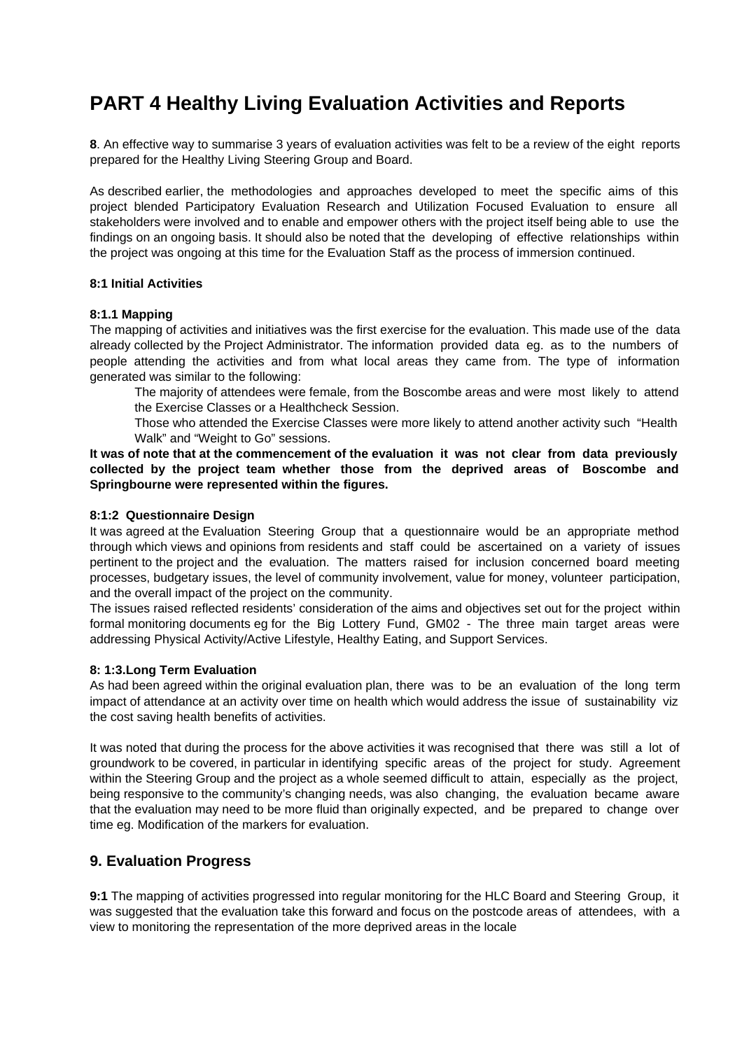# PART 4 Healthy Living Evaluation Activities and Reports

**8**. An effective way to summarise 3 years of evaluation activities was felt to be a review of the eight reports prepared for the Healthy Living Steering Group and Board.

As described earlier, the methodologies and approaches developed to meet the specific aims of this project blended Participatory Evaluation Research and Utilization Focused Evaluation to ensure all stakeholders were involved and to enable and empower others with the project itself being able to use the findings on an ongoing basis. It should also be noted that the developing of effective relationships within the project was ongoing at this time for the Evaluation Staff as the process of immersion continued.

**8:1 Initial Activities**

**8:1.1 Mapping**

The mapping of activities and initiatives was the first exercise for the evaluation. This made use of the data already collected by the Project Administrator. The information provided data eg. as to the numbers of people attending the activities and from what local areas they came from. The type of information generated was similar to the following:

- The majority of attendees were female, from the Boscombe areas and were most likely to attend the Exercise Classes or a Healthcheck Session.
- Those who attended the Exercise Classes were more likely to attend another activity such "Health Walk" and "Weight to Go" sessions.

**It was of note that at the commencement of the evaluation it was not clear from data previously collected by the project team whether those from the deprived areas of Boscombe and Springbourne were represented within the figures.**

**8:1:2 Questionnaire Design**

It was agreed at the Evaluation Steering Group that a questionnaire would be an appropriate method through which views and opinions from residents and staff could be ascertained on a variety of issues pertinent to the project and the evaluation. The matters raised for inclusion concerned board meeting processes, budgetary issues, the level of community involvement, value for money, volunteer participation, and the overall impact of the project on the community.

The issues raised reflected residents' consideration of the aims and objectives set out for the project within formal monitoring documents eg for the Big Lottery Fund, GM02 - The three main target areas were addressing Physical Activity/Active Lifestyle, Healthy Eating, and Support Services.

**8: 1:3.Long Term Evaluation**

As had been agreed within the original evaluation plan, there was to be an evaluation of the long term impact of attendance at an activity over time on health which would address the issue of sustainability viz the cost saving health benefits of activities.

It was noted that during the process for the above activities it was recognised that there was still a lot of groundwork to be covered, in particular in identifying specific areas of the project for study. Agreement within the Steering Group and the project as a whole seemed difficult to attain, especially as the project, being responsive to the community's changing needs, was also changing, the evaluation became aware that the evaluation may need to be more fluid than originally expected, and be prepared to change over time eg. Modification of the markers for evaluation.

## 9. Evaluation Progress

**9:1** The mapping of activities progressed into regular monitoring for the HLC Board and Steering Group, it was suggested that the evaluation take this forward and focus on the postcode areas of attendees, with a view to monitoring the representation of the more deprived areas in the locale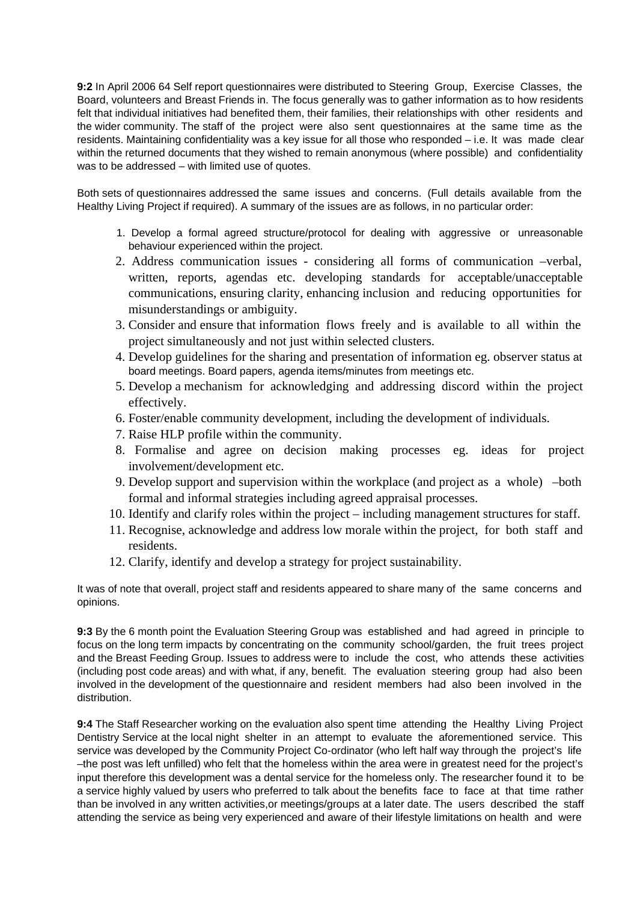**9:2** In April 2006 64 Self report questionnaires were distributed to Steering Group, Exercise Classes, the Board, volunteers and Breast Friends in. The focus generally was to gather information as to how residents felt that individual initiatives had benefited them, their families, their relationships with other residents and the wider community. The staff of the project were also sent questionnaires at the same time as the residents. Maintaining confidentiality was a key issue for all those who responded – i.e. It was made clear within the returned documents that they wished to remain anonymous (where possible) and confidentiality was to be addressed – with limited use of quotes.

Both sets of questionnaires addressed the same issues and concerns. (Full details available from the Healthy Living Project if required). A summary of the issues are as follows, in no particular order:

1. Develop a formal agreed structure/protocol for dealing with aggressive or unreasonable behaviour experienced within the project.
2. Address communication issues - considering all forms of communication –verbal, written, reports, agendas etc. developing standards for acceptable/unacceptable communications, ensuring clarity, enhancing inclusion and reducing opportunities for misunderstandings or ambiguity.
3. Consider and ensure that information flows freely and is available to all within the project simultaneously and not just within selected clusters.
4. Develop guidelines for the sharing and presentation of information eg. observer status at board meetings. Board papers, agenda items/minutes from meetings etc.
5. Develop a mechanism for acknowledging and addressing discord within the project effectively.
6. Foster/enable community development, including the development of individuals.
7. Raise HLP profile within the community.
8. Formalise and agree on decision making processes eg. ideas for project involvement/development etc.
9. Develop support and supervision within the workplace (and project as a whole) –both formal and informal strategies including agreed appraisal processes.
10. Identify and clarify roles within the project – including management structures for staff.
11. Recognise, acknowledge and address low morale within the project, for both staff and residents.
12. Clarify, identify and develop a strategy for project sustainability.

It was of note that overall, project staff and residents appeared to share many of the same concerns and opinions.

**9:3** By the 6 month point the Evaluation Steering Group was established and had agreed in principle to focus on the long term impacts by concentrating on the community school/garden, the fruit trees project and the Breast Feeding Group. Issues to address were to include the cost, who attends these activities (including post code areas) and with what, if any, benefit. The evaluation steering group had also been involved in the development of the questionnaire and resident members had also been involved in the distribution.

**9:4** The Staff Researcher working on the evaluation also spent time attending the Healthy Living Project Dentistry Service at the local night shelter in an attempt to evaluate the aforementioned service. This service was developed by the Community Project Co-ordinator (who left half way through the project's life –the post was left unfilled) who felt that the homeless within the area were in greatest need for the project's input therefore this development was a dental service for the homeless only. The researcher found it to be a service highly valued by users who preferred to talk about the benefits face to face at that time rather than be involved in any written activities,or meetings/groups at a later date. The users described the staff attending the service as being very experienced and aware of their lifestyle limitations on health and were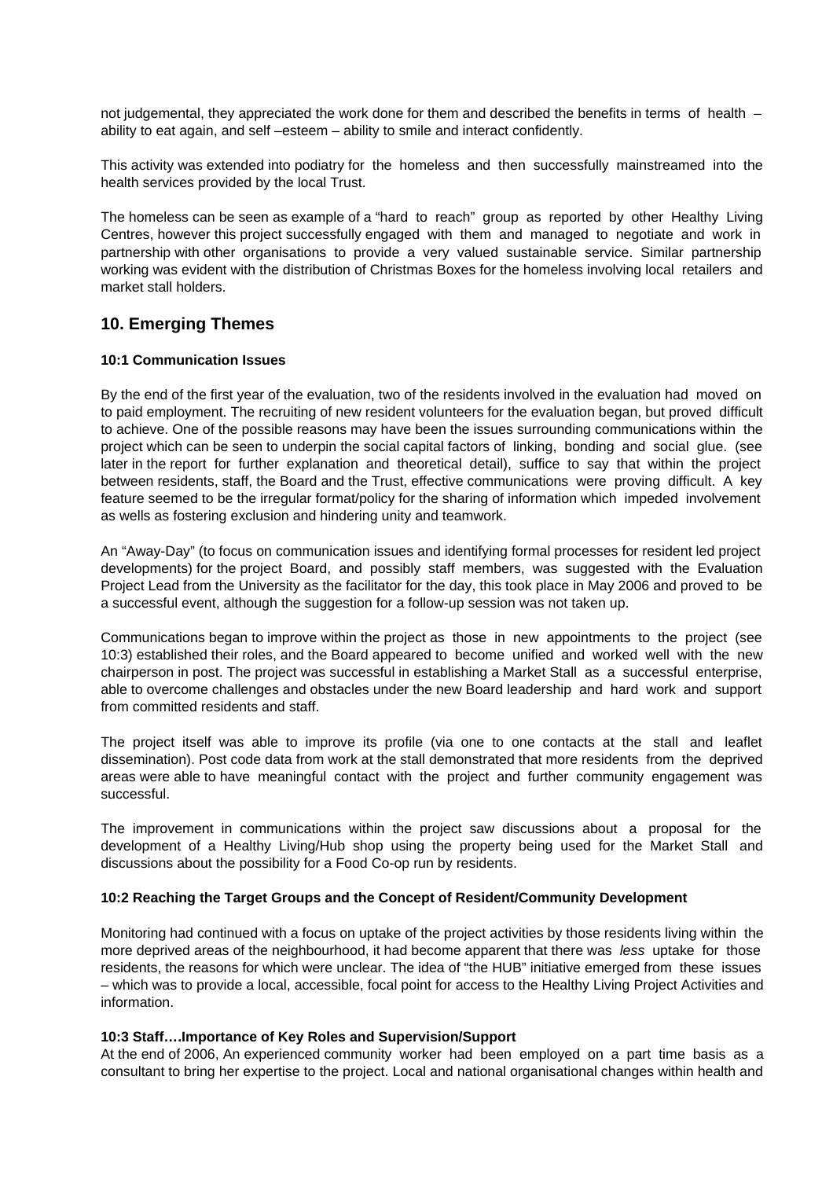not judgemental, they appreciated the work done for them and described the benefits in terms of health – ability to eat again, and self –esteem – ability to smile and interact confidently.

This activity was extended into podiatry for the homeless and then successfully mainstreamed into the health services provided by the local Trust.

The homeless can be seen as example of a "hard to reach" group as reported by other Healthy Living Centres, however this project successfully engaged with them and managed to negotiate and work in partnership with other organisations to provide a very valued sustainable service. Similar partnership working was evident with the distribution of Christmas Boxes for the homeless involving local retailers and market stall holders.

## 10. Emerging Themes

**10:1 Communication Issues**

By the end of the first year of the evaluation, two of the residents involved in the evaluation had moved on to paid employment. The recruiting of new resident volunteers for the evaluation began, but proved difficult to achieve. One of the possible reasons may have been the issues surrounding communications within the project which can be seen to underpin the social capital factors of linking, bonding and social glue. (see later in the report for further explanation and theoretical detail), suffice to say that within the project between residents, staff, the Board and the Trust, effective communications were proving difficult. A key feature seemed to be the irregular format/policy for the sharing of information which impeded involvement as wells as fostering exclusion and hindering unity and teamwork.

An "Away-Day" (to focus on communication issues and identifying formal processes for resident led project developments) for the project Board, and possibly staff members, was suggested with the Evaluation Project Lead from the University as the facilitator for the day, this took place in May 2006 and proved to be a successful event, although the suggestion for a follow-up session was not taken up.

Communications began to improve within the project as those in new appointments to the project (see 10:3) established their roles, and the Board appeared to become unified and worked well with the new chairperson in post. The project was successful in establishing a Market Stall as a successful enterprise, able to overcome challenges and obstacles under the new Board leadership and hard work and support from committed residents and staff.

The project itself was able to improve its profile (via one to one contacts at the stall and leaflet dissemination). Post code data from work at the stall demonstrated that more residents from the deprived areas were able to have meaningful contact with the project and further community engagement was successful.

The improvement in communications within the project saw discussions about a proposal for the development of a Healthy Living/Hub shop using the property being used for the Market Stall and discussions about the possibility for a Food Co-op run by residents.

**10:2 Reaching the Target Groups and the Concept of Resident/Community Development**

Monitoring had continued with a focus on uptake of the project activities by those residents living within the more deprived areas of the neighbourhood, it had become apparent that there was *less* uptake for those residents, the reasons for which were unclear. The idea of "the HUB" initiative emerged from these issues – which was to provide a local, accessible, focal point for access to the Healthy Living Project Activities and information.

**10:3 Staff….Importance of Key Roles and Supervision/Support**

At the end of 2006, An experienced community worker had been employed on a part time basis as a consultant to bring her expertise to the project. Local and national organisational changes within health and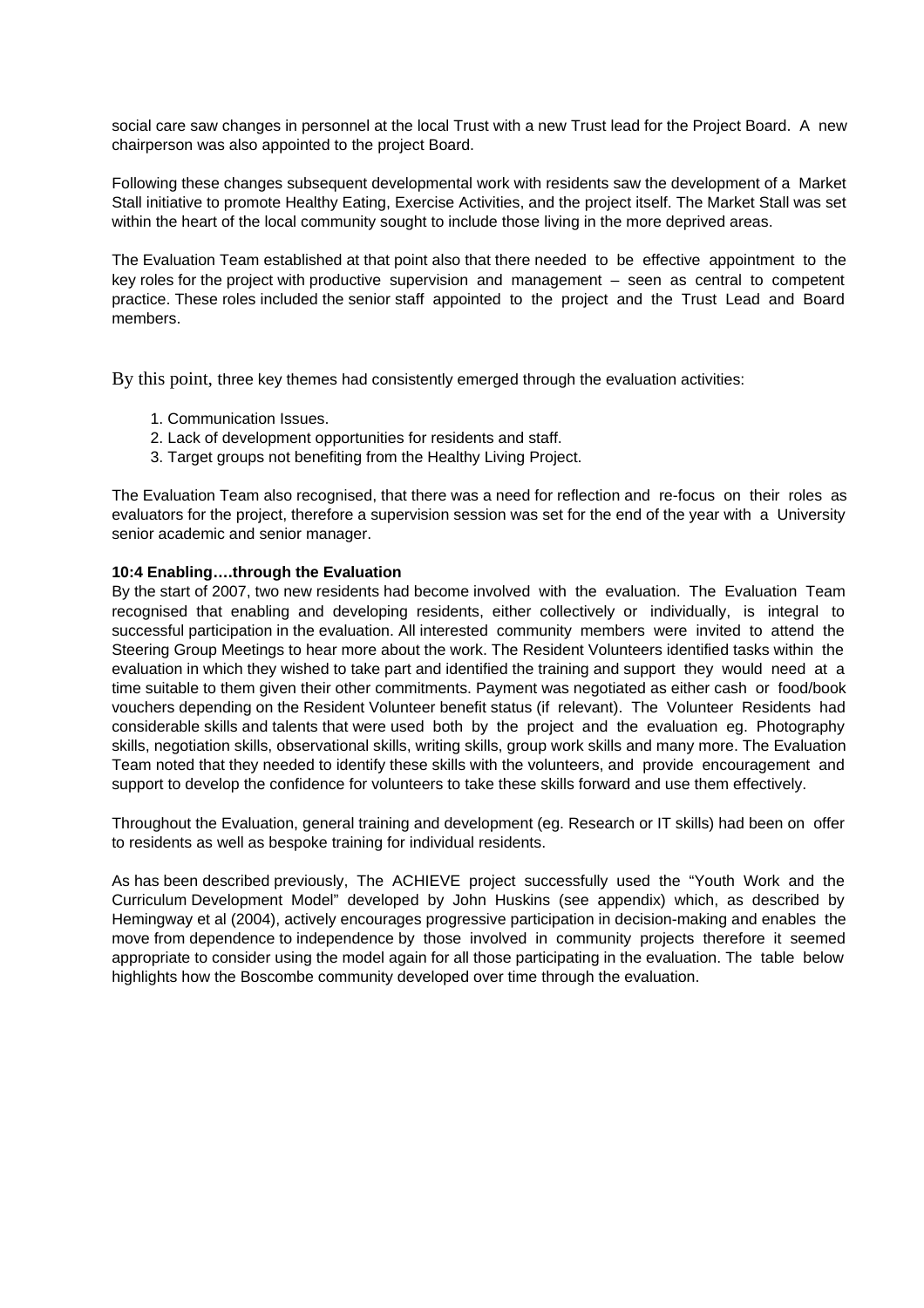social care saw changes in personnel at the local Trust with a new Trust lead for the Project Board. A new chairperson was also appointed to the project Board.

Following these changes subsequent developmental work with residents saw the development of a Market Stall initiative to promote Healthy Eating, Exercise Activities, and the project itself. The Market Stall was set within the heart of the local community sought to include those living in the more deprived areas.

The Evaluation Team established at that point also that there needed to be effective appointment to the key roles for the project with productive supervision and management – seen as central to competent practice. These roles included the senior staff appointed to the project and the Trust Lead and Board members.

By this point, three key themes had consistently emerged through the evaluation activities:

1. Communication Issues.
2. Lack of development opportunities for residents and staff.
3. Target groups not benefiting from the Healthy Living Project.

The Evaluation Team also recognised, that there was a need for reflection and re-focus on their roles as evaluators for the project, therefore a supervision session was set for the end of the year with a University senior academic and senior manager.

**10:4 Enabling….through the Evaluation**

By the start of 2007, two new residents had become involved with the evaluation. The Evaluation Team recognised that enabling and developing residents, either collectively or individually, is integral to successful participation in the evaluation. All interested community members were invited to attend the Steering Group Meetings to hear more about the work. The Resident Volunteers identified tasks within the evaluation in which they wished to take part and identified the training and support they would need at a time suitable to them given their other commitments. Payment was negotiated as either cash or food/book vouchers depending on the Resident Volunteer benefit status (if relevant). The Volunteer Residents had considerable skills and talents that were used both by the project and the evaluation eg. Photography skills, negotiation skills, observational skills, writing skills, group work skills and many more. The Evaluation Team noted that they needed to identify these skills with the volunteers, and provide encouragement and support to develop the confidence for volunteers to take these skills forward and use them effectively.

Throughout the Evaluation, general training and development (eg. Research or IT skills) had been on offer to residents as well as bespoke training for individual residents.

As has been described previously, The ACHIEVE project successfully used the "Youth Work and the Curriculum Development Model" developed by John Huskins (see appendix) which, as described by Hemingway et al (2004), actively encourages progressive participation in decision-making and enables the move from dependence to independence by those involved in community projects therefore it seemed appropriate to consider using the model again for all those participating in the evaluation. The table below highlights how the Boscombe community developed over time through the evaluation.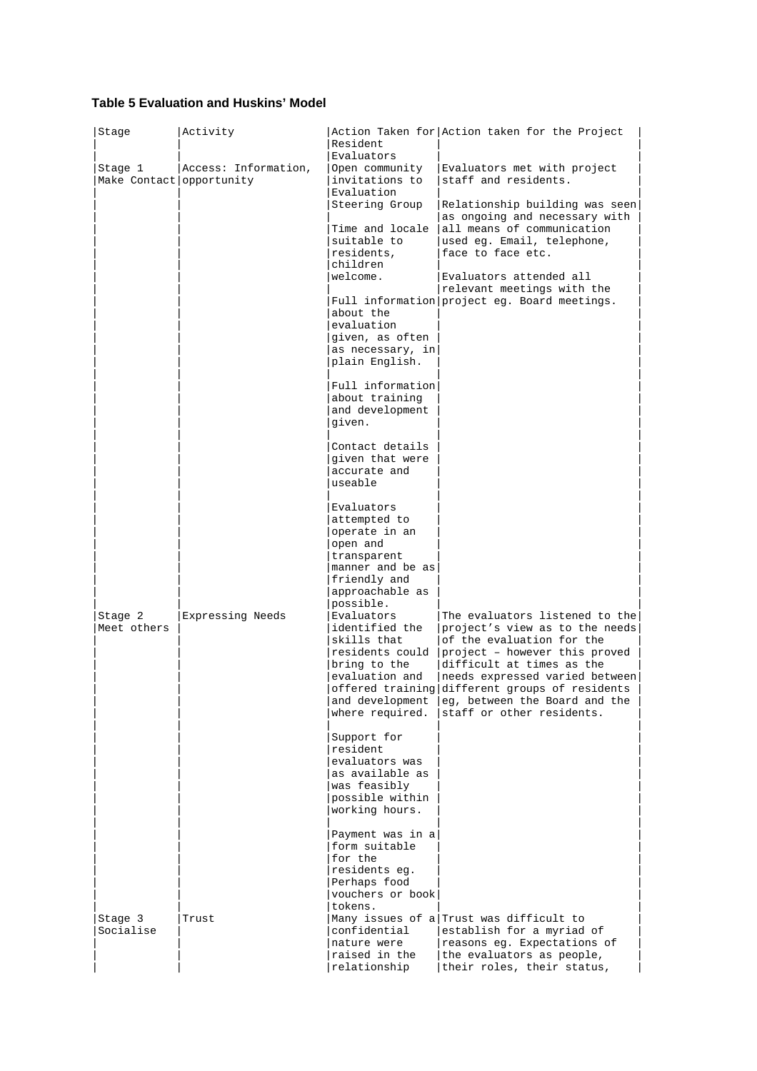**Table 5 Evaluation and Huskins' Model**

| Stage | Activity | Action Taken for Resident Evaluators | Action taken for the Project |
|---|---|---|---|
| Stage 1 Make Contact | Access: Information, opportunity | Open community invitations to Evaluation Steering Group<br><br>Time and locale suitable to residents, children welcome.<br><br>Full information about the evaluation given, as often as necessary, in plain English.<br><br>Full information about training and development given.<br><br>Contact details given that were accurate and useable<br><br>Evaluators attempted to operate in an open and transparent manner and be as friendly and approachable as possible. | Evaluators met with project staff and residents.<br><br>Relationship building was seen as ongoing and necessary with all means of communication used eg. Email, telephone, face to face etc.<br><br>Evaluators attended all relevant meetings with the project eg. Board meetings. |
| Stage 2 Meet others | Expressing Needs | Evaluators identified the skills that residents could bring to the evaluation and offered training and development where required.<br><br>Support for resident evaluators was as available as was feasibly possible within working hours.<br><br>Payment was in a form suitable for the residents eg. Perhaps food vouchers or book tokens. | The evaluators listened to the project's view as to the needs of the evaluation for the project – however this proved difficult at times as the needs expressed varied between different groups of residents eg, between the Board and the staff or other residents. |
| Stage 3 Socialise | Trust | Many issues of a confidential nature were raised in the relationship | Trust was difficult to establish for a myriad of reasons eg. Expectations of the evaluators as people, their roles, their status, |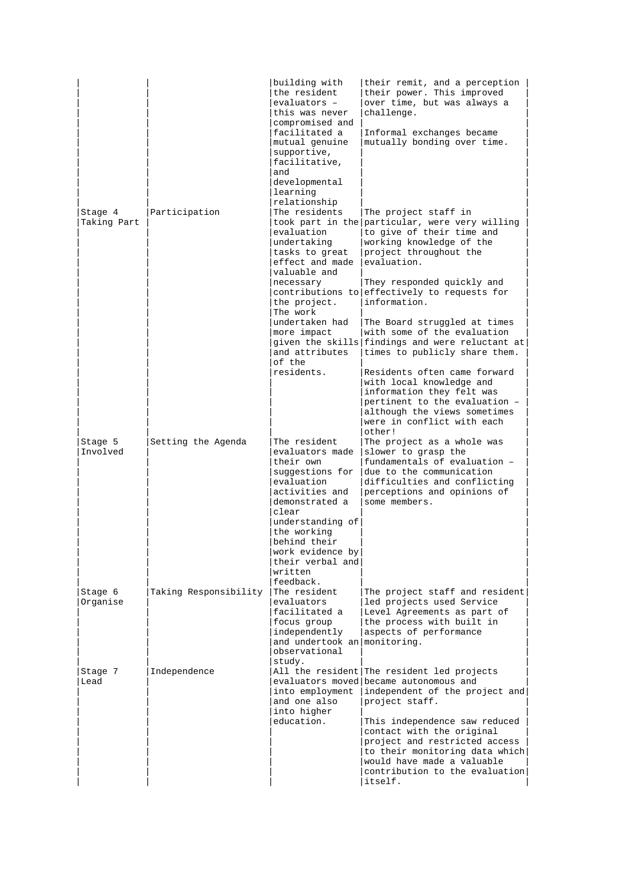| | | | |
|---|---|---|---|
| | | building with the resident evaluators – this was never compromised and facilitated a mutual genuine supportive, facilitative, and developmental learning relationship | their remit, and a perception their power. This improved over time, but was always a challenge. Informal exchanges became mutually bonding over time. |
| Stage 4 Taking Part | Participation | The residents took part in the evaluation undertaking tasks to great effect and made valuable and necessary contributions to the project. The work undertaken had more impact given the skills and attributes of the residents. | The project staff in particular, were very willing to give of their time and working knowledge of the project throughout the evaluation. They responded quickly and effectively to requests for information. The Board struggled at times with some of the evaluation findings and were reluctant at times to publicly share them. Residents often came forward with local knowledge and information they felt was pertinent to the evaluation – although the views sometimes were in conflict with each other! |
| Stage 5 Involved | Setting the Agenda | The resident evaluators made their own suggestions for evaluation activities and demonstrated a clear understanding of the working behind their work evidence by their verbal and written feedback. | The project as a whole was slower to grasp the fundamentals of evaluation – due to the communication difficulties and conflicting perceptions and opinions of some members. |
| Stage 6 Organise | Taking Responsibility | The resident evaluators facilitated a focus group independently and undertook an observational study. | The project staff and resident led projects used Service Level Agreements as part of the process with built in aspects of performance monitoring. |
| Stage 7 Lead | Independence | All the resident evaluators moved into employment and one also into higher education. | The resident led projects became autonomous and independent of the project and project staff. This independence saw reduced contact with the original project and restricted access to their monitoring data which would have made a valuable contribution to the evaluation itself. |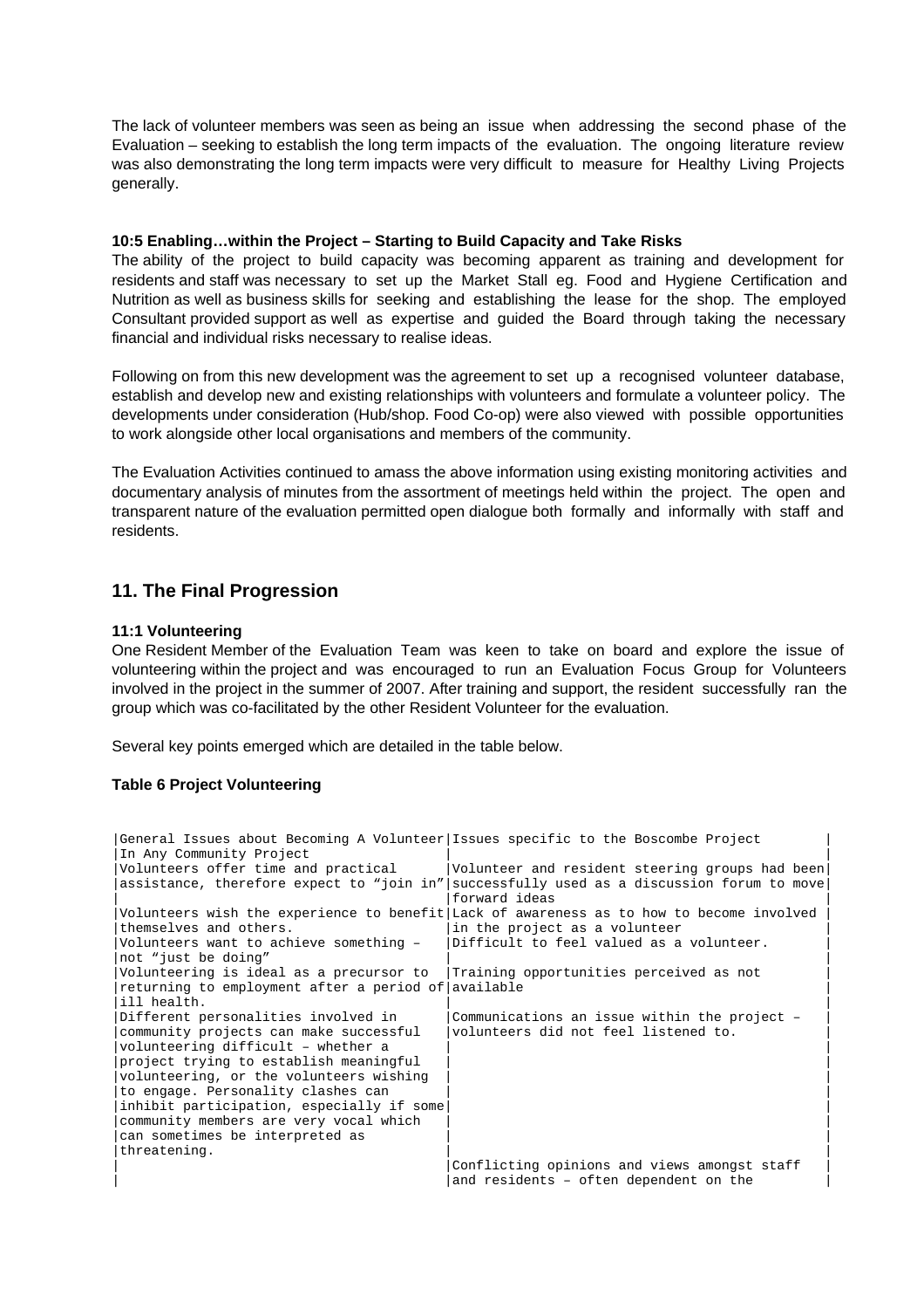The lack of volunteer members was seen as being an issue when addressing the second phase of the Evaluation – seeking to establish the long term impacts of the evaluation. The ongoing literature review was also demonstrating the long term impacts were very difficult to measure for Healthy Living Projects generally.

**10:5 Enabling…within the Project – Starting to Build Capacity and Take Risks**

The ability of the project to build capacity was becoming apparent as training and development for residents and staff was necessary to set up the Market Stall eg. Food and Hygiene Certification and Nutrition as well as business skills for seeking and establishing the lease for the shop. The employed Consultant provided support as well as expertise and guided the Board through taking the necessary financial and individual risks necessary to realise ideas.

Following on from this new development was the agreement to set up a recognised volunteer database, establish and develop new and existing relationships with volunteers and formulate a volunteer policy. The developments under consideration (Hub/shop. Food Co-op) were also viewed with possible opportunities to work alongside other local organisations and members of the community.

The Evaluation Activities continued to amass the above information using existing monitoring activities and documentary analysis of minutes from the assortment of meetings held within the project. The open and transparent nature of the evaluation permitted open dialogue both formally and informally with staff and residents.

## 11. The Final Progression

**11:1 Volunteering**

One Resident Member of the Evaluation Team was keen to take on board and explore the issue of volunteering within the project and was encouraged to run an Evaluation Focus Group for Volunteers involved in the project in the summer of 2007. After training and support, the resident successfully ran the group which was co-facilitated by the other Resident Volunteer for the evaluation.

Several key points emerged which are detailed in the table below.

**Table 6 Project Volunteering**

| General Issues about Becoming A Volunteer In Any Community Project | Issues specific to the Boscombe Project |
|---|---|
| Volunteers offer time and practical assistance, therefore expect to "join in" | Volunteer and resident steering groups had been successfully used as a discussion forum to move forward ideas |
| Volunteers wish the experience to benefit themselves and others. | Lack of awareness as to how to become involved in the project as a volunteer |
| Volunteers want to achieve something – not "just be doing" | Difficult to feel valued as a volunteer. |
| Volunteering is ideal as a precursor to returning to employment after a period of ill health. | Training opportunities perceived as not available |
| Different personalities involved in community projects can make successful volunteering difficult – whether a project trying to establish meaningful volunteering, or the volunteers wishing to engage. Personality clashes can inhibit participation, especially if some community members are very vocal which can sometimes be interpreted as threatening. | Communications an issue within the project – volunteers did not feel listened to. |
| | Conflicting opinions and views amongst staff and residents – often dependent on the |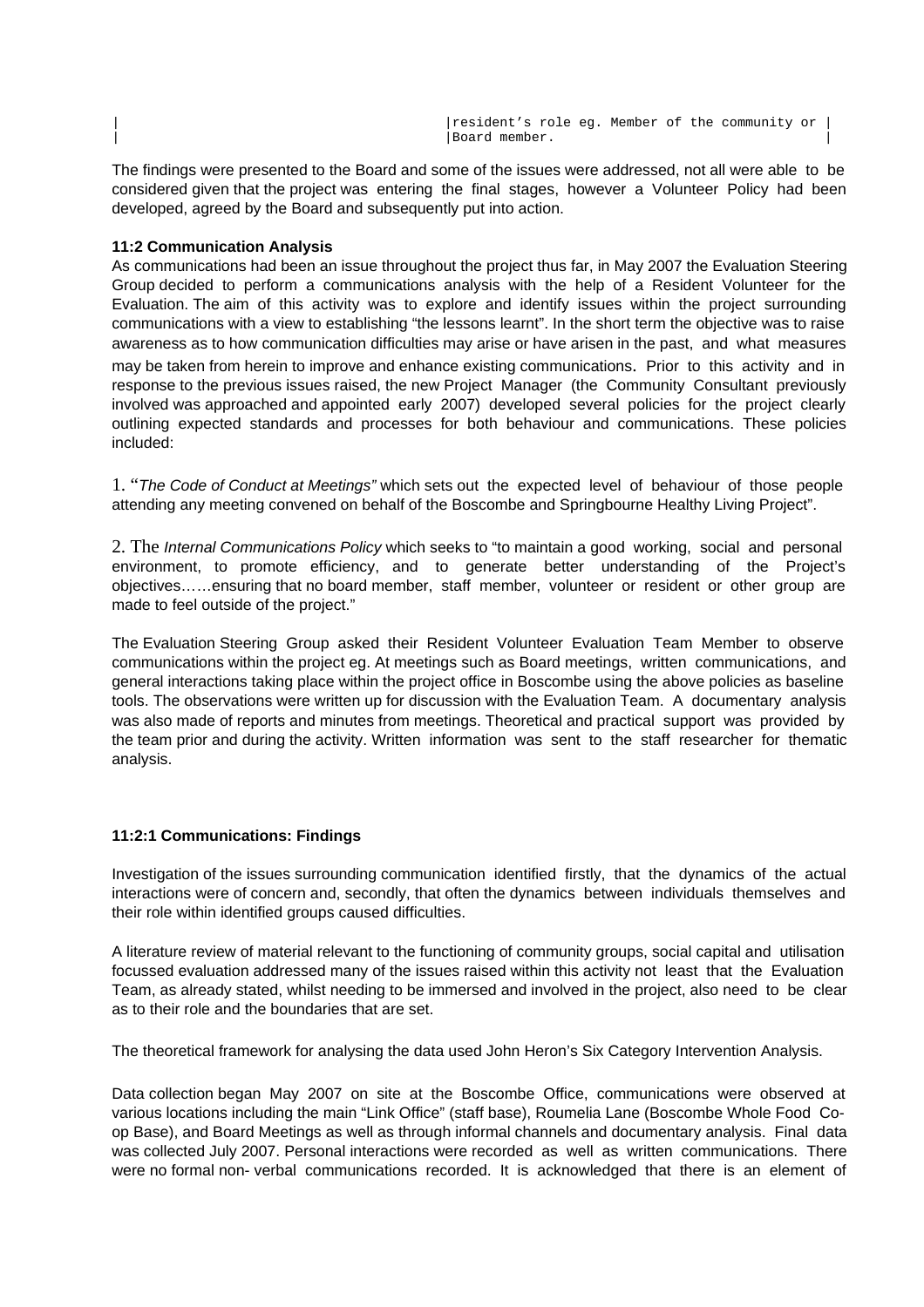| | resident's role eg. Member of the community or Board member. |
|---|---|

The findings were presented to the Board and some of the issues were addressed, not all were able to be considered given that the project was entering the final stages, however a Volunteer Policy had been developed, agreed by the Board and subsequently put into action.

**11:2 Communication Analysis**

As communications had been an issue throughout the project thus far, in May 2007 the Evaluation Steering Group decided to perform a communications analysis with the help of a Resident Volunteer for the Evaluation. The aim of this activity was to explore and identify issues within the project surrounding communications with a view to establishing "the lessons learnt". In the short term the objective was to raise awareness as to how communication difficulties may arise or have arisen in the past, and what measures may be taken from herein to improve and enhance existing communications. Prior to this activity and in response to the previous issues raised, the new Project Manager (the Community Consultant previously involved was approached and appointed early 2007) developed several policies for the project clearly outlining expected standards and processes for both behaviour and communications. These policies included:

1. "*The Code of Conduct at Meetings"* which sets out the expected level of behaviour of those people attending any meeting convened on behalf of the Boscombe and Springbourne Healthy Living Project".

2. The *Internal Communications Policy* which seeks to "to maintain a good working, social and personal environment, to promote efficiency, and to generate better understanding of the Project's objectives……ensuring that no board member, staff member, volunteer or resident or other group are made to feel outside of the project."

The Evaluation Steering Group asked their Resident Volunteer Evaluation Team Member to observe communications within the project eg. At meetings such as Board meetings, written communications, and general interactions taking place within the project office in Boscombe using the above policies as baseline tools. The observations were written up for discussion with the Evaluation Team. A documentary analysis was also made of reports and minutes from meetings. Theoretical and practical support was provided by the team prior and during the activity. Written information was sent to the staff researcher for thematic analysis.

**11:2:1 Communications: Findings**

Investigation of the issues surrounding communication identified firstly, that the dynamics of the actual interactions were of concern and, secondly, that often the dynamics between individuals themselves and their role within identified groups caused difficulties.

A literature review of material relevant to the functioning of community groups, social capital and utilisation focussed evaluation addressed many of the issues raised within this activity not least that the Evaluation Team, as already stated, whilst needing to be immersed and involved in the project, also need to be clear as to their role and the boundaries that are set.

The theoretical framework for analysing the data used John Heron's Six Category Intervention Analysis.

Data collection began May 2007 on site at the Boscombe Office, communications were observed at various locations including the main "Link Office" (staff base), Roumelia Lane (Boscombe Whole Food Co-op Base), and Board Meetings as well as through informal channels and documentary analysis. Final data was collected July 2007. Personal interactions were recorded as well as written communications. There were no formal non- verbal communications recorded. It is acknowledged that there is an element of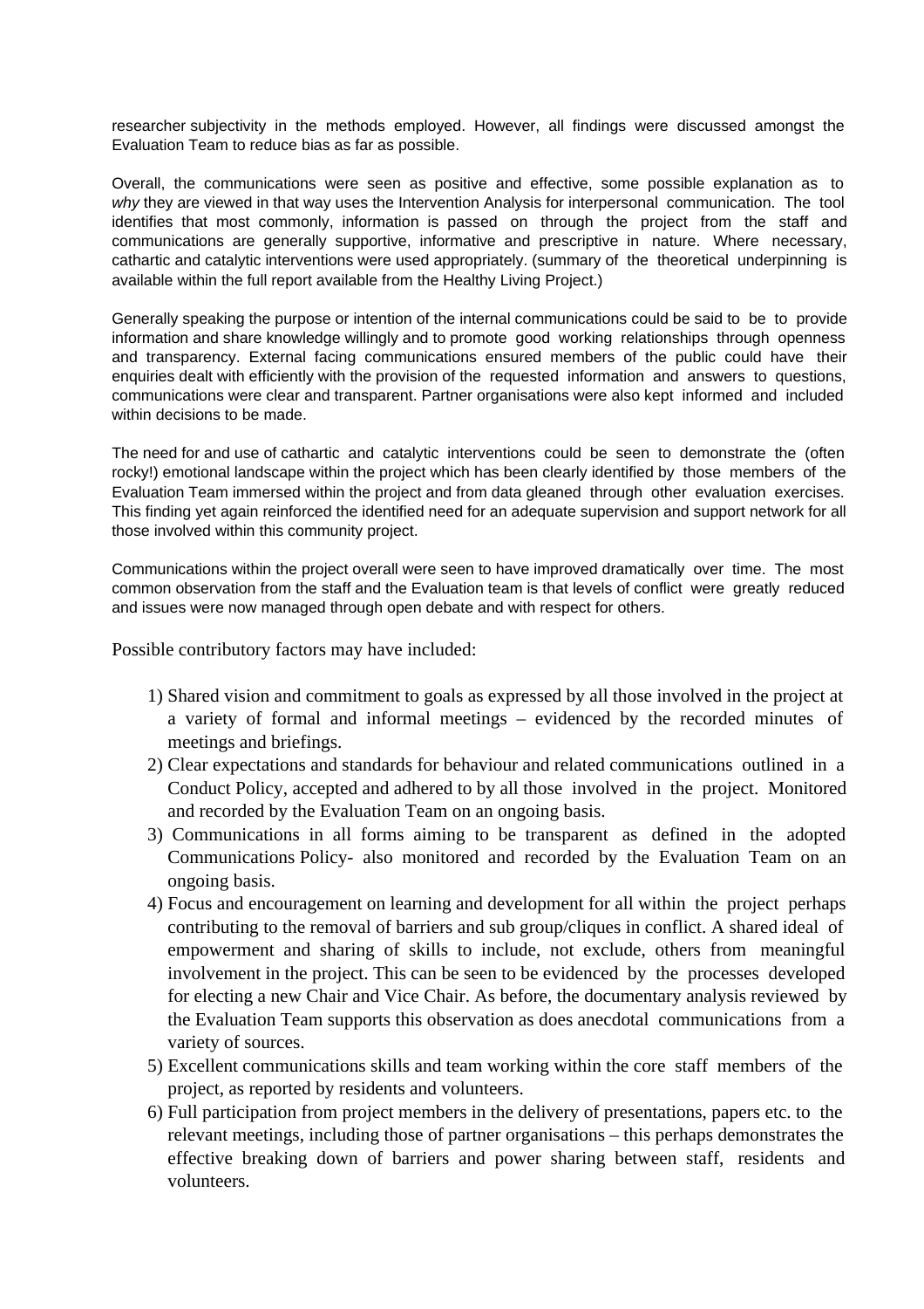researcher subjectivity in the methods employed. However, all findings were discussed amongst the Evaluation Team to reduce bias as far as possible.

Overall, the communications were seen as positive and effective, some possible explanation as to *why* they are viewed in that way uses the Intervention Analysis for interpersonal communication. The tool identifies that most commonly, information is passed on through the project from the staff and communications are generally supportive, informative and prescriptive in nature. Where necessary, cathartic and catalytic interventions were used appropriately. (summary of the theoretical underpinning is available within the full report available from the Healthy Living Project.)

Generally speaking the purpose or intention of the internal communications could be said to be to provide information and share knowledge willingly and to promote good working relationships through openness and transparency. External facing communications ensured members of the public could have their enquiries dealt with efficiently with the provision of the requested information and answers to questions, communications were clear and transparent. Partner organisations were also kept informed and included within decisions to be made.

The need for and use of cathartic and catalytic interventions could be seen to demonstrate the (often rocky!) emotional landscape within the project which has been clearly identified by those members of the Evaluation Team immersed within the project and from data gleaned through other evaluation exercises. This finding yet again reinforced the identified need for an adequate supervision and support network for all those involved within this community project.

Communications within the project overall were seen to have improved dramatically over time. The most common observation from the staff and the Evaluation team is that levels of conflict were greatly reduced and issues were now managed through open debate and with respect for others.

Possible contributory factors may have included:

1) Shared vision and commitment to goals as expressed by all those involved in the project at a variety of formal and informal meetings – evidenced by the recorded minutes of meetings and briefings.
2) Clear expectations and standards for behaviour and related communications outlined in a Conduct Policy, accepted and adhered to by all those involved in the project. Monitored and recorded by the Evaluation Team on an ongoing basis.
3) Communications in all forms aiming to be transparent as defined in the adopted Communications Policy- also monitored and recorded by the Evaluation Team on an ongoing basis.
4) Focus and encouragement on learning and development for all within the project perhaps contributing to the removal of barriers and sub group/cliques in conflict. A shared ideal of empowerment and sharing of skills to include, not exclude, others from meaningful involvement in the project. This can be seen to be evidenced by the processes developed for electing a new Chair and Vice Chair. As before, the documentary analysis reviewed by the Evaluation Team supports this observation as does anecdotal communications from a variety of sources.
5) Excellent communications skills and team working within the core staff members of the project, as reported by residents and volunteers.
6) Full participation from project members in the delivery of presentations, papers etc. to the relevant meetings, including those of partner organisations – this perhaps demonstrates the effective breaking down of barriers and power sharing between staff, residents and volunteers.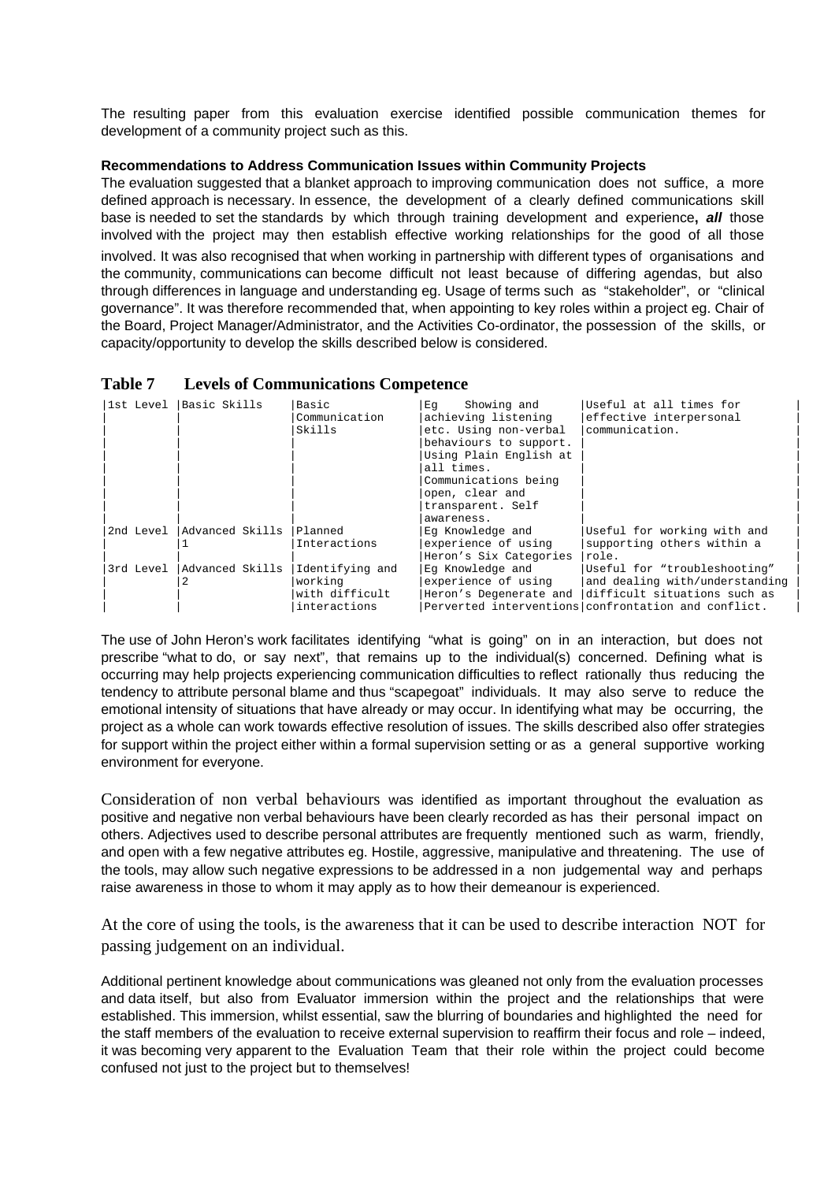The resulting paper from this evaluation exercise identified possible communication themes for development of a community project such as this.

**Recommendations to Address Communication Issues within Community Projects**

The evaluation suggested that a blanket approach to improving communication does not suffice, a more defined approach is necessary. In essence, the development of a clearly defined communications skill base is needed to set the standards by which through training development and experience**, *all*** those involved with the project may then establish effective working relationships for the good of all those involved. It was also recognised that when working in partnership with different types of organisations and the community, communications can become difficult not least because of differing agendas, but also through differences in language and understanding eg. Usage of terms such as "stakeholder", or "clinical governance". It was therefore recommended that, when appointing to key roles within a project eg. Chair of the Board, Project Manager/Administrator, and the Activities Co-ordinator, the possession of the skills, or capacity/opportunity to develop the skills described below is considered.

**Table 7 Levels of Communications Competence**

| | | | | |
|---|---|---|---|---|
| 1st Level | Basic Skills | Basic Communication Skills | Eg Showing and achieving listening etc. Using non-verbal behaviours to support. Using Plain English at all times. Communications being open, clear and transparent. Self awareness. | Useful at all times for effective interpersonal communication. |
| 2nd Level | Advanced Skills 1 | Planned Interactions | Eg Knowledge and experience of using Heron's Six Categories | Useful for working with and supporting others within a role. |
| 3rd Level | Advanced Skills 2 | Identifying and working with difficult interactions | Eg Knowledge and experience of using Heron's Degenerate and Perverted interventions | Useful for "troubleshooting" and dealing with/understanding difficult situations such as confrontation and conflict. |

The use of John Heron's work facilitates identifying "what is going" on in an interaction, but does not prescribe "what to do, or say next", that remains up to the individual(s) concerned. Defining what is occurring may help projects experiencing communication difficulties to reflect rationally thus reducing the tendency to attribute personal blame and thus "scapegoat" individuals. It may also serve to reduce the emotional intensity of situations that have already or may occur. In identifying what may be occurring, the project as a whole can work towards effective resolution of issues. The skills described also offer strategies for support within the project either within a formal supervision setting or as a general supportive working environment for everyone.

Consideration of non verbal behaviours was identified as important throughout the evaluation as positive and negative non verbal behaviours have been clearly recorded as has their personal impact on others. Adjectives used to describe personal attributes are frequently mentioned such as warm, friendly, and open with a few negative attributes eg. Hostile, aggressive, manipulative and threatening. The use of the tools, may allow such negative expressions to be addressed in a non judgemental way and perhaps raise awareness in those to whom it may apply as to how their demeanour is experienced.

At the core of using the tools, is the awareness that it can be used to describe interaction NOT for passing judgement on an individual.

Additional pertinent knowledge about communications was gleaned not only from the evaluation processes and data itself, but also from Evaluator immersion within the project and the relationships that were established. This immersion, whilst essential, saw the blurring of boundaries and highlighted the need for the staff members of the evaluation to receive external supervision to reaffirm their focus and role – indeed, it was becoming very apparent to the Evaluation Team that their role within the project could become confused not just to the project but to themselves!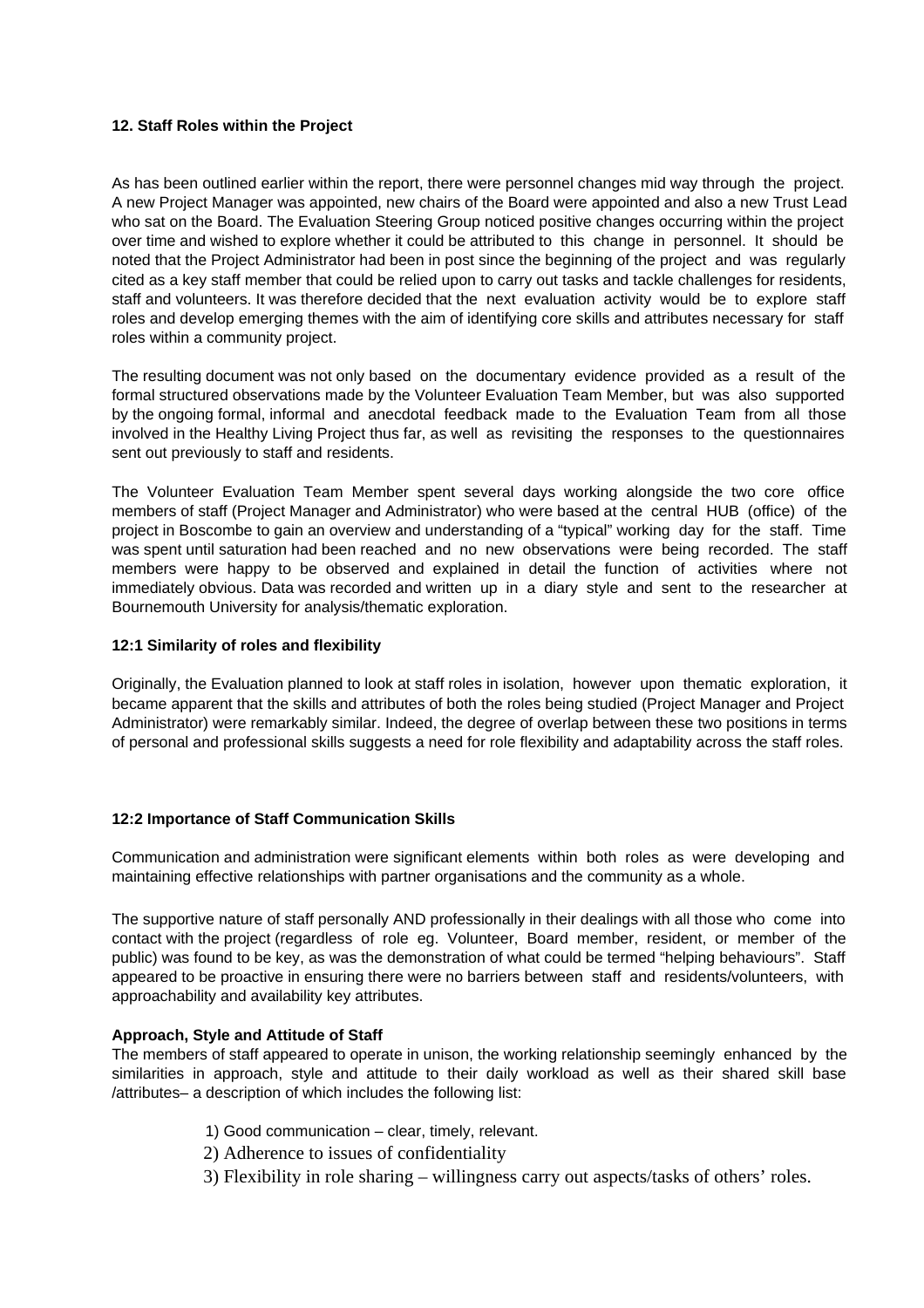## 12. Staff Roles within the Project

As has been outlined earlier within the report, there were personnel changes mid way through the project. A new Project Manager was appointed, new chairs of the Board were appointed and also a new Trust Lead who sat on the Board. The Evaluation Steering Group noticed positive changes occurring within the project over time and wished to explore whether it could be attributed to this change in personnel. It should be noted that the Project Administrator had been in post since the beginning of the project and was regularly cited as a key staff member that could be relied upon to carry out tasks and tackle challenges for residents, staff and volunteers. It was therefore decided that the next evaluation activity would be to explore staff roles and develop emerging themes with the aim of identifying core skills and attributes necessary for staff roles within a community project.

The resulting document was not only based on the documentary evidence provided as a result of the formal structured observations made by the Volunteer Evaluation Team Member, but was also supported by the ongoing formal, informal and anecdotal feedback made to the Evaluation Team from all those involved in the Healthy Living Project thus far, as well as revisiting the responses to the questionnaires sent out previously to staff and residents.

The Volunteer Evaluation Team Member spent several days working alongside the two core office members of staff (Project Manager and Administrator) who were based at the central HUB (office) of the project in Boscombe to gain an overview and understanding of a "typical" working day for the staff. Time was spent until saturation had been reached and no new observations were being recorded. The staff members were happy to be observed and explained in detail the function of activities where not immediately obvious. Data was recorded and written up in a diary style and sent to the researcher at Bournemouth University for analysis/thematic exploration.

### 12:1 Similarity of roles and flexibility

Originally, the Evaluation planned to look at staff roles in isolation, however upon thematic exploration, it became apparent that the skills and attributes of both the roles being studied (Project Manager and Project Administrator) were remarkably similar. Indeed, the degree of overlap between these two positions in terms of personal and professional skills suggests a need for role flexibility and adaptability across the staff roles.

### 12:2 Importance of Staff Communication Skills

Communication and administration were significant elements within both roles as were developing and maintaining effective relationships with partner organisations and the community as a whole.

The supportive nature of staff personally AND professionally in their dealings with all those who come into contact with the project (regardless of role eg. Volunteer, Board member, resident, or member of the public) was found to be key, as was the demonstration of what could be termed "helping behaviours". Staff appeared to be proactive in ensuring there were no barriers between staff and residents/volunteers, with approachability and availability key attributes.

**Approach, Style and Attitude of Staff**

The members of staff appeared to operate in unison, the working relationship seemingly enhanced by the similarities in approach, style and attitude to their daily workload as well as their shared skill base /attributes– a description of which includes the following list:

1) Good communication – clear, timely, relevant.
2) Adherence to issues of confidentiality
3) Flexibility in role sharing – willingness carry out aspects/tasks of others' roles.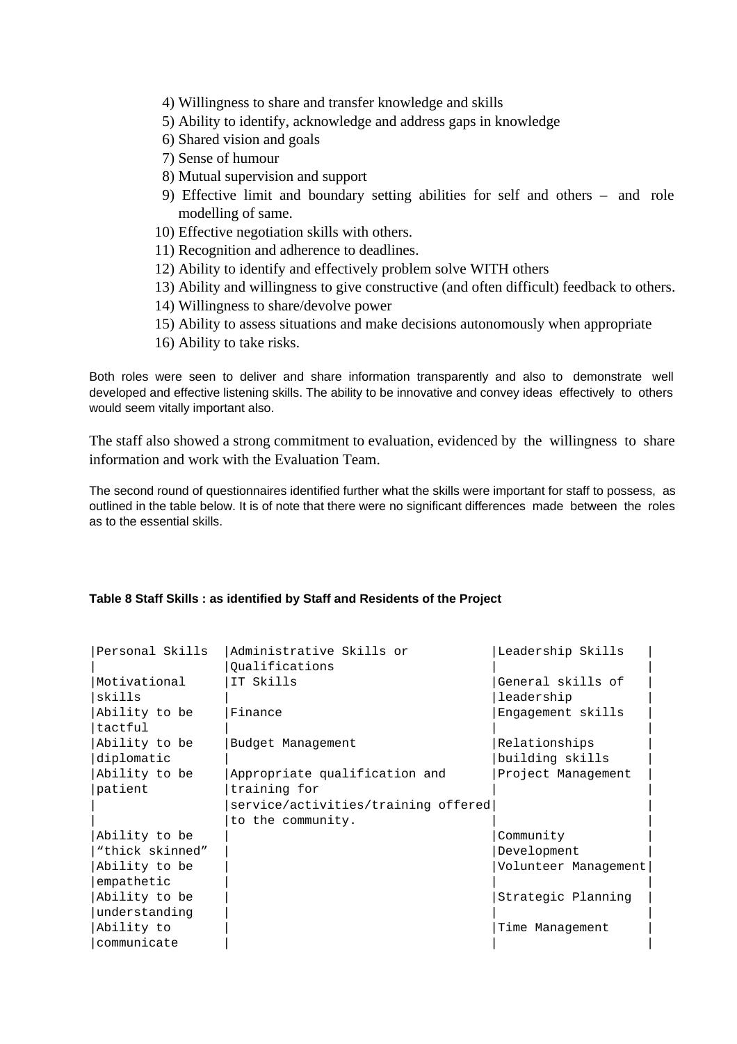4) Willingness to share and transfer knowledge and skills
5) Ability to identify, acknowledge and address gaps in knowledge
6) Shared vision and goals
7) Sense of humour
8) Mutual supervision and support
9) Effective limit and boundary setting abilities for self and others – and role modelling of same.
10) Effective negotiation skills with others.
11) Recognition and adherence to deadlines.
12) Ability to identify and effectively problem solve WITH others
13) Ability and willingness to give constructive (and often difficult) feedback to others.
14) Willingness to share/devolve power
15) Ability to assess situations and make decisions autonomously when appropriate
16) Ability to take risks.

Both roles were seen to deliver and share information transparently and also to demonstrate well developed and effective listening skills. The ability to be innovative and convey ideas effectively to others would seem vitally important also.

The staff also showed a strong commitment to evaluation, evidenced by the willingness to share information and work with the Evaluation Team.

The second round of questionnaires identified further what the skills were important for staff to possess, as outlined in the table below. It is of note that there were no significant differences made between the roles as to the essential skills.

**Table 8 Staff Skills : as identified by Staff and Residents of the Project**

| Personal Skills | Administrative Skills or Qualifications | Leadership Skills |
|---|---|---|
| Motivational skills | IT Skills | General skills of leadership |
| Ability to be tactful | Finance | Engagement skills |
| Ability to be diplomatic | Budget Management | Relationships building skills |
| Ability to be patient | Appropriate qualification and training for service/activities/training offered to the community. | Project Management |
| Ability to be "thick skinned" | | Community Development |
| Ability to be empathetic | | Volunteer Management |
| Ability to be understanding | | Strategic Planning |
| Ability to communicate | | Time Management |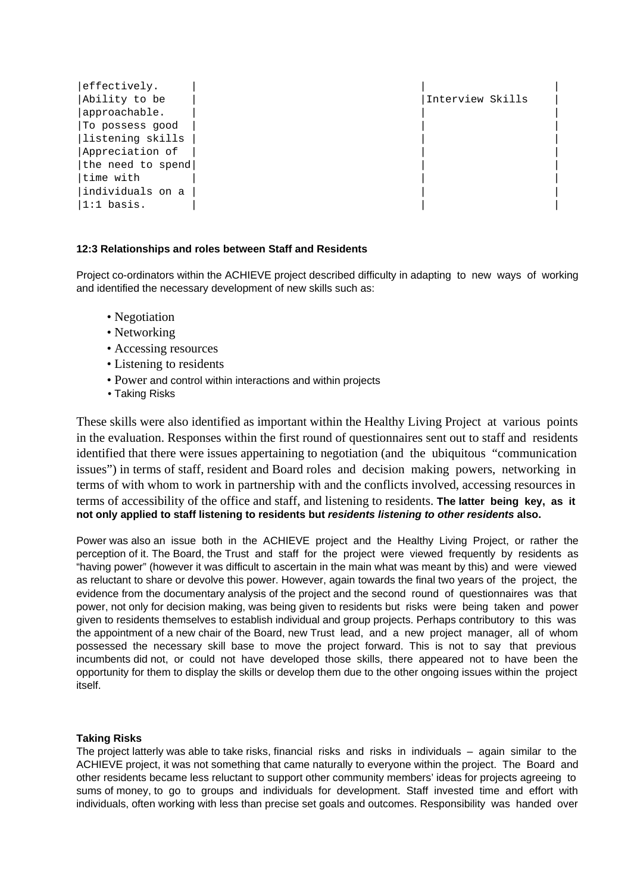| | | |
|---|---|---|
| effectively. Ability to be approachable. To possess good listening skills Appreciation of the need to spend time with individuals on a 1:1 basis. | | Interview Skills |

**12:3 Relationships and roles between Staff and Residents**

Project co-ordinators within the ACHIEVE project described difficulty in adapting to new ways of working and identified the necessary development of new skills such as:

- Negotiation
- Networking
- Accessing resources
- Listening to residents
- Power and control within interactions and within projects
- Taking Risks

These skills were also identified as important within the Healthy Living Project at various points in the evaluation. Responses within the first round of questionnaires sent out to staff and residents identified that there were issues appertaining to negotiation (and the ubiquitous "communication issues") in terms of staff, resident and Board roles and decision making powers, networking in terms of with whom to work in partnership with and the conflicts involved, accessing resources in terms of accessibility of the office and staff, and listening to residents. **The latter being key, as it not only applied to staff listening to residents but *residents listening to other residents* also.**

Power was also an issue both in the ACHIEVE project and the Healthy Living Project, or rather the perception of it. The Board, the Trust and staff for the project were viewed frequently by residents as "having power" (however it was difficult to ascertain in the main what was meant by this) and were viewed as reluctant to share or devolve this power. However, again towards the final two years of the project, the evidence from the documentary analysis of the project and the second round of questionnaires was that power, not only for decision making, was being given to residents but risks were being taken and power given to residents themselves to establish individual and group projects. Perhaps contributory to this was the appointment of a new chair of the Board, new Trust lead, and a new project manager, all of whom possessed the necessary skill base to move the project forward. This is not to say that previous incumbents did not, or could not have developed those skills, there appeared not to have been the opportunity for them to display the skills or develop them due to the other ongoing issues within the project itself.

**Taking Risks**

The project latterly was able to take risks, financial risks and risks in individuals – again similar to the ACHIEVE project, it was not something that came naturally to everyone within the project. The Board and other residents became less reluctant to support other community members' ideas for projects agreeing to sums of money, to go to groups and individuals for development. Staff invested time and effort with individuals, often working with less than precise set goals and outcomes. Responsibility was handed over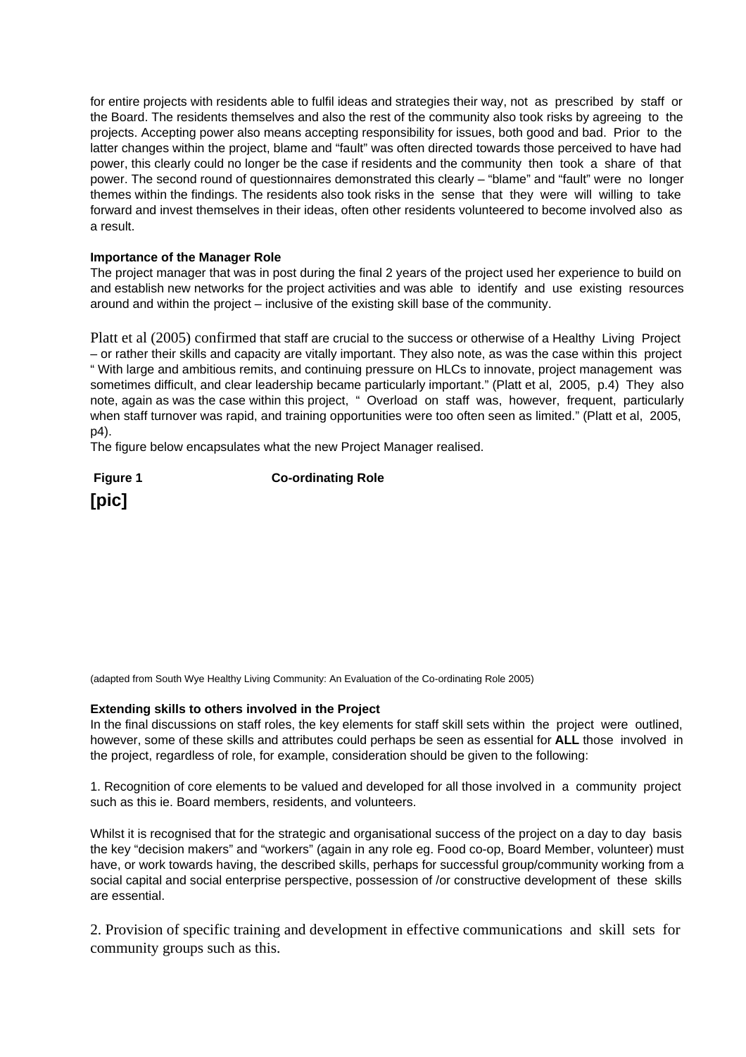for entire projects with residents able to fulfil ideas and strategies their way, not as prescribed by staff or the Board. The residents themselves and also the rest of the community also took risks by agreeing to the projects. Accepting power also means accepting responsibility for issues, both good and bad. Prior to the latter changes within the project, blame and "fault" was often directed towards those perceived to have had power, this clearly could no longer be the case if residents and the community then took a share of that power. The second round of questionnaires demonstrated this clearly – "blame" and "fault" were no longer themes within the findings. The residents also took risks in the sense that they were will willing to take forward and invest themselves in their ideas, often other residents volunteered to become involved also as a result.

**Importance of the Manager Role**

The project manager that was in post during the final 2 years of the project used her experience to build on and establish new networks for the project activities and was able to identify and use existing resources around and within the project – inclusive of the existing skill base of the community.

Platt et al (2005) confirmed that staff are crucial to the success or otherwise of a Healthy Living Project – or rather their skills and capacity are vitally important. They also note, as was the case within this project " With large and ambitious remits, and continuing pressure on HLCs to innovate, project management was sometimes difficult, and clear leadership became particularly important." (Platt et al, 2005, p.4) They also note, again as was the case within this project, " Overload on staff was, however, frequent, particularly when staff turnover was rapid, and training opportunities were too often seen as limited." (Platt et al, 2005, p4).

The figure below encapsulates what the new Project Manager realised.

**Figure 1** **Co-ordinating Role**

**[pic]**

(adapted from South Wye Healthy Living Community: An Evaluation of the Co-ordinating Role 2005)

**Extending skills to others involved in the Project**

In the final discussions on staff roles, the key elements for staff skill sets within the project were outlined, however, some of these skills and attributes could perhaps be seen as essential for **ALL** those involved in the project, regardless of role, for example, consideration should be given to the following:

1. Recognition of core elements to be valued and developed for all those involved in a community project such as this ie. Board members, residents, and volunteers.

Whilst it is recognised that for the strategic and organisational success of the project on a day to day basis the key "decision makers" and "workers" (again in any role eg. Food co-op, Board Member, volunteer) must have, or work towards having, the described skills, perhaps for successful group/community working from a social capital and social enterprise perspective, possession of /or constructive development of these skills are essential.

2. Provision of specific training and development in effective communications and skill sets for community groups such as this.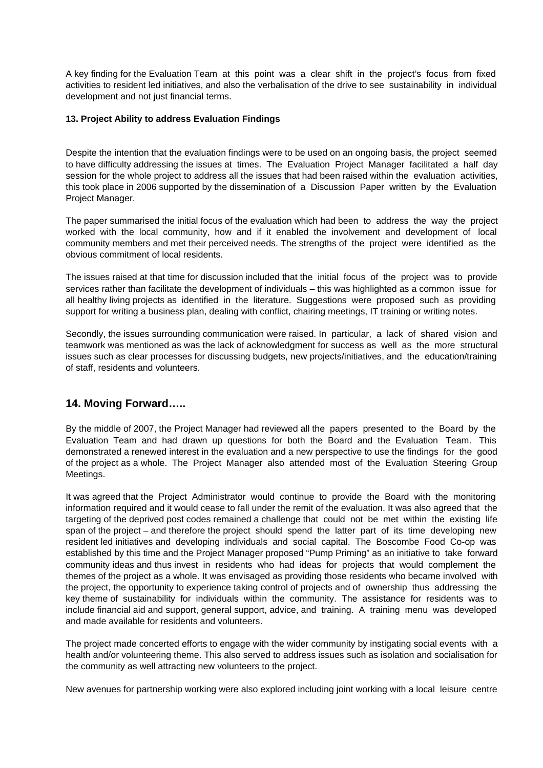A key finding for the Evaluation Team at this point was a clear shift in the project's focus from fixed activities to resident led initiatives, and also the verbalisation of the drive to see sustainability in individual development and not just financial terms.

**13. Project Ability to address Evaluation Findings**

Despite the intention that the evaluation findings were to be used on an ongoing basis, the project seemed to have difficulty addressing the issues at times. The Evaluation Project Manager facilitated a half day session for the whole project to address all the issues that had been raised within the evaluation activities, this took place in 2006 supported by the dissemination of a Discussion Paper written by the Evaluation Project Manager.

The paper summarised the initial focus of the evaluation which had been to address the way the project worked with the local community, how and if it enabled the involvement and development of local community members and met their perceived needs. The strengths of the project were identified as the obvious commitment of local residents.

The issues raised at that time for discussion included that the initial focus of the project was to provide services rather than facilitate the development of individuals – this was highlighted as a common issue for all healthy living projects as identified in the literature. Suggestions were proposed such as providing support for writing a business plan, dealing with conflict, chairing meetings, IT training or writing notes.

Secondly, the issues surrounding communication were raised. In particular, a lack of shared vision and teamwork was mentioned as was the lack of acknowledgment for success as well as the more structural issues such as clear processes for discussing budgets, new projects/initiatives, and the education/training of staff, residents and volunteers.

## 14. Moving Forward…..

By the middle of 2007, the Project Manager had reviewed all the papers presented to the Board by the Evaluation Team and had drawn up questions for both the Board and the Evaluation Team. This demonstrated a renewed interest in the evaluation and a new perspective to use the findings for the good of the project as a whole. The Project Manager also attended most of the Evaluation Steering Group Meetings.

It was agreed that the Project Administrator would continue to provide the Board with the monitoring information required and it would cease to fall under the remit of the evaluation. It was also agreed that the targeting of the deprived post codes remained a challenge that could not be met within the existing life span of the project – and therefore the project should spend the latter part of its time developing new resident led initiatives and developing individuals and social capital. The Boscombe Food Co-op was established by this time and the Project Manager proposed "Pump Priming" as an initiative to take forward community ideas and thus invest in residents who had ideas for projects that would complement the themes of the project as a whole. It was envisaged as providing those residents who became involved with the project, the opportunity to experience taking control of projects and of ownership thus addressing the key theme of sustainability for individuals within the community. The assistance for residents was to include financial aid and support, general support, advice, and training. A training menu was developed and made available for residents and volunteers.

The project made concerted efforts to engage with the wider community by instigating social events with a health and/or volunteering theme. This also served to address issues such as isolation and socialisation for the community as well attracting new volunteers to the project.

New avenues for partnership working were also explored including joint working with a local leisure centre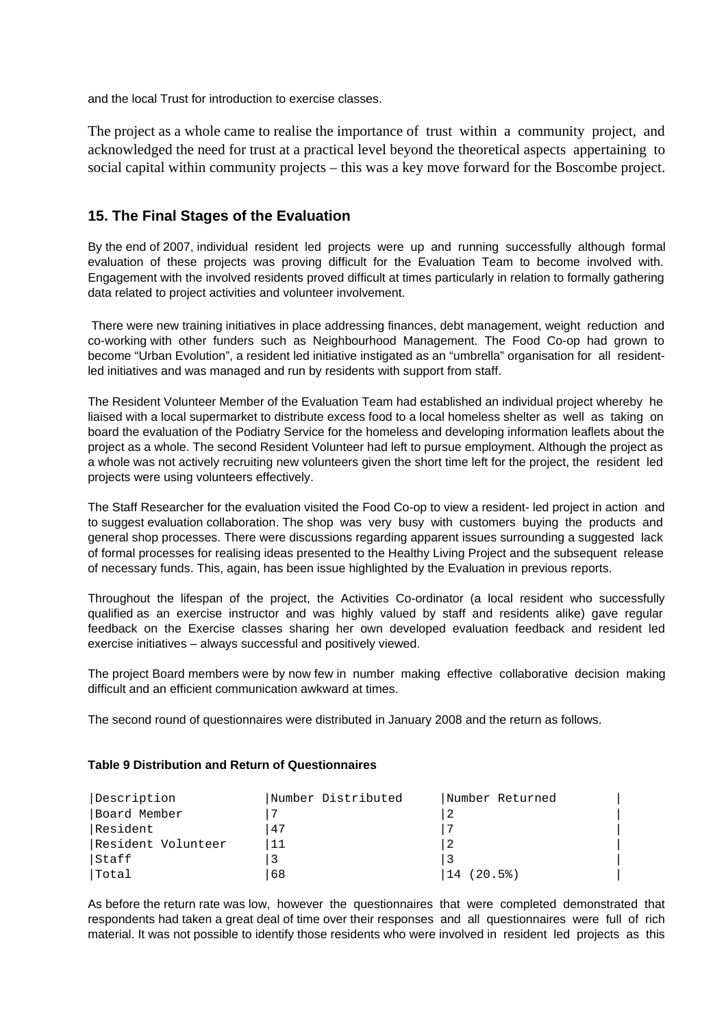and the local Trust for introduction to exercise classes.

The project as a whole came to realise the importance of trust within a community project, and acknowledged the need for trust at a practical level beyond the theoretical aspects appertaining to social capital within community projects – this was a key move forward for the Boscombe project.

## 15. The Final Stages of the Evaluation

By the end of 2007, individual resident led projects were up and running successfully although formal evaluation of these projects was proving difficult for the Evaluation Team to become involved with. Engagement with the involved residents proved difficult at times particularly in relation to formally gathering data related to project activities and volunteer involvement.

There were new training initiatives in place addressing finances, debt management, weight reduction and co-working with other funders such as Neighbourhood Management. The Food Co-op had grown to become "Urban Evolution", a resident led initiative instigated as an "umbrella" organisation for all resident-led initiatives and was managed and run by residents with support from staff.

The Resident Volunteer Member of the Evaluation Team had established an individual project whereby he liaised with a local supermarket to distribute excess food to a local homeless shelter as well as taking on board the evaluation of the Podiatry Service for the homeless and developing information leaflets about the project as a whole. The second Resident Volunteer had left to pursue employment. Although the project as a whole was not actively recruiting new volunteers given the short time left for the project, the resident led projects were using volunteers effectively.

The Staff Researcher for the evaluation visited the Food Co-op to view a resident- led project in action and to suggest evaluation collaboration. The shop was very busy with customers buying the products and general shop processes. There were discussions regarding apparent issues surrounding a suggested lack of formal processes for realising ideas presented to the Healthy Living Project and the subsequent release of necessary funds. This, again, has been issue highlighted by the Evaluation in previous reports.

Throughout the lifespan of the project, the Activities Co-ordinator (a local resident who successfully qualified as an exercise instructor and was highly valued by staff and residents alike) gave regular feedback on the Exercise classes sharing her own developed evaluation feedback and resident led exercise initiatives – always successful and positively viewed.

The project Board members were by now few in number making effective collaborative decision making difficult and an efficient communication awkward at times.

The second round of questionnaires were distributed in January 2008 and the return as follows.

**Table 9 Distribution and Return of Questionnaires**

| Description | Number Distributed | Number Returned |
|---|---|---|
| Board Member | 7 | 2 |
| Resident | 47 | 7 |
| Resident Volunteer | 11 | 2 |
| Staff | 3 | 3 |
| Total | 68 | 14 (20.5%) |

As before the return rate was low, however the questionnaires that were completed demonstrated that respondents had taken a great deal of time over their responses and all questionnaires were full of rich material. It was not possible to identify those residents who were involved in resident led projects as this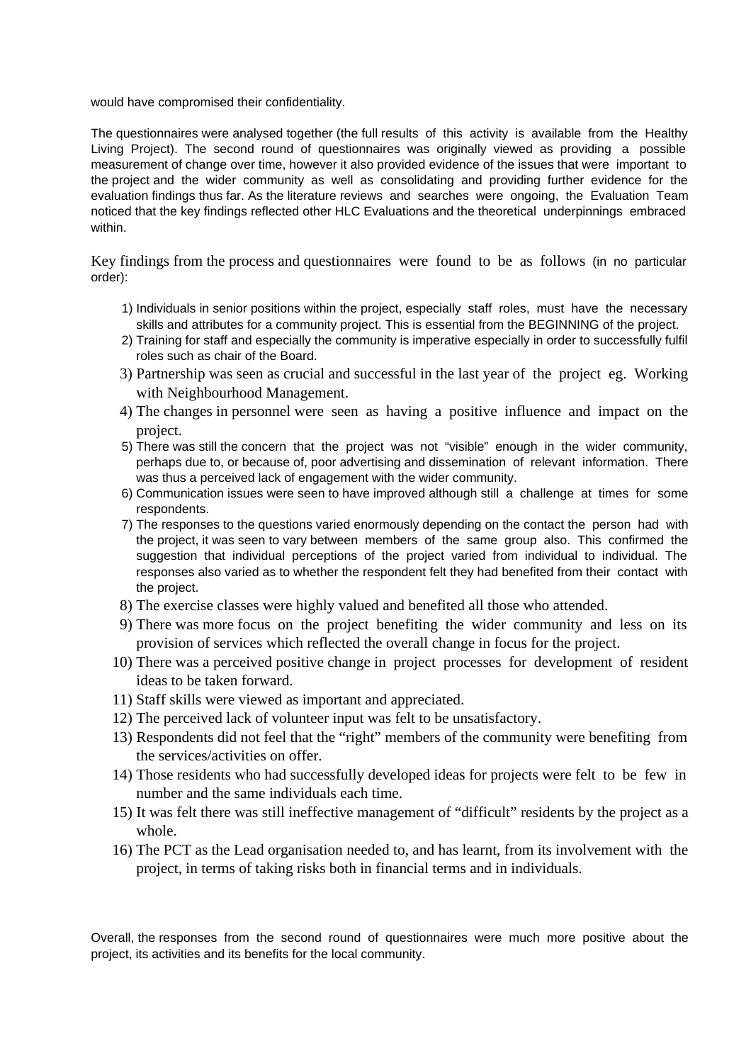would have compromised their confidentiality.

The questionnaires were analysed together (the full results of this activity is available from the Healthy Living Project). The second round of questionnaires was originally viewed as providing a possible measurement of change over time, however it also provided evidence of the issues that were important to the project and the wider community as well as consolidating and providing further evidence for the evaluation findings thus far. As the literature reviews and searches were ongoing, the Evaluation Team noticed that the key findings reflected other HLC Evaluations and the theoretical underpinnings embraced within.

Key findings from the process and questionnaires were found to be as follows (in no particular order):

1) Individuals in senior positions within the project, especially staff roles, must have the necessary skills and attributes for a community project. This is essential from the BEGINNING of the project.
2) Training for staff and especially the community is imperative especially in order to successfully fulfil roles such as chair of the Board.
3) Partnership was seen as crucial and successful in the last year of the project eg. Working with Neighbourhood Management.
4) The changes in personnel were seen as having a positive influence and impact on the project.
5) There was still the concern that the project was not “visible” enough in the wider community, perhaps due to, or because of, poor advertising and dissemination of relevant information. There was thus a perceived lack of engagement with the wider community.
6) Communication issues were seen to have improved although still a challenge at times for some respondents.
7) The responses to the questions varied enormously depending on the contact the person had with the project, it was seen to vary between members of the same group also. This confirmed the suggestion that individual perceptions of the project varied from individual to individual. The responses also varied as to whether the respondent felt they had benefited from their contact with the project.
8) The exercise classes were highly valued and benefited all those who attended.
9) There was more focus on the project benefiting the wider community and less on its provision of services which reflected the overall change in focus for the project.
10) There was a perceived positive change in project processes for development of resident ideas to be taken forward.
11) Staff skills were viewed as important and appreciated.
12) The perceived lack of volunteer input was felt to be unsatisfactory.
13) Respondents did not feel that the “right” members of the community were benefiting from the services/activities on offer.
14) Those residents who had successfully developed ideas for projects were felt to be few in number and the same individuals each time.
15) It was felt there was still ineffective management of “difficult” residents by the project as a whole.
16) The PCT as the Lead organisation needed to, and has learnt, from its involvement with the project, in terms of taking risks both in financial terms and in individuals.

Overall, the responses from the second round of questionnaires were much more positive about the project, its activities and its benefits for the local community.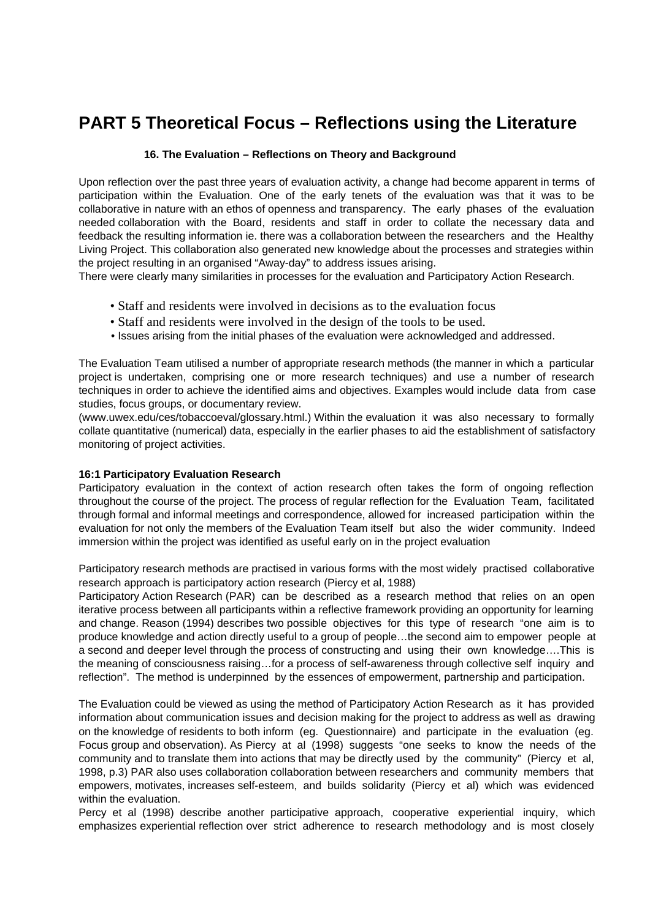# PART 5 Theoretical Focus – Reflections using the Literature

### 16. The Evaluation – Reflections on Theory and Background

Upon reflection over the past three years of evaluation activity, a change had become apparent in terms of participation within the Evaluation. One of the early tenets of the evaluation was that it was to be collaborative in nature with an ethos of openness and transparency. The early phases of the evaluation needed collaboration with the Board, residents and staff in order to collate the necessary data and feedback the resulting information ie. there was a collaboration between the researchers and the Healthy Living Project. This collaboration also generated new knowledge about the processes and strategies within the project resulting in an organised "Away-day" to address issues arising.
There were clearly many similarities in processes for the evaluation and Participatory Action Research.

- Staff and residents were involved in decisions as to the evaluation focus
- Staff and residents were involved in the design of the tools to be used.
- Issues arising from the initial phases of the evaluation were acknowledged and addressed.

The Evaluation Team utilised a number of appropriate research methods (the manner in which a particular project is undertaken, comprising one or more research techniques) and use a number of research techniques in order to achieve the identified aims and objectives. Examples would include data from case studies, focus groups, or documentary review.
(www.uwex.edu/ces/tobaccoeval/glossary.html.) Within the evaluation it was also necessary to formally collate quantitative (numerical) data, especially in the earlier phases to aid the establishment of satisfactory monitoring of project activities.

**16:1 Participatory Evaluation Research**
Participatory evaluation in the context of action research often takes the form of ongoing reflection throughout the course of the project. The process of regular reflection for the Evaluation Team, facilitated through formal and informal meetings and correspondence, allowed for increased participation within the evaluation for not only the members of the Evaluation Team itself but also the wider community. Indeed immersion within the project was identified as useful early on in the project evaluation

Participatory research methods are practised in various forms with the most widely practised collaborative research approach is participatory action research (Piercy et al, 1988)
Participatory Action Research (PAR) can be described as a research method that relies on an open iterative process between all participants within a reflective framework providing an opportunity for learning and change. Reason (1994) describes two possible objectives for this type of research "one aim is to produce knowledge and action directly useful to a group of people…the second aim to empower people at a second and deeper level through the process of constructing and using their own knowledge….This is the meaning of consciousness raising…for a process of self-awareness through collective self inquiry and reflection". The method is underpinned by the essences of empowerment, partnership and participation.

The Evaluation could be viewed as using the method of Participatory Action Research as it has provided information about communication issues and decision making for the project to address as well as drawing on the knowledge of residents to both inform (eg. Questionnaire) and participate in the evaluation (eg. Focus group and observation). As Piercy at al (1998) suggests "one seeks to know the needs of the community and to translate them into actions that may be directly used by the community" (Piercy et al, 1998, p.3) PAR also uses collaboration collaboration between researchers and community members that empowers, motivates, increases self-esteem, and builds solidarity (Piercy et al) which was evidenced within the evaluation.
Percy et al (1998) describe another participative approach, cooperative experiential inquiry, which emphasizes experiential reflection over strict adherence to research methodology and is most closely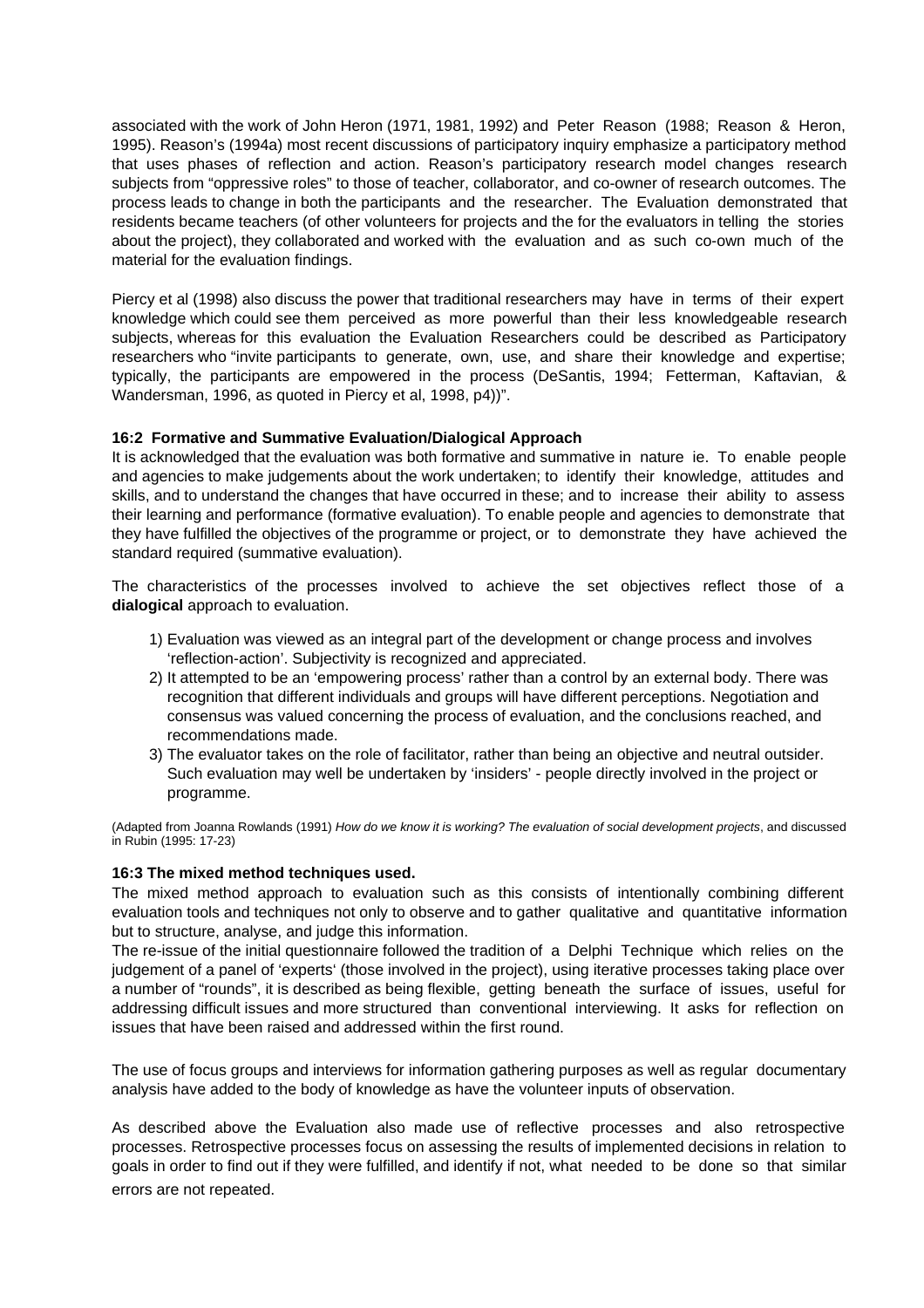associated with the work of John Heron (1971, 1981, 1992) and Peter Reason (1988; Reason & Heron, 1995). Reason's (1994a) most recent discussions of participatory inquiry emphasize a participatory method that uses phases of reflection and action. Reason's participatory research model changes research subjects from "oppressive roles" to those of teacher, collaborator, and co-owner of research outcomes. The process leads to change in both the participants and the researcher. The Evaluation demonstrated that residents became teachers (of other volunteers for projects and the for the evaluators in telling the stories about the project), they collaborated and worked with the evaluation and as such co-own much of the material for the evaluation findings.

Piercy et al (1998) also discuss the power that traditional researchers may have in terms of their expert knowledge which could see them perceived as more powerful than their less knowledgeable research subjects, whereas for this evaluation the Evaluation Researchers could be described as Participatory researchers who "invite participants to generate, own, use, and share their knowledge and expertise; typically, the participants are empowered in the process (DeSantis, 1994; Fetterman, Kaftavian, & Wandersman, 1996, as quoted in Piercy et al, 1998, p4))".

### 16:2 Formative and Summative Evaluation/Dialogical Approach

It is acknowledged that the evaluation was both formative and summative in nature ie. To enable people and agencies to make judgements about the work undertaken; to identify their knowledge, attitudes and skills, and to understand the changes that have occurred in these; and to increase their ability to assess their learning and performance (formative evaluation). To enable people and agencies to demonstrate that they have fulfilled the objectives of the programme or project, or to demonstrate they have achieved the standard required (summative evaluation).

The characteristics of the processes involved to achieve the set objectives reflect those of a **dialogical** approach to evaluation.

1) Evaluation was viewed as an integral part of the development or change process and involves 'reflection-action'. Subjectivity is recognized and appreciated.
2) It attempted to be an 'empowering process' rather than a control by an external body. There was recognition that different individuals and groups will have different perceptions. Negotiation and consensus was valued concerning the process of evaluation, and the conclusions reached, and recommendations made.
3) The evaluator takes on the role of facilitator, rather than being an objective and neutral outsider. Such evaluation may well be undertaken by 'insiders' - people directly involved in the project or programme.

(Adapted from Joanna Rowlands (1991) *How do we know it is working? The evaluation of social development projects*, and discussed in Rubin (1995: 17-23)

### 16:3 The mixed method techniques used.

The mixed method approach to evaluation such as this consists of intentionally combining different evaluation tools and techniques not only to observe and to gather qualitative and quantitative information but to structure, analyse, and judge this information.

The re-issue of the initial questionnaire followed the tradition of a Delphi Technique which relies on the judgement of a panel of 'experts' (those involved in the project), using iterative processes taking place over a number of "rounds", it is described as being flexible, getting beneath the surface of issues, useful for addressing difficult issues and more structured than conventional interviewing. It asks for reflection on issues that have been raised and addressed within the first round.

The use of focus groups and interviews for information gathering purposes as well as regular documentary analysis have added to the body of knowledge as have the volunteer inputs of observation.

As described above the Evaluation also made use of reflective processes and also retrospective processes. Retrospective processes focus on assessing the results of implemented decisions in relation to goals in order to find out if they were fulfilled, and identify if not, what needed to be done so that similar errors are not repeated.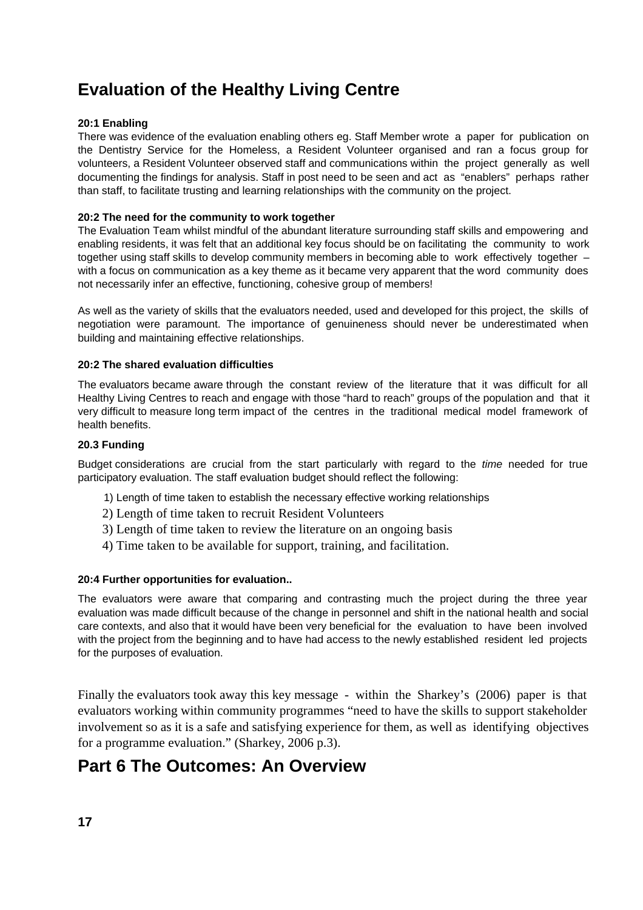# Evaluation of the Healthy Living Centre

### 20:1 Enabling

There was evidence of the evaluation enabling others eg. Staff Member wrote a paper for publication on the Dentistry Service for the Homeless, a Resident Volunteer organised and ran a focus group for volunteers, a Resident Volunteer observed staff and communications within the project generally as well documenting the findings for analysis. Staff in post need to be seen and act as "enablers" perhaps rather than staff, to facilitate trusting and learning relationships with the community on the project.

### 20:2 The need for the community to work together

The Evaluation Team whilst mindful of the abundant literature surrounding staff skills and empowering and enabling residents, it was felt that an additional key focus should be on facilitating the community to work together using staff skills to develop community members in becoming able to work effectively together – with a focus on communication as a key theme as it became very apparent that the word community does not necessarily infer an effective, functioning, cohesive group of members!

As well as the variety of skills that the evaluators needed, used and developed for this project, the skills of negotiation were paramount. The importance of genuineness should never be underestimated when building and maintaining effective relationships.

### 20:2 The shared evaluation difficulties

The evaluators became aware through the constant review of the literature that it was difficult for all Healthy Living Centres to reach and engage with those "hard to reach" groups of the population and that it very difficult to measure long term impact of the centres in the traditional medical model framework of health benefits.

### 20.3 Funding

Budget considerations are crucial from the start particularly with regard to the *time* needed for true participatory evaluation. The staff evaluation budget should reflect the following:

1) Length of time taken to establish the necessary effective working relationships
2) Length of time taken to recruit Resident Volunteers
3) Length of time taken to review the literature on an ongoing basis
4) Time taken to be available for support, training, and facilitation.

### 20:4 Further opportunities for evaluation..

The evaluators were aware that comparing and contrasting much the project during the three year evaluation was made difficult because of the change in personnel and shift in the national health and social care contexts, and also that it would have been very beneficial for the evaluation to have been involved with the project from the beginning and to have had access to the newly established resident led projects for the purposes of evaluation.

Finally the evaluators took away this key message - within the Sharkey's (2006) paper is that evaluators working within community programmes "need to have the skills to support stakeholder involvement so as it is a safe and satisfying experience for them, as well as identifying objectives for a programme evaluation." (Sharkey, 2006 p.3).

# Part 6 The Outcomes: An Overview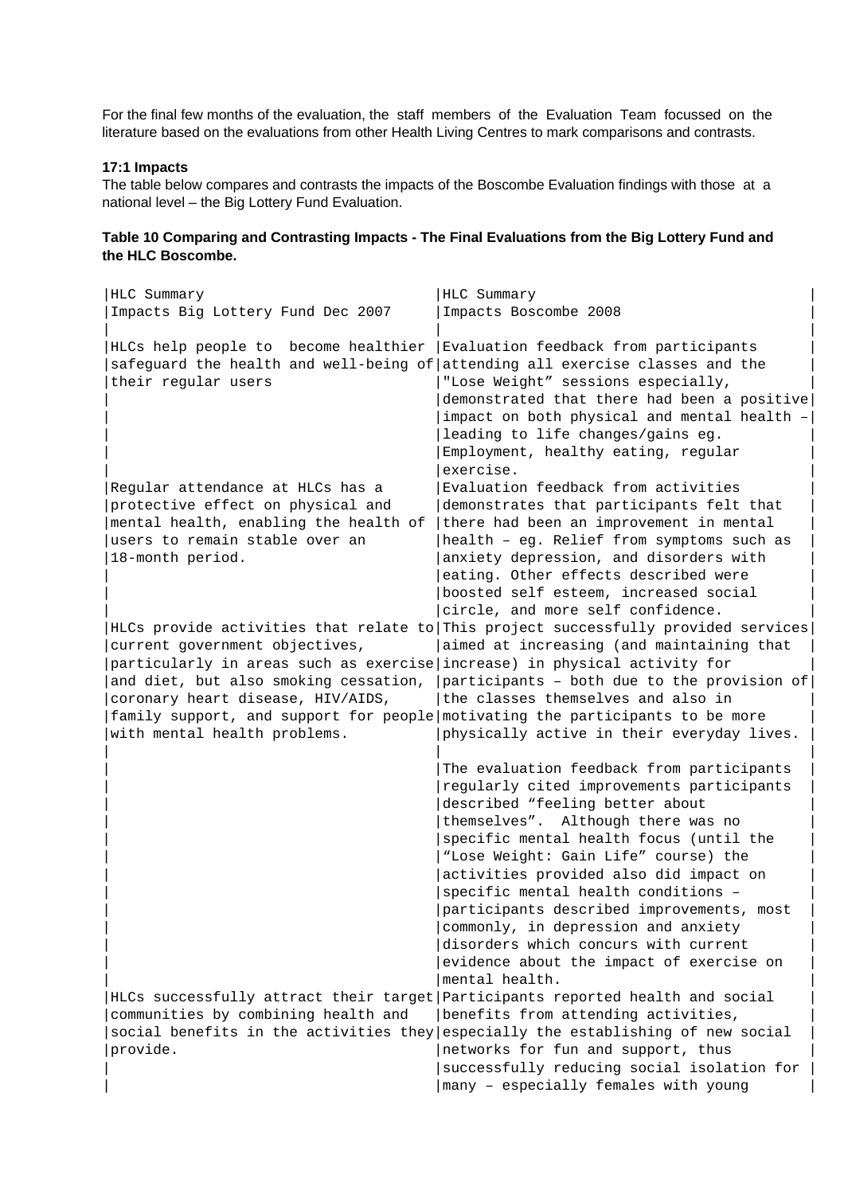For the final few months of the evaluation, the staff members of the Evaluation Team focussed on the literature based on the evaluations from other Health Living Centres to mark comparisons and contrasts.

### 17:1 Impacts

The table below compares and contrasts the impacts of the Boscombe Evaluation findings with those at a national level – the Big Lottery Fund Evaluation.

**Table 10 Comparing and Contrasting Impacts - The Final Evaluations from the Big Lottery Fund and the HLC Boscombe.**

| HLC Summary Impacts Big Lottery Fund Dec 2007 | HLC Summary Impacts Boscombe 2008 |
|---|---|
| HLCs help people to become healthier safeguard the health and well-being of their regular users | Evaluation feedback from participants attending all exercise classes and the "Lose Weight" sessions especially, demonstrated that there had been a positive impact on both physical and mental health – leading to life changes/gains eg. Employment, healthy eating, regular exercise. |
| Regular attendance at HLCs has a protective effect on physical and mental health, enabling the health of users to remain stable over an 18-month period. | Evaluation feedback from activities demonstrates that participants felt that there had been an improvement in mental health – eg. Relief from symptoms such as anxiety depression, and disorders with eating. Other effects described were boosted self esteem, increased social circle, and more self confidence. |
| HLCs provide activities that relate to current government objectives, particularly in areas such as exercise and diet, but also smoking cessation, coronary heart disease, HIV/AIDS, family support, and support for people with mental health problems. | This project successfully provided services aimed at increasing (and maintaining that increase) in physical activity for participants – both due to the provision of the classes themselves and also in motivating the participants to be more physically active in their everyday lives.<br><br>The evaluation feedback from participants regularly cited improvements participants described "feeling better about themselves". Although there was no specific mental health focus (until the "Lose Weight: Gain Life" course) the activities provided also did impact on specific mental health conditions – participants described improvements, most commonly, in depression and anxiety disorders which concurs with current evidence about the impact of exercise on mental health. |
| HLCs successfully attract their target communities by combining health and social benefits in the activities they provide. | Participants reported health and social benefits from attending activities, especially the establishing of new social networks for fun and support, thus successfully reducing social isolation for many – especially females with young |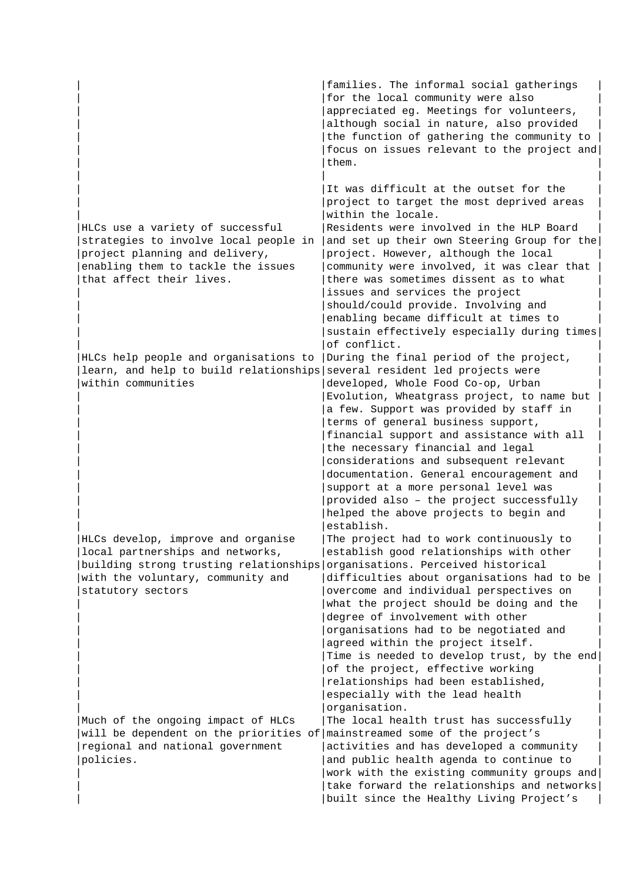| | |
|---|---|
| | families. The informal social gatherings for the local community were also appreciated eg. Meetings for volunteers, although social in nature, also provided the function of gathering the community to focus on issues relevant to the project and them.<br><br>It was difficult at the outset for the project to target the most deprived areas within the locale. |
| HLCs use a variety of successful strategies to involve local people in project planning and delivery, enabling them to tackle the issues that affect their lives. | Residents were involved in the HLP Board and set up their own Steering Group for the project. However, although the local community were involved, it was clear that there was sometimes dissent as to what issues and services the project should/could provide. Involving and enabling became difficult at times to sustain effectively especially during times of conflict. |
| HLCs help people and organisations to learn, and help to build relationships within communities | During the final period of the project, several resident led projects were developed, Whole Food Co-op, Urban Evolution, Wheatgrass project, to name but a few. Support was provided by staff in terms of general business support, financial support and assistance with all the necessary financial and legal considerations and subsequent relevant documentation. General encouragement and support at a more personal level was provided also – the project successfully helped the above projects to begin and establish. |
| HLCs develop, improve and organise local partnerships and networks, building strong trusting relationships with the voluntary, community and statutory sectors | The project had to work continuously to establish good relationships with other organisations. Perceived historical difficulties about organisations had to be overcome and individual perspectives on what the project should be doing and the degree of involvement with other organisations had to be negotiated and agreed within the project itself.<br>Time is needed to develop trust, by the end of the project, effective working relationships had been established, especially with the lead health organisation. |
| Much of the ongoing impact of HLCs will be dependent on the priorities of regional and national government policies. | The local health trust has successfully mainstreamed some of the project's activities and has developed a community and public health agenda to continue to work with the existing community groups and take forward the relationships and networks built since the Healthy Living Project's |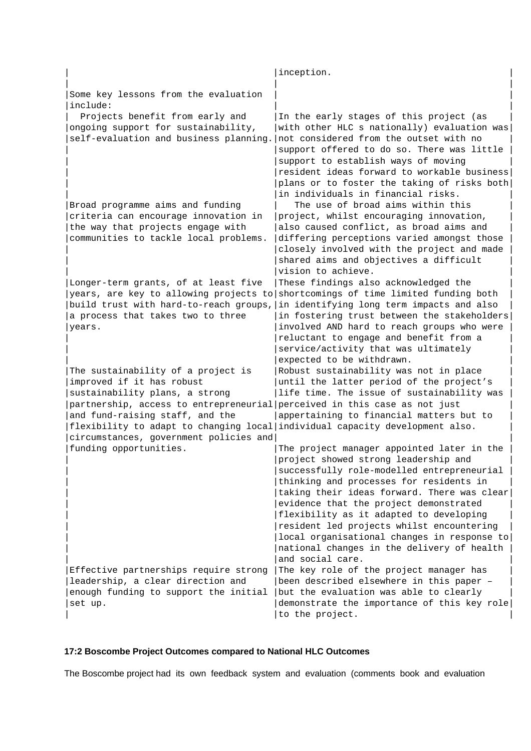| | |
|---|---|
| | inception. |
| Some key lessons from the evaluation include: | |
| Projects benefit from early and ongoing support for sustainability, self-evaluation and business planning. | In the early stages of this project (as with other HLC s nationally) evaluation was not considered from the outset with no support offered to do so. There was little support to establish ways of moving resident ideas forward to workable business plans or to foster the taking of risks both in individuals in financial risks. |
| Broad programme aims and funding criteria can encourage innovation in the way that projects engage with communities to tackle local problems. | The use of broad aims within this project, whilst encouraging innovation, also caused conflict, as broad aims and differing perceptions varied amongst those closely involved with the project and made shared aims and objectives a difficult vision to achieve. |
| Longer-term grants, of at least five years, are key to allowing projects to build trust with hard-to-reach groups, a process that takes two to three years. | These findings also acknowledged the shortcomings of time limited funding both in identifying long term impacts and also in fostering trust between the stakeholders involved AND hard to reach groups who were reluctant to engage and benefit from a service/activity that was ultimately expected to be withdrawn. |
| The sustainability of a project is improved if it has robust sustainability plans, a strong partnership, access to entrepreneurial and fund-raising staff, and the flexibility to adapt to changing local circumstances, government policies and funding opportunities. | Robust sustainability was not in place until the latter period of the project's life time. The issue of sustainability was perceived in this case as not just appertaining to financial matters but to individual capacity development also.<br><br>The project manager appointed later in the project showed strong leadership and successfully role-modelled entrepreneurial thinking and processes for residents in taking their ideas forward. There was clear evidence that the project demonstrated flexibility as it adapted to developing resident led projects whilst encountering local organisational changes in response to national changes in the delivery of health and social care. |
| Effective partnerships require strong leadership, a clear direction and enough funding to support the initial set up. | The key role of the project manager has been described elsewhere in this paper – but the evaluation was able to clearly demonstrate the importance of this key role to the project. |

**17:2 Boscombe Project Outcomes compared to National HLC Outcomes**

The Boscombe project had its own feedback system and evaluation (comments book and evaluation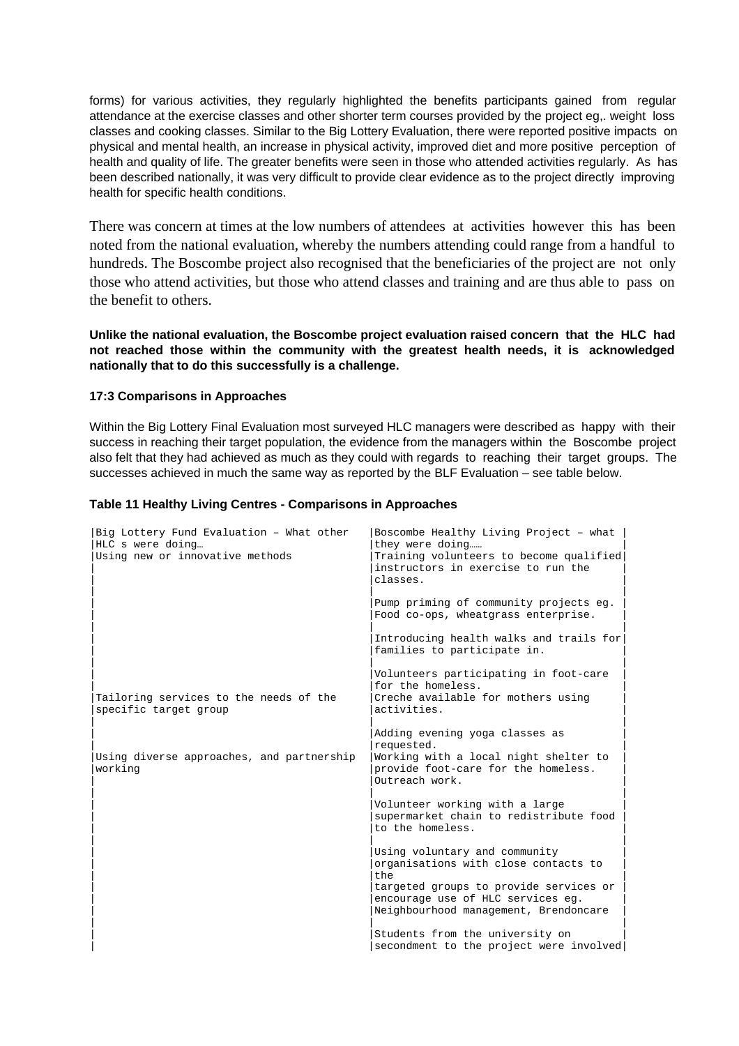forms) for various activities, they regularly highlighted the benefits participants gained from regular attendance at the exercise classes and other shorter term courses provided by the project eg,. weight loss classes and cooking classes. Similar to the Big Lottery Evaluation, there were reported positive impacts on physical and mental health, an increase in physical activity, improved diet and more positive perception of health and quality of life. The greater benefits were seen in those who attended activities regularly. As has been described nationally, it was very difficult to provide clear evidence as to the project directly improving health for specific health conditions.

There was concern at times at the low numbers of attendees at activities however this has been noted from the national evaluation, whereby the numbers attending could range from a handful to hundreds. The Boscombe project also recognised that the beneficiaries of the project are not only those who attend activities, but those who attend classes and training and are thus able to pass on the benefit to others.

**Unlike the national evaluation, the Boscombe project evaluation raised concern that the HLC had not reached those within the community with the greatest health needs, it is acknowledged nationally that to do this successfully is a challenge.**

**17:3 Comparisons in Approaches**

Within the Big Lottery Final Evaluation most surveyed HLC managers were described as happy with their success in reaching their target population, the evidence from the managers within the Boscombe project also felt that they had achieved as much as they could with regards to reaching their target groups. The successes achieved in much the same way as reported by the BLF Evaluation – see table below.

**Table 11 Healthy Living Centres - Comparisons in Approaches**

| Big Lottery Fund Evaluation – What other HLC s were doing… | Boscombe Healthy Living Project – what they were doing…… |
|---|---|
| Using new or innovative methods | Training volunteers to become qualified instructors in exercise to run the classes. |
| | Pump priming of community projects eg. Food co-ops, wheatgrass enterprise. |
| | Introducing health walks and trails for families to participate in. |
| | Volunteers participating in foot-care for the homeless. |
| Tailoring services to the needs of the specific target group | Creche available for mothers using activities. |
| | Adding evening yoga classes as requested. |
| Using diverse approaches, and partnership working | Working with a local night shelter to provide foot-care for the homeless. Outreach work. |
| | Volunteer working with a large supermarket chain to redistribute food to the homeless. |
| | Using voluntary and community organisations with close contacts to the targeted groups to provide services or encourage use of HLC services eg. Neighbourhood management, Brendoncare |
| | Students from the university on secondment to the project were involved |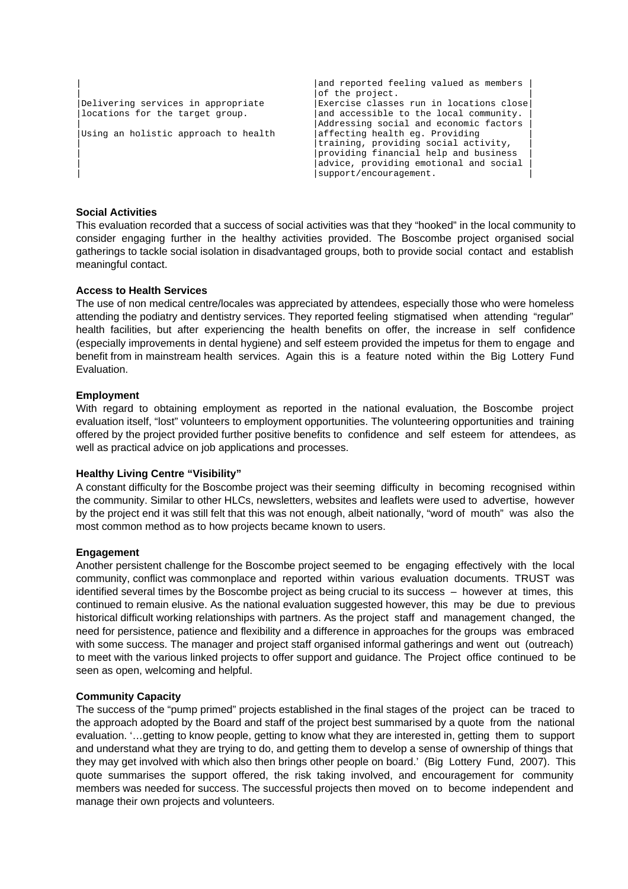| | |
|---|---|
| | and reported feeling valued as members of the project. |
| Delivering services in appropriate locations for the target group. | Exercise classes run in locations close and accessible to the local community. |
| Using an holistic approach to health | Addressing social and economic factors affecting health eg. Providing training, providing social activity, providing financial help and business advice, providing emotional and social support/encouragement. |

**Social Activities**

This evaluation recorded that a success of social activities was that they "hooked" in the local community to consider engaging further in the healthy activities provided. The Boscombe project organised social gatherings to tackle social isolation in disadvantaged groups, both to provide social contact and establish meaningful contact.

**Access to Health Services**

The use of non medical centre/locales was appreciated by attendees, especially those who were homeless attending the podiatry and dentistry services. They reported feeling stigmatised when attending "regular" health facilities, but after experiencing the health benefits on offer, the increase in self confidence (especially improvements in dental hygiene) and self esteem provided the impetus for them to engage and benefit from in mainstream health services. Again this is a feature noted within the Big Lottery Fund Evaluation.

**Employment**

With regard to obtaining employment as reported in the national evaluation, the Boscombe project evaluation itself, "lost" volunteers to employment opportunities. The volunteering opportunities and training offered by the project provided further positive benefits to confidence and self esteem for attendees, as well as practical advice on job applications and processes.

**Healthy Living Centre "Visibility"**

A constant difficulty for the Boscombe project was their seeming difficulty in becoming recognised within the community. Similar to other HLCs, newsletters, websites and leaflets were used to advertise, however by the project end it was still felt that this was not enough, albeit nationally, "word of mouth" was also the most common method as to how projects became known to users.

**Engagement**

Another persistent challenge for the Boscombe project seemed to be engaging effectively with the local community, conflict was commonplace and reported within various evaluation documents. TRUST was identified several times by the Boscombe project as being crucial to its success – however at times, this continued to remain elusive. As the national evaluation suggested however, this may be due to previous historical difficult working relationships with partners. As the project staff and management changed, the need for persistence, patience and flexibility and a difference in approaches for the groups was embraced with some success. The manager and project staff organised informal gatherings and went out (outreach) to meet with the various linked projects to offer support and guidance. The Project office continued to be seen as open, welcoming and helpful.

**Community Capacity**

The success of the "pump primed" projects established in the final stages of the project can be traced to the approach adopted by the Board and staff of the project best summarised by a quote from the national evaluation. '…getting to know people, getting to know what they are interested in, getting them to support and understand what they are trying to do, and getting them to develop a sense of ownership of things that they may get involved with which also then brings other people on board.' (Big Lottery Fund, 2007). This quote summarises the support offered, the risk taking involved, and encouragement for community members was needed for success. The successful projects then moved on to become independent and manage their own projects and volunteers.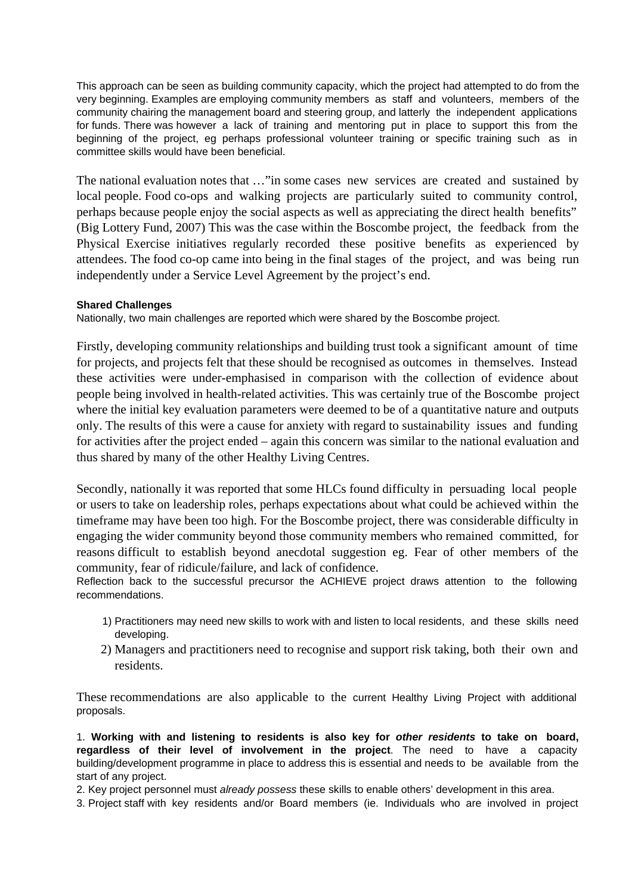This approach can be seen as building community capacity, which the project had attempted to do from the very beginning. Examples are employing community members as staff and volunteers, members of the community chairing the management board and steering group, and latterly the independent applications for funds. There was however a lack of training and mentoring put in place to support this from the beginning of the project, eg perhaps professional volunteer training or specific training such as in committee skills would have been beneficial.

The national evaluation notes that …"in some cases new services are created and sustained by local people. Food co-ops and walking projects are particularly suited to community control, perhaps because people enjoy the social aspects as well as appreciating the direct health benefits" (Big Lottery Fund, 2007) This was the case within the Boscombe project, the feedback from the Physical Exercise initiatives regularly recorded these positive benefits as experienced by attendees. The food co-op came into being in the final stages of the project, and was being run independently under a Service Level Agreement by the project's end.

**Shared Challenges**

Nationally, two main challenges are reported which were shared by the Boscombe project.

Firstly, developing community relationships and building trust took a significant amount of time for projects, and projects felt that these should be recognised as outcomes in themselves. Instead these activities were under-emphasised in comparison with the collection of evidence about people being involved in health-related activities. This was certainly true of the Boscombe project where the initial key evaluation parameters were deemed to be of a quantitative nature and outputs only. The results of this were a cause for anxiety with regard to sustainability issues and funding for activities after the project ended – again this concern was similar to the national evaluation and thus shared by many of the other Healthy Living Centres.

Secondly, nationally it was reported that some HLCs found difficulty in persuading local people or users to take on leadership roles, perhaps expectations about what could be achieved within the timeframe may have been too high. For the Boscombe project, there was considerable difficulty in engaging the wider community beyond those community members who remained committed, for reasons difficult to establish beyond anecdotal suggestion eg. Fear of other members of the community, fear of ridicule/failure, and lack of confidence.

Reflection back to the successful precursor the ACHIEVE project draws attention to the following recommendations.

1) Practitioners may need new skills to work with and listen to local residents, and these skills need developing.
2) Managers and practitioners need to recognise and support risk taking, both their own and residents.

These recommendations are also applicable to the current Healthy Living Project with additional proposals.

1. **Working with and listening to residents is also key for *other residents* to take on board, regardless of their level of involvement in the project**. The need to have a capacity building/development programme in place to address this is essential and needs to be available from the start of any project.
2. Key project personnel must *already possess* these skills to enable others' development in this area.
3. Project staff with key residents and/or Board members (ie. Individuals who are involved in project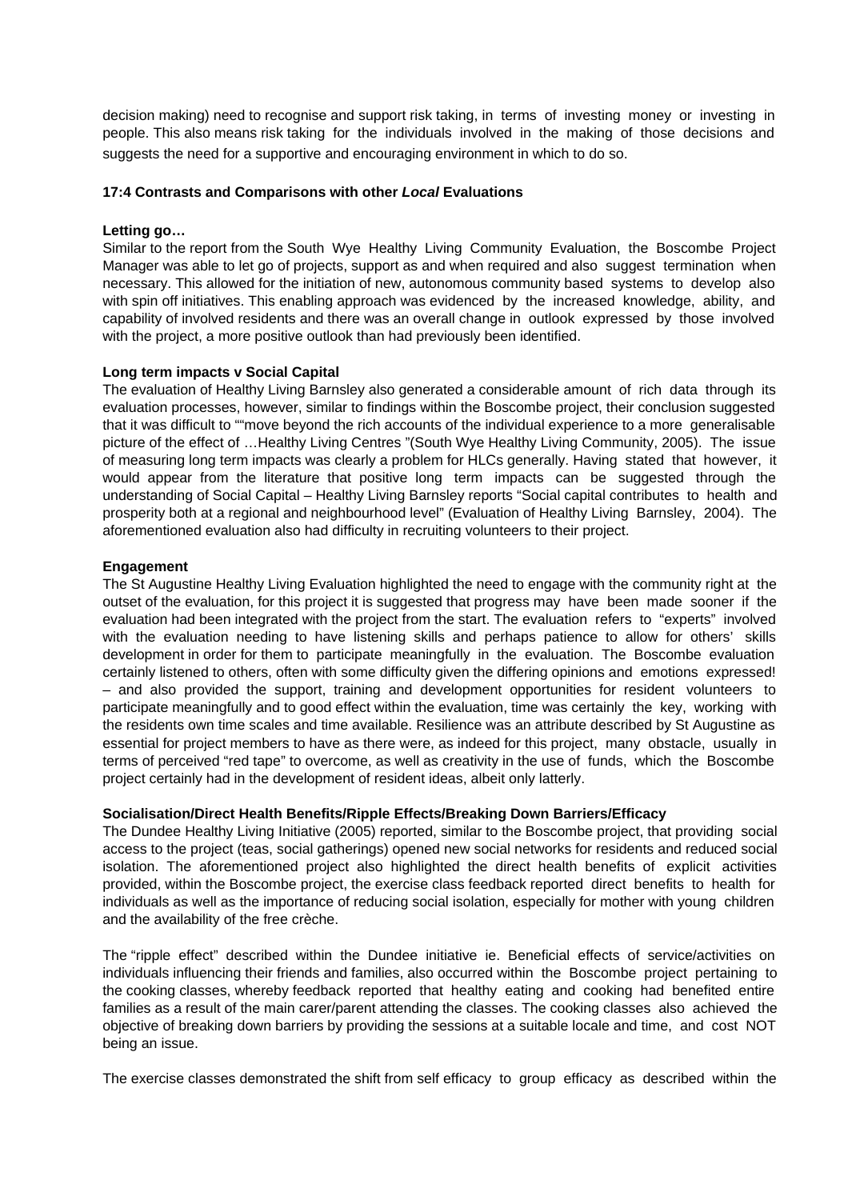decision making) need to recognise and support risk taking, in terms of investing money or investing in people. This also means risk taking for the individuals involved in the making of those decisions and suggests the need for a supportive and encouraging environment in which to do so.

### 17:4 Contrasts and Comparisons with other *Local* Evaluations

**Letting go…**

Similar to the report from the South Wye Healthy Living Community Evaluation, the Boscombe Project Manager was able to let go of projects, support as and when required and also suggest termination when necessary. This allowed for the initiation of new, autonomous community based systems to develop also with spin off initiatives. This enabling approach was evidenced by the increased knowledge, ability, and capability of involved residents and there was an overall change in outlook expressed by those involved with the project, a more positive outlook than had previously been identified.

**Long term impacts v Social Capital**

The evaluation of Healthy Living Barnsley also generated a considerable amount of rich data through its evaluation processes, however, similar to findings within the Boscombe project, their conclusion suggested that it was difficult to ""move beyond the rich accounts of the individual experience to a more generalisable picture of the effect of …Healthy Living Centres "(South Wye Healthy Living Community, 2005). The issue of measuring long term impacts was clearly a problem for HLCs generally. Having stated that however, it would appear from the literature that positive long term impacts can be suggested through the understanding of Social Capital – Healthy Living Barnsley reports "Social capital contributes to health and prosperity both at a regional and neighbourhood level" (Evaluation of Healthy Living Barnsley, 2004). The aforementioned evaluation also had difficulty in recruiting volunteers to their project.

**Engagement**

The St Augustine Healthy Living Evaluation highlighted the need to engage with the community right at the outset of the evaluation, for this project it is suggested that progress may have been made sooner if the evaluation had been integrated with the project from the start. The evaluation refers to "experts" involved with the evaluation needing to have listening skills and perhaps patience to allow for others' skills development in order for them to participate meaningfully in the evaluation. The Boscombe evaluation certainly listened to others, often with some difficulty given the differing opinions and emotions expressed! – and also provided the support, training and development opportunities for resident volunteers to participate meaningfully and to good effect within the evaluation, time was certainly the key, working with the residents own time scales and time available. Resilience was an attribute described by St Augustine as essential for project members to have as there were, as indeed for this project, many obstacle, usually in terms of perceived "red tape" to overcome, as well as creativity in the use of funds, which the Boscombe project certainly had in the development of resident ideas, albeit only latterly.

**Socialisation/Direct Health Benefits/Ripple Effects/Breaking Down Barriers/Efficacy**

The Dundee Healthy Living Initiative (2005) reported, similar to the Boscombe project, that providing social access to the project (teas, social gatherings) opened new social networks for residents and reduced social isolation. The aforementioned project also highlighted the direct health benefits of explicit activities provided, within the Boscombe project, the exercise class feedback reported direct benefits to health for individuals as well as the importance of reducing social isolation, especially for mother with young children and the availability of the free crèche.

The "ripple effect" described within the Dundee initiative ie. Beneficial effects of service/activities on individuals influencing their friends and families, also occurred within the Boscombe project pertaining to the cooking classes, whereby feedback reported that healthy eating and cooking had benefited entire families as a result of the main carer/parent attending the classes. The cooking classes also achieved the objective of breaking down barriers by providing the sessions at a suitable locale and time, and cost NOT being an issue.

The exercise classes demonstrated the shift from self efficacy to group efficacy as described within the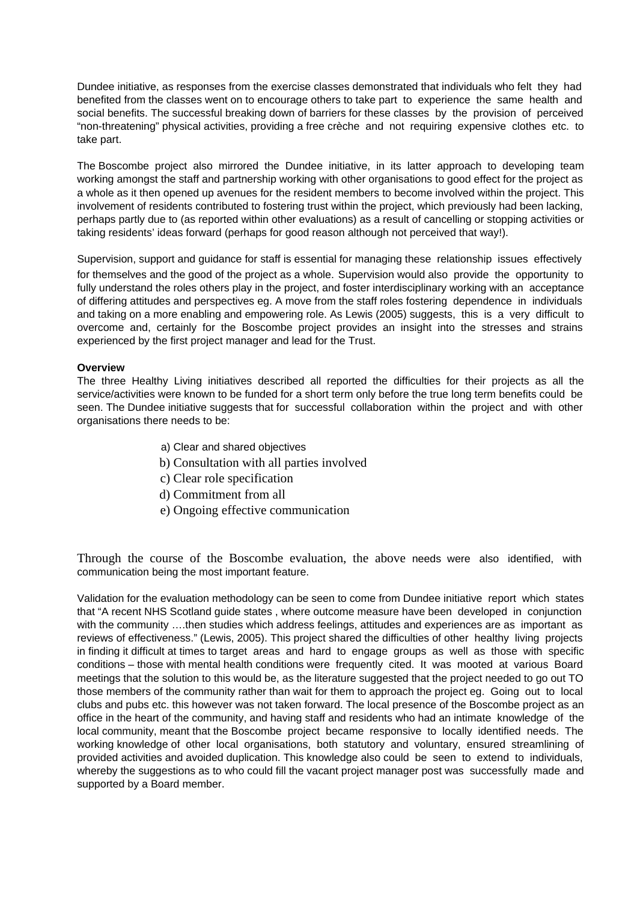Dundee initiative, as responses from the exercise classes demonstrated that individuals who felt they had benefited from the classes went on to encourage others to take part to experience the same health and social benefits. The successful breaking down of barriers for these classes by the provision of perceived "non-threatening" physical activities, providing a free crèche and not requiring expensive clothes etc. to take part.

The Boscombe project also mirrored the Dundee initiative, in its latter approach to developing team working amongst the staff and partnership working with other organisations to good effect for the project as a whole as it then opened up avenues for the resident members to become involved within the project. This involvement of residents contributed to fostering trust within the project, which previously had been lacking, perhaps partly due to (as reported within other evaluations) as a result of cancelling or stopping activities or taking residents' ideas forward (perhaps for good reason although not perceived that way!).

Supervision, support and guidance for staff is essential for managing these relationship issues effectively for themselves and the good of the project as a whole. Supervision would also provide the opportunity to fully understand the roles others play in the project, and foster interdisciplinary working with an acceptance of differing attitudes and perspectives eg. A move from the staff roles fostering dependence in individuals and taking on a more enabling and empowering role. As Lewis (2005) suggests, this is a very difficult to overcome and, certainly for the Boscombe project provides an insight into the stresses and strains experienced by the first project manager and lead for the Trust.

**Overview**

The three Healthy Living initiatives described all reported the difficulties for their projects as all the service/activities were known to be funded for a short term only before the true long term benefits could be seen. The Dundee initiative suggests that for successful collaboration within the project and with other organisations there needs to be:

a) Clear and shared objectives
b) Consultation with all parties involved
c) Clear role specification
d) Commitment from all
e) Ongoing effective communication

Through the course of the Boscombe evaluation, the above needs were also identified, with communication being the most important feature.

Validation for the evaluation methodology can be seen to come from Dundee initiative report which states that "A recent NHS Scotland guide states , where outcome measure have been developed in conjunction with the community ….then studies which address feelings, attitudes and experiences are as important as reviews of effectiveness." (Lewis, 2005). This project shared the difficulties of other healthy living projects in finding it difficult at times to target areas and hard to engage groups as well as those with specific conditions – those with mental health conditions were frequently cited. It was mooted at various Board meetings that the solution to this would be, as the literature suggested that the project needed to go out TO those members of the community rather than wait for them to approach the project eg. Going out to local clubs and pubs etc. this however was not taken forward. The local presence of the Boscombe project as an office in the heart of the community, and having staff and residents who had an intimate knowledge of the local community, meant that the Boscombe project became responsive to locally identified needs. The working knowledge of other local organisations, both statutory and voluntary, ensured streamlining of provided activities and avoided duplication. This knowledge also could be seen to extend to individuals, whereby the suggestions as to who could fill the vacant project manager post was successfully made and supported by a Board member.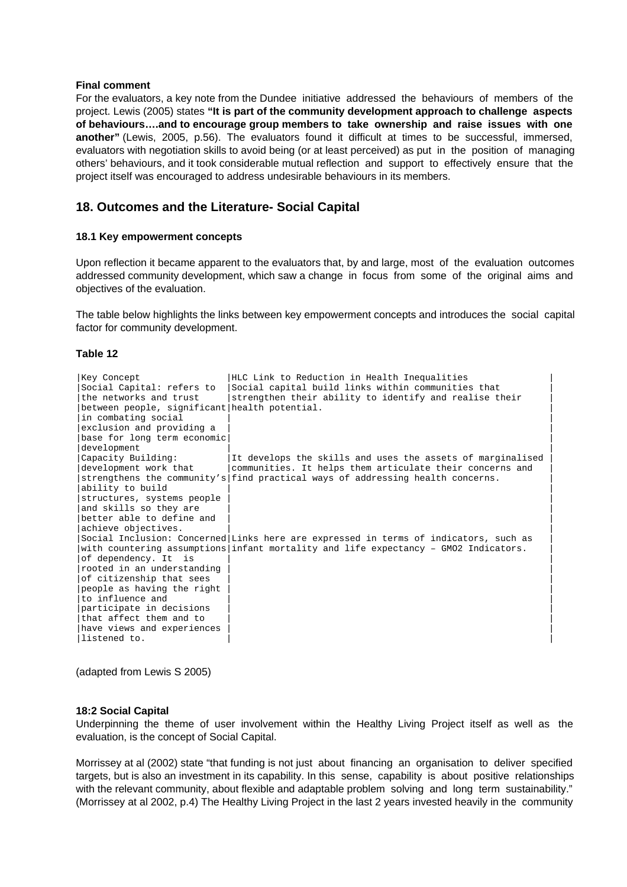**Final comment**

For the evaluators, a key note from the Dundee initiative addressed the behaviours of members of the project. Lewis (2005) states **"It is part of the community development approach to challenge aspects of behaviours….and to encourage group members to take ownership and raise issues with one another"** (Lewis, 2005, p.56). The evaluators found it difficult at times to be successful, immersed, evaluators with negotiation skills to avoid being (or at least perceived) as put in the position of managing others' behaviours, and it took considerable mutual reflection and support to effectively ensure that the project itself was encouraged to address undesirable behaviours in its members.

## 18. Outcomes and the Literature- Social Capital

### 18.1 Key empowerment concepts

Upon reflection it became apparent to the evaluators that, by and large, most of the evaluation outcomes addressed community development, which saw a change in focus from some of the original aims and objectives of the evaluation.

The table below highlights the links between key empowerment concepts and introduces the social capital factor for community development.

**Table 12**

| Key Concept | HLC Link to Reduction in Health Inequalities |
|---|---|
| Social Capital: refers to the networks and trust between people, significant in combating social exclusion and providing a base for long term economic development | Social capital build links within communities that strengthen their ability to identify and realise their health potential. |
| Capacity Building: development work that strengthens the community's ability to build structures, systems people and skills so they are better able to define and achieve objectives. | It develops the skills and uses the assets of marginalised communities. It helps them articulate their concerns and find practical ways of addressing health concerns. |
| Social Inclusion: Concerned with countering assumptions of dependency. It is rooted in an understanding of citizenship that sees people as having the right to influence and participate in decisions that affect them and to have views and experiences listened to. | Links here are expressed in terms of indicators, such as infant mortality and life expectancy – GMO2 Indicators. |

(adapted from Lewis S 2005)

**18:2 Social Capital**

Underpinning the theme of user involvement within the Healthy Living Project itself as well as the evaluation, is the concept of Social Capital.

Morrissey at al (2002) state "that funding is not just about financing an organisation to deliver specified targets, but is also an investment in its capability. In this sense, capability is about positive relationships with the relevant community, about flexible and adaptable problem solving and long term sustainability." (Morrissey at al 2002, p.4) The Healthy Living Project in the last 2 years invested heavily in the community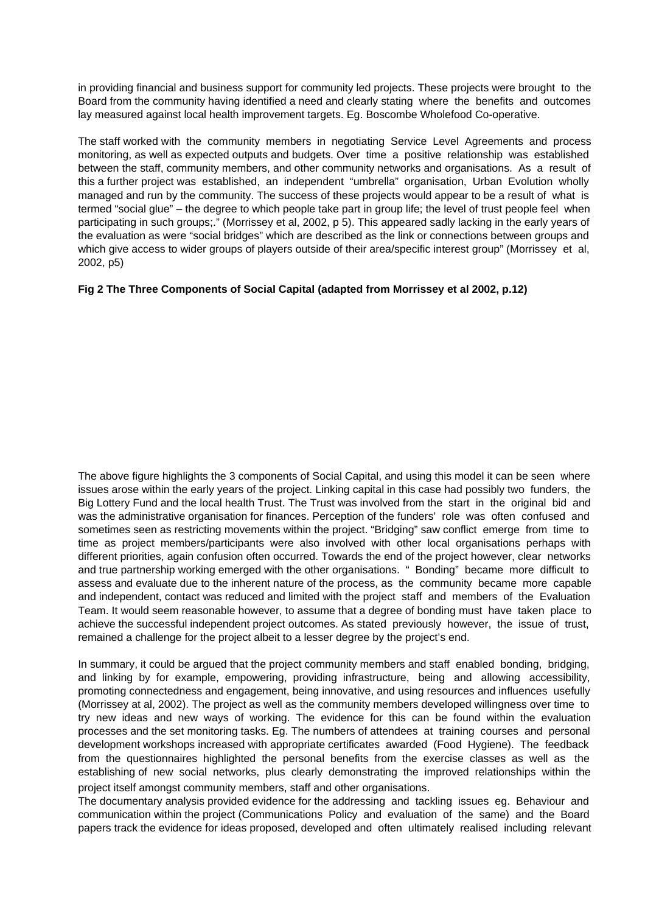in providing financial and business support for community led projects. These projects were brought to the Board from the community having identified a need and clearly stating where the benefits and outcomes lay measured against local health improvement targets. Eg. Boscombe Wholefood Co-operative.

The staff worked with the community members in negotiating Service Level Agreements and process monitoring, as well as expected outputs and budgets. Over time a positive relationship was established between the staff, community members, and other community networks and organisations. As a result of this a further project was established, an independent "umbrella" organisation, Urban Evolution wholly managed and run by the community. The success of these projects would appear to be a result of what is termed "social glue" – the degree to which people take part in group life; the level of trust people feel when participating in such groups;." (Morrissey et al, 2002, p 5). This appeared sadly lacking in the early years of the evaluation as were "social bridges" which are described as the link or connections between groups and which give access to wider groups of players outside of their area/specific interest group" (Morrissey et al, 2002, p5)

**Fig 2 The Three Components of Social Capital (adapted from Morrissey et al 2002, p.12)**

The above figure highlights the 3 components of Social Capital, and using this model it can be seen where issues arose within the early years of the project. Linking capital in this case had possibly two funders, the Big Lottery Fund and the local health Trust. The Trust was involved from the start in the original bid and was the administrative organisation for finances. Perception of the funders' role was often confused and sometimes seen as restricting movements within the project. "Bridging" saw conflict emerge from time to time as project members/participants were also involved with other local organisations perhaps with different priorities, again confusion often occurred. Towards the end of the project however, clear networks and true partnership working emerged with the other organisations. " Bonding" became more difficult to assess and evaluate due to the inherent nature of the process, as the community became more capable and independent, contact was reduced and limited with the project staff and members of the Evaluation Team. It would seem reasonable however, to assume that a degree of bonding must have taken place to achieve the successful independent project outcomes. As stated previously however, the issue of trust, remained a challenge for the project albeit to a lesser degree by the project's end.

In summary, it could be argued that the project community members and staff enabled bonding, bridging, and linking by for example, empowering, providing infrastructure, being and allowing accessibility, promoting connectedness and engagement, being innovative, and using resources and influences usefully (Morrissey at al, 2002). The project as well as the community members developed willingness over time to try new ideas and new ways of working. The evidence for this can be found within the evaluation processes and the set monitoring tasks. Eg. The numbers of attendees at training courses and personal development workshops increased with appropriate certificates awarded (Food Hygiene). The feedback from the questionnaires highlighted the personal benefits from the exercise classes as well as the establishing of new social networks, plus clearly demonstrating the improved relationships within the project itself amongst community members, staff and other organisations.

The documentary analysis provided evidence for the addressing and tackling issues eg. Behaviour and communication within the project (Communications Policy and evaluation of the same) and the Board papers track the evidence for ideas proposed, developed and often ultimately realised including relevant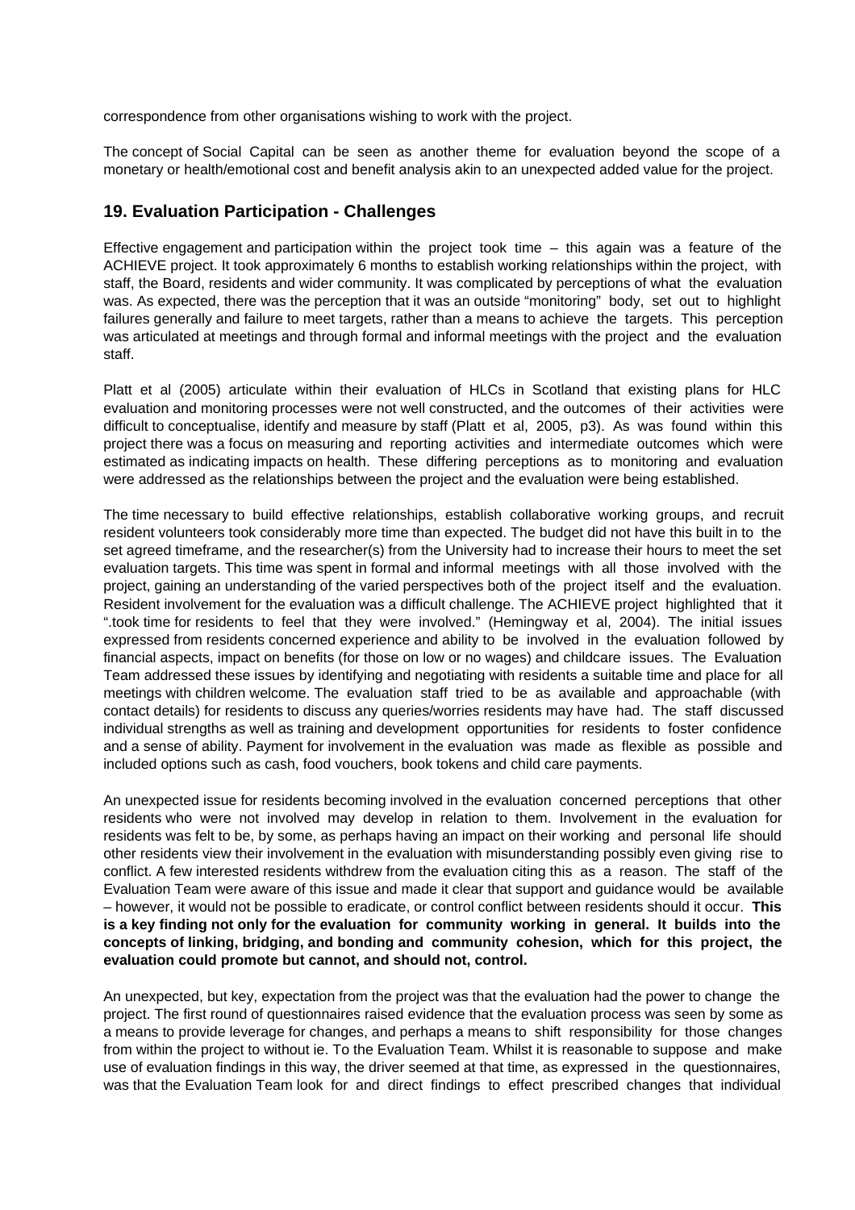correspondence from other organisations wishing to work with the project.

The concept of Social Capital can be seen as another theme for evaluation beyond the scope of a monetary or health/emotional cost and benefit analysis akin to an unexpected added value for the project.

## 19. Evaluation Participation - Challenges

Effective engagement and participation within the project took time – this again was a feature of the ACHIEVE project. It took approximately 6 months to establish working relationships within the project, with staff, the Board, residents and wider community. It was complicated by perceptions of what the evaluation was. As expected, there was the perception that it was an outside "monitoring" body, set out to highlight failures generally and failure to meet targets, rather than a means to achieve the targets. This perception was articulated at meetings and through formal and informal meetings with the project and the evaluation staff.

Platt et al (2005) articulate within their evaluation of HLCs in Scotland that existing plans for HLC evaluation and monitoring processes were not well constructed, and the outcomes of their activities were difficult to conceptualise, identify and measure by staff (Platt et al, 2005, p3). As was found within this project there was a focus on measuring and reporting activities and intermediate outcomes which were estimated as indicating impacts on health. These differing perceptions as to monitoring and evaluation were addressed as the relationships between the project and the evaluation were being established.

The time necessary to build effective relationships, establish collaborative working groups, and recruit resident volunteers took considerably more time than expected. The budget did not have this built in to the set agreed timeframe, and the researcher(s) from the University had to increase their hours to meet the set evaluation targets. This time was spent in formal and informal meetings with all those involved with the project, gaining an understanding of the varied perspectives both of the project itself and the evaluation. Resident involvement for the evaluation was a difficult challenge. The ACHIEVE project highlighted that it ".took time for residents to feel that they were involved." (Hemingway et al, 2004). The initial issues expressed from residents concerned experience and ability to be involved in the evaluation followed by financial aspects, impact on benefits (for those on low or no wages) and childcare issues. The Evaluation Team addressed these issues by identifying and negotiating with residents a suitable time and place for all meetings with children welcome. The evaluation staff tried to be as available and approachable (with contact details) for residents to discuss any queries/worries residents may have had. The staff discussed individual strengths as well as training and development opportunities for residents to foster confidence and a sense of ability. Payment for involvement in the evaluation was made as flexible as possible and included options such as cash, food vouchers, book tokens and child care payments.

An unexpected issue for residents becoming involved in the evaluation concerned perceptions that other residents who were not involved may develop in relation to them. Involvement in the evaluation for residents was felt to be, by some, as perhaps having an impact on their working and personal life should other residents view their involvement in the evaluation with misunderstanding possibly even giving rise to conflict. A few interested residents withdrew from the evaluation citing this as a reason. The staff of the Evaluation Team were aware of this issue and made it clear that support and guidance would be available – however, it would not be possible to eradicate, or control conflict between residents should it occur. **This is a key finding not only for the evaluation for community working in general. It builds into the concepts of linking, bridging, and bonding and community cohesion, which for this project, the evaluation could promote but cannot, and should not, control.**

An unexpected, but key, expectation from the project was that the evaluation had the power to change the project. The first round of questionnaires raised evidence that the evaluation process was seen by some as a means to provide leverage for changes, and perhaps a means to shift responsibility for those changes from within the project to without ie. To the Evaluation Team. Whilst it is reasonable to suppose and make use of evaluation findings in this way, the driver seemed at that time, as expressed in the questionnaires, was that the Evaluation Team look for and direct findings to effect prescribed changes that individual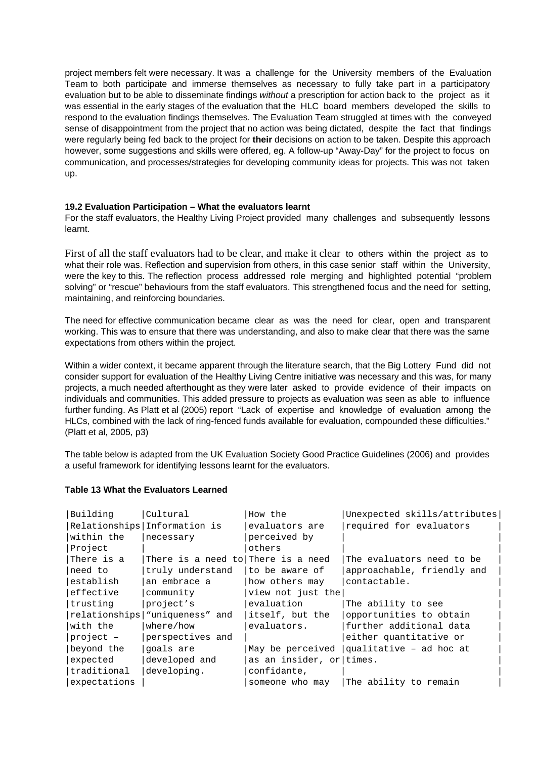project members felt were necessary. It was a challenge for the University members of the Evaluation Team to both participate and immerse themselves as necessary to fully take part in a participatory evaluation but to be able to disseminate findings *without* a prescription for action back to the project as it was essential in the early stages of the evaluation that the HLC board members developed the skills to respond to the evaluation findings themselves. The Evaluation Team struggled at times with the conveyed sense of disappointment from the project that no action was being dictated, despite the fact that findings were regularly being fed back to the project for **their** decisions on action to be taken. Despite this approach however, some suggestions and skills were offered, eg. A follow-up "Away-Day" for the project to focus on communication, and processes/strategies for developing community ideas for projects. This was not taken up.

### 19.2 Evaluation Participation – What the evaluators learnt

For the staff evaluators, the Healthy Living Project provided many challenges and subsequently lessons learnt.

First of all the staff evaluators had to be clear, and make it clear to others within the project as to what their role was. Reflection and supervision from others, in this case senior staff within the University, were the key to this. The reflection process addressed role merging and highlighted potential "problem solving" or "rescue" behaviours from the staff evaluators. This strengthened focus and the need for setting, maintaining, and reinforcing boundaries.

The need for effective communication became clear as was the need for clear, open and transparent working. This was to ensure that there was understanding, and also to make clear that there was the same expectations from others within the project.

Within a wider context, it became apparent through the literature search, that the Big Lottery Fund did not consider support for evaluation of the Healthy Living Centre initiative was necessary and this was, for many projects, a much needed afterthought as they were later asked to provide evidence of their impacts on individuals and communities. This added pressure to projects as evaluation was seen as able to influence further funding. As Platt et al (2005) report "Lack of expertise and knowledge of evaluation among the HLCs, combined with the lack of ring-fenced funds available for evaluation, compounded these difficulties." (Platt et al, 2005, p3)

The table below is adapted from the UK Evaluation Society Good Practice Guidelines (2006) and provides a useful framework for identifying lessons learnt for the evaluators.

**Table 13 What the Evaluators Learned**

| Building Relationships within the Project | Cultural Information is necessary | How the evaluators are perceived by others | Unexpected skills/attributes required for evaluators |
|---|---|---|---|
| There is a need to establish effective trusting relationships with the project – beyond the expected traditional expectations | There is a need to truly understand an embrace a community project's "uniqueness" and where/how perspectives and goals are developed and developing. | There is a need to be aware of how others may view not just the evaluation itself, but the evaluators.<br><br>May be perceived as an insider, or confidante, someone who may | The evaluators need to be approachable, friendly and contactable.<br><br>The ability to see opportunities to obtain further additional data either quantitative or qualitative – ad hoc at times.<br><br>The ability to remain |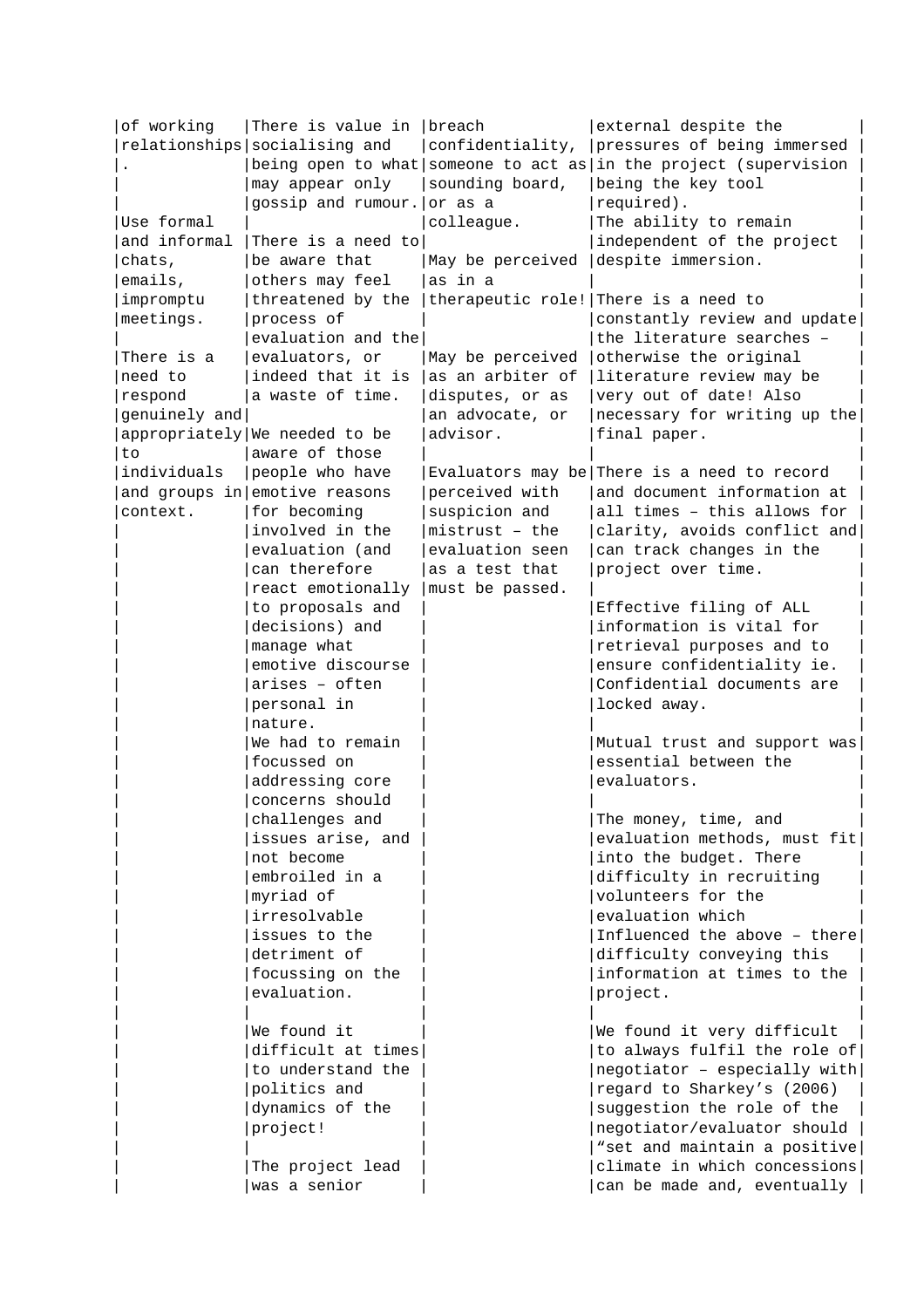| of working relationships. | There is value in socialising and being open to what may appear only gossip and rumour. | breach confidentiality, someone to act as sounding board, or as a colleague. | external despite the pressures of being immersed in the project (supervision being the key tool required). |
|---|---|---|---|
| Use formal and informal chats, emails, impromptu meetings. | There is a need to be aware that others may feel threatened by the process of evaluation and the evaluators, or indeed that it is a waste of time. | May be perceived as in a therapeutic role! | The ability to remain independent of the project despite immersion. |
| There is a need to respond genuinely and appropriately to individuals and groups in context. | We needed to be aware of those people who have emotive reasons for becoming involved in the evaluation (and can therefore react emotionally to proposals and decisions) and manage what emotive discourse arises – often personal in nature. | May be perceived as an arbiter of disputes, or as an advocate, or advisor. | There is a need to constantly review and update the literature searches – otherwise the original literature review may be very out of date! Also necessary for writing up the final paper. |
| | We had to remain focussed on addressing core concerns should challenges and issues arise, and not become embroiled in a myriad of irresolvable issues to the detriment of focussing on the evaluation. | Evaluators may be perceived with suspicion and mistrust – the evaluation seen as a test that must be passed. | There is a need to record and document information at all times – this allows for clarity, avoids conflict and can track changes in the project over time. |
| | We found it difficult at times to understand the politics and dynamics of the project! | | Effective filing of ALL information is vital for retrieval purposes and to ensure confidentiality ie. Confidential documents are locked away. |
| | The project lead was a senior | | Mutual trust and support was essential between the evaluators. |
| | | | The money, time, and evaluation methods, must fit into the budget. There difficulty in recruiting volunteers for the evaluation which Influenced the above – there difficulty conveying this information at times to the project. |
| | | | We found it very difficult to always fulfil the role of negotiator – especially with regard to Sharkey's (2006) suggestion the role of the negotiator/evaluator should "set and maintain a positive climate in which concessions can be made and, eventually |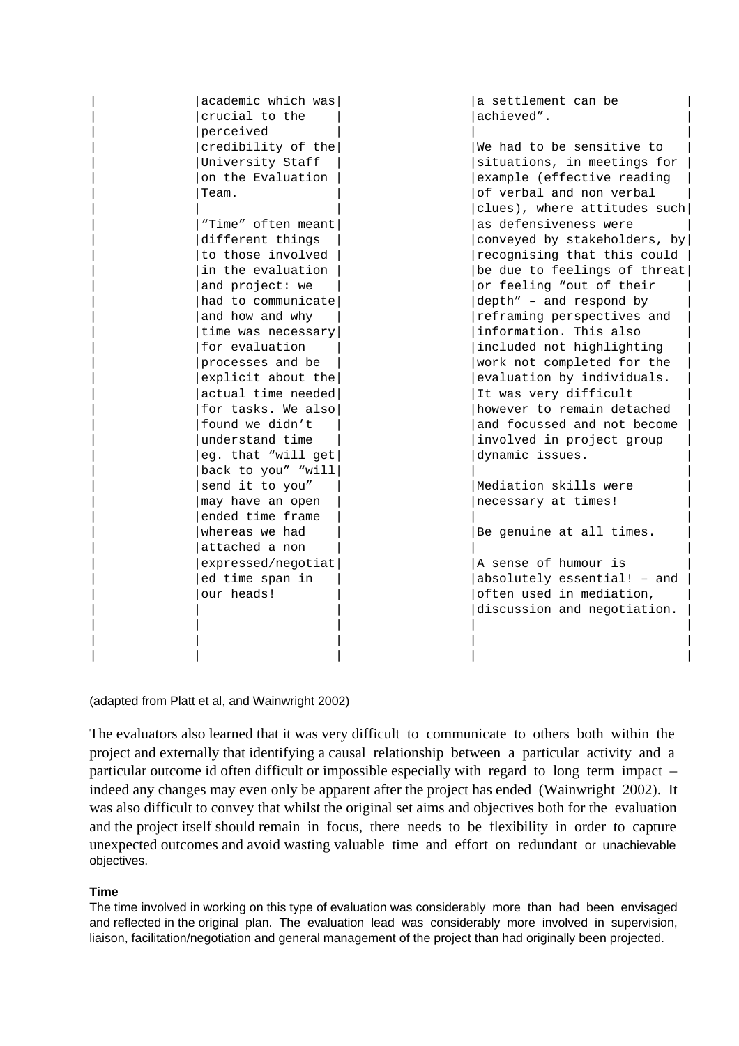| | | | |
|---|---|---|---|
| | academic which was crucial to the perceived credibility of the University Staff on the Evaluation Team.<br><br>"Time" often meant different things to those involved in the evaluation and project: we had to communicate and how and why time was necessary for evaluation processes and be explicit about the actual time needed for tasks. We also found we didn't understand time eg. that "will get back to you" "will send it to you" may have an open ended time frame whereas we had attached a non expressed/negotiated time span in our heads! | | a settlement can be achieved".<br><br>We had to be sensitive to situations, in meetings for example (effective reading of verbal and non verbal clues), where attitudes such as defensiveness were conveyed by stakeholders, by recognising that this could be due to feelings of threat or feeling "out of their depth" – and respond by reframing perspectives and information. This also included not highlighting work not completed for the evaluation by individuals. It was very difficult however to remain detached and focussed and not become involved in project group dynamic issues.<br><br>Mediation skills were necessary at times!<br><br>Be genuine at all times.<br><br>A sense of humour is absolutely essential! – and often used in mediation, discussion and negotiation. |

(adapted from Platt et al, and Wainwright 2002)

The evaluators also learned that it was very difficult to communicate to others both within the project and externally that identifying a causal relationship between a particular activity and a particular outcome id often difficult or impossible especially with regard to long term impact – indeed any changes may even only be apparent after the project has ended (Wainwright 2002). It was also difficult to convey that whilst the original set aims and objectives both for the evaluation and the project itself should remain in focus, there needs to be flexibility in order to capture unexpected outcomes and avoid wasting valuable time and effort on redundant or unachievable objectives.

**Time**

The time involved in working on this type of evaluation was considerably more than had been envisaged and reflected in the original plan. The evaluation lead was considerably more involved in supervision, liaison, facilitation/negotiation and general management of the project than had originally been projected.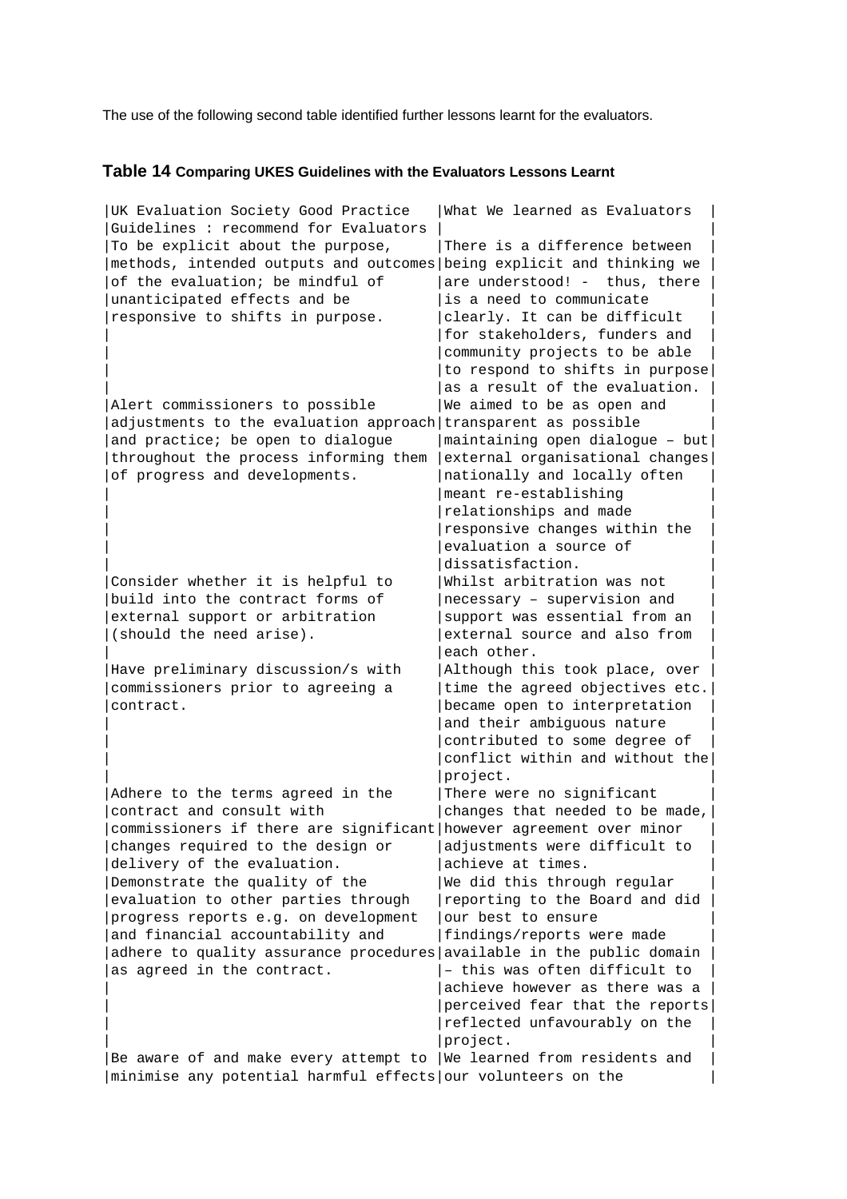The use of the following second table identified further lessons learnt for the evaluators.

**Table 14** **Comparing UKES Guidelines with the Evaluators Lessons Learnt**

| UK Evaluation Society Good Practice Guidelines : recommend for Evaluators | What We learned as Evaluators |
|---|---|
| To be explicit about the purpose, methods, intended outputs and outcomes of the evaluation; be mindful of unanticipated effects and be responsive to shifts in purpose. | There is a difference between being explicit and thinking we are understood! - thus, there is a need to communicate clearly. It can be difficult for stakeholders, funders and community projects to be able to respond to shifts in purpose as a result of the evaluation. |
| Alert commissioners to possible adjustments to the evaluation approach and practice; be open to dialogue throughout the process informing them of progress and developments. | We aimed to be as open and transparent as possible maintaining open dialogue – but external organisational changes nationally and locally often meant re-establishing relationships and made responsive changes within the evaluation a source of dissatisfaction. |
| Consider whether it is helpful to build into the contract forms of external support or arbitration (should the need arise). | Whilst arbitration was not necessary – supervision and support was essential from an external source and also from each other. |
| Have preliminary discussion/s with commissioners prior to agreeing a contract. | Although this took place, over time the agreed objectives etc. became open to interpretation and their ambiguous nature contributed to some degree of conflict within and without the project. |
| Adhere to the terms agreed in the contract and consult with commissioners if there are significant changes required to the design or delivery of the evaluation. | There were no significant changes that needed to be made, however agreement over minor adjustments were difficult to achieve at times. |
| Demonstrate the quality of the evaluation to other parties through progress reports e.g. on development and financial accountability and adhere to quality assurance procedures as agreed in the contract. | We did this through regular reporting to the Board and did our best to ensure findings/reports were made available in the public domain – this was often difficult to achieve however as there was a perceived fear that the reports reflected unfavourably on the project. |
| Be aware of and make every attempt to minimise any potential harmful effects | We learned from residents and our volunteers on the |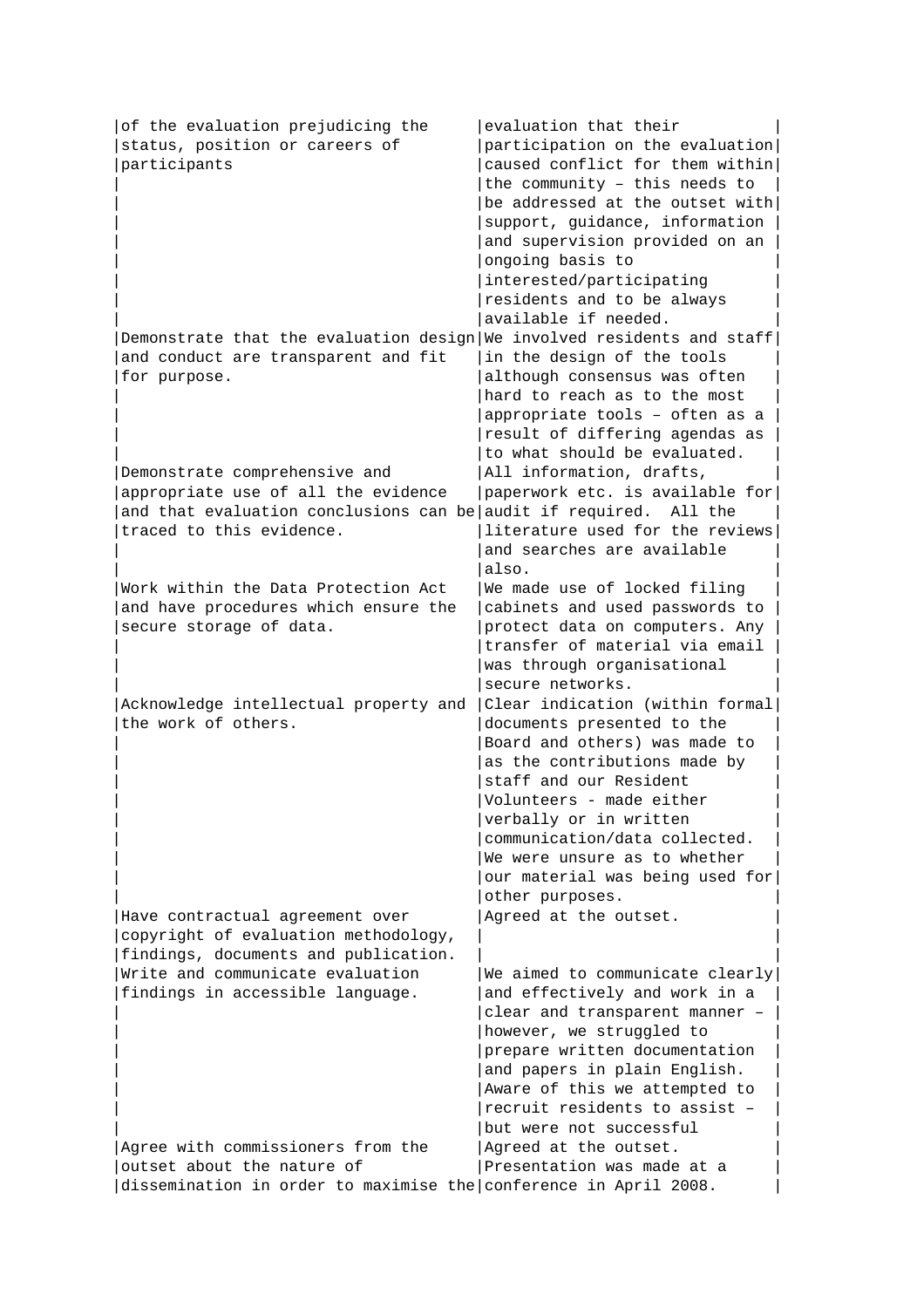| | |
|---|---|
| of the evaluation prejudicing the status, position or careers of participants | evaluation that their participation on the evaluation caused conflict for them within the community – this needs to be addressed at the outset with support, guidance, information and supervision provided on an ongoing basis to interested/participating residents and to be always available if needed. |
| Demonstrate that the evaluation design and conduct are transparent and fit for purpose. | We involved residents and staff in the design of the tools although consensus was often hard to reach as to the most appropriate tools – often as a result of differing agendas as to what should be evaluated. |
| Demonstrate comprehensive and appropriate use of all the evidence and that evaluation conclusions can be traced to this evidence. | All information, drafts, paperwork etc. is available for audit if required. All the literature used for the reviews and searches are available also. |
| Work within the Data Protection Act and have procedures which ensure the secure storage of data. | We made use of locked filing cabinets and used passwords to protect data on computers. Any transfer of material via email was through organisational secure networks. |
| Acknowledge intellectual property and the work of others. | Clear indication (within formal documents presented to the Board and others) was made to as the contributions made by staff and our Resident Volunteers - made either verbally or in written communication/data collected. We were unsure as to whether our material was being used for other purposes. |
| Have contractual agreement over copyright of evaluation methodology, findings, documents and publication. | Agreed at the outset. |
| Write and communicate evaluation findings in accessible language. | We aimed to communicate clearly and effectively and work in a clear and transparent manner – however, we struggled to prepare written documentation and papers in plain English. Aware of this we attempted to recruit residents to assist – but were not successful |
| Agree with commissioners from the outset about the nature of dissemination in order to maximise the | Agreed at the outset. Presentation was made at a conference in April 2008. |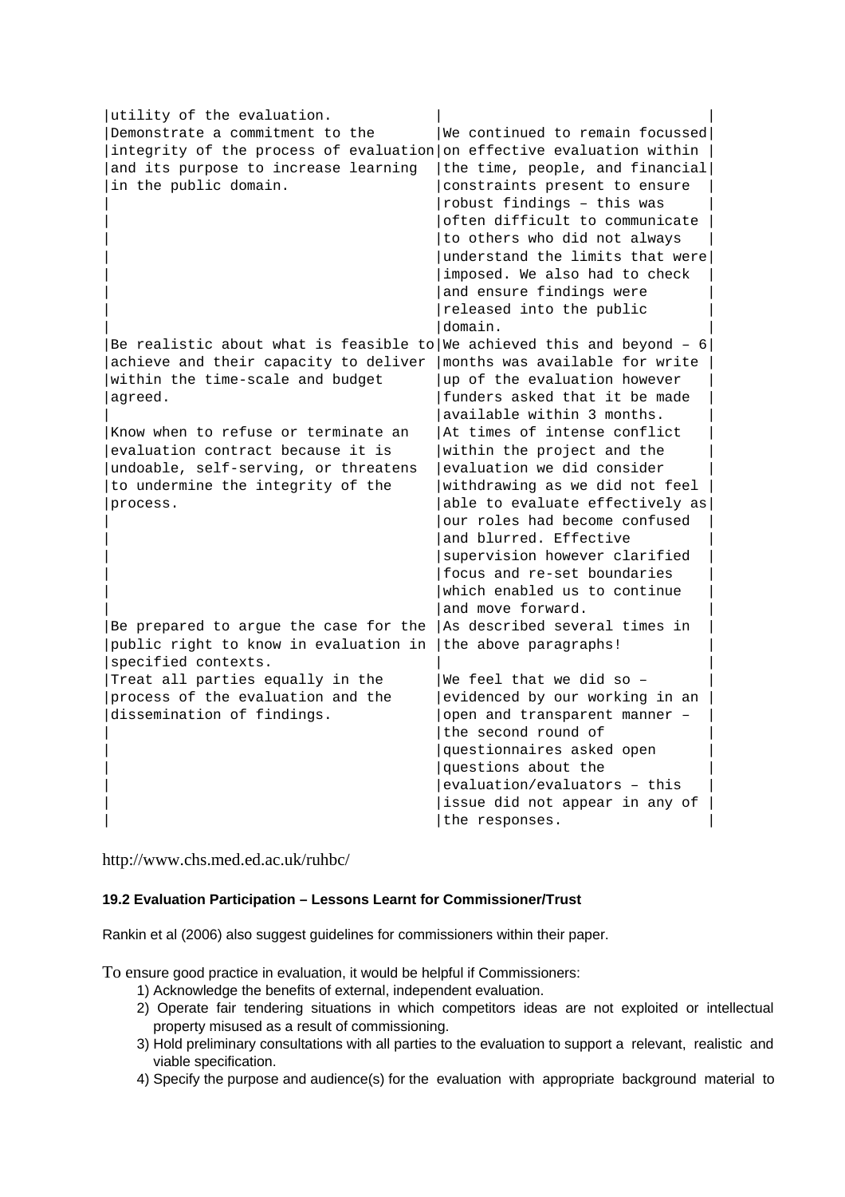| | |
|---|---|
| utility of the evaluation. | |
| Demonstrate a commitment to the integrity of the process of evaluation and its purpose to increase learning in the public domain. | We continued to remain focussed on effective evaluation within the time, people, and financial constraints present to ensure robust findings – this was often difficult to communicate to others who did not always understand the limits that were imposed. We also had to check and ensure findings were released into the public domain. |
| Be realistic about what is feasible to achieve and their capacity to deliver within the time-scale and budget agreed. | We achieved this and beyond – 6 months was available for write up of the evaluation however funders asked that it be made available within 3 months. |
| Know when to refuse or terminate an evaluation contract because it is undoable, self-serving, or threatens to undermine the integrity of the process. | At times of intense conflict within the project and the evaluation we did consider withdrawing as we did not feel able to evaluate effectively as our roles had become confused and blurred. Effective supervision however clarified focus and re-set boundaries which enabled us to continue and move forward. |
| Be prepared to argue the case for the public right to know in evaluation in specified contexts. | As described several times in the above paragraphs! |
| Treat all parties equally in the process of the evaluation and the dissemination of findings. | We feel that we did so – evidenced by our working in an open and transparent manner – the second round of questionnaires asked open questions about the evaluation/evaluators – this issue did not appear in any of the responses. |

http://www.chs.med.ed.ac.uk/ruhbc/

### 19.2 Evaluation Participation – Lessons Learnt for Commissioner/Trust

Rankin et al (2006) also suggest guidelines for commissioners within their paper.

To ensure good practice in evaluation, it would be helpful if Commissioners:

1) Acknowledge the benefits of external, independent evaluation.
2) Operate fair tendering situations in which competitors ideas are not exploited or intellectual property misused as a result of commissioning.
3) Hold preliminary consultations with all parties to the evaluation to support a relevant, realistic and viable specification.
4) Specify the purpose and audience(s) for the evaluation with appropriate background material to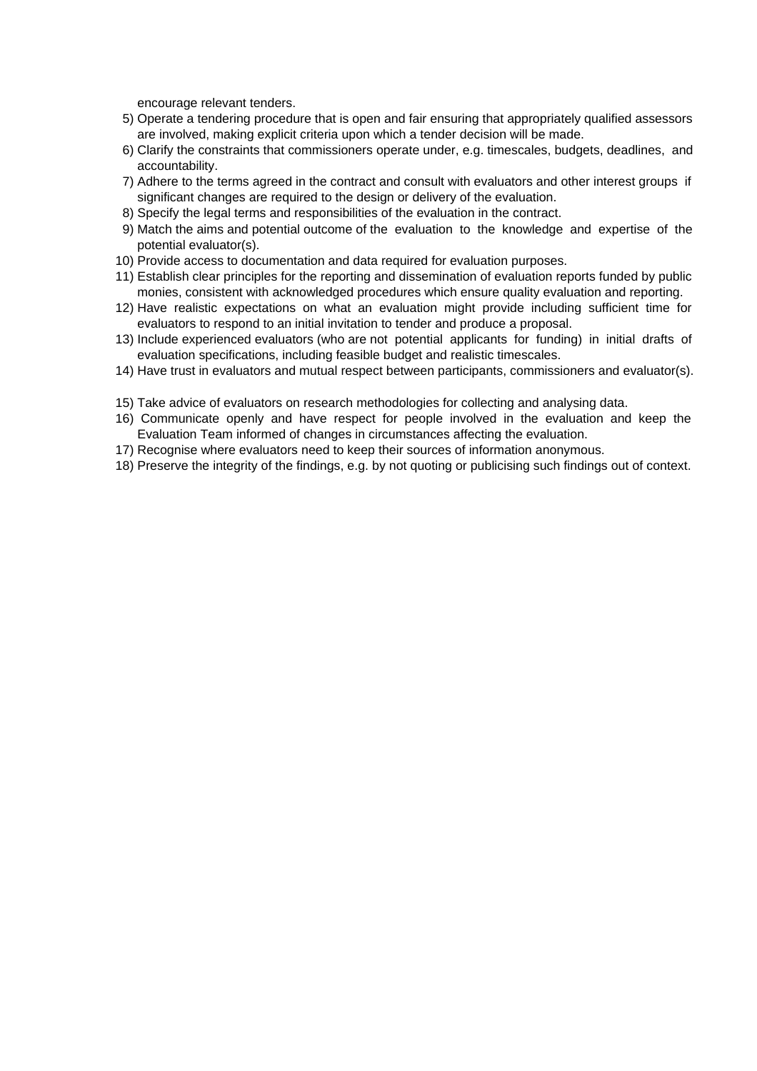encourage relevant tenders.

5) Operate a tendering procedure that is open and fair ensuring that appropriately qualified assessors are involved, making explicit criteria upon which a tender decision will be made.
6) Clarify the constraints that commissioners operate under, e.g. timescales, budgets, deadlines, and accountability.
7) Adhere to the terms agreed in the contract and consult with evaluators and other interest groups if significant changes are required to the design or delivery of the evaluation.
8) Specify the legal terms and responsibilities of the evaluation in the contract.
9) Match the aims and potential outcome of the evaluation to the knowledge and expertise of the potential evaluator(s).
10) Provide access to documentation and data required for evaluation purposes.
11) Establish clear principles for the reporting and dissemination of evaluation reports funded by public monies, consistent with acknowledged procedures which ensure quality evaluation and reporting.
12) Have realistic expectations on what an evaluation might provide including sufficient time for evaluators to respond to an initial invitation to tender and produce a proposal.
13) Include experienced evaluators (who are not potential applicants for funding) in initial drafts of evaluation specifications, including feasible budget and realistic timescales.
14) Have trust in evaluators and mutual respect between participants, commissioners and evaluator(s).
15) Take advice of evaluators on research methodologies for collecting and analysing data.
16) Communicate openly and have respect for people involved in the evaluation and keep the Evaluation Team informed of changes in circumstances affecting the evaluation.
17) Recognise where evaluators need to keep their sources of information anonymous.
18) Preserve the integrity of the findings, e.g. by not quoting or publicising such findings out of context.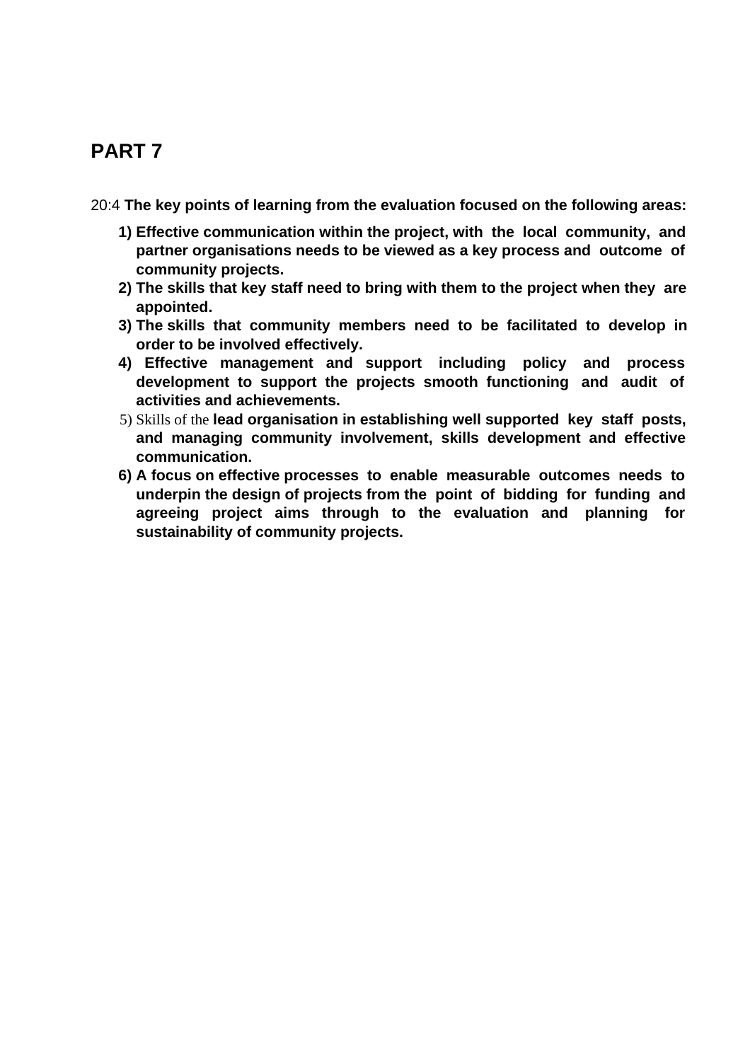# PART 7

20:4 **The key points of learning from the evaluation focused on the following areas:**

1) **Effective communication within the project, with the local community, and partner organisations needs to be viewed as a key process and outcome of community projects.**
2) **The skills that key staff need to bring with them to the project when they are appointed.**
3) **The skills that community members need to be facilitated to develop in order to be involved effectively.**
4) **Effective management and support including policy and process development to support the projects smooth functioning and audit of activities and achievements.**
5) Skills of the **lead organisation in establishing well supported key staff posts, and managing community involvement, skills development and effective communication.**
6) **A focus on effective processes to enable measurable outcomes needs to underpin the design of projects from the point of bidding for funding and agreeing project aims through to the evaluation and planning for sustainability of community projects.**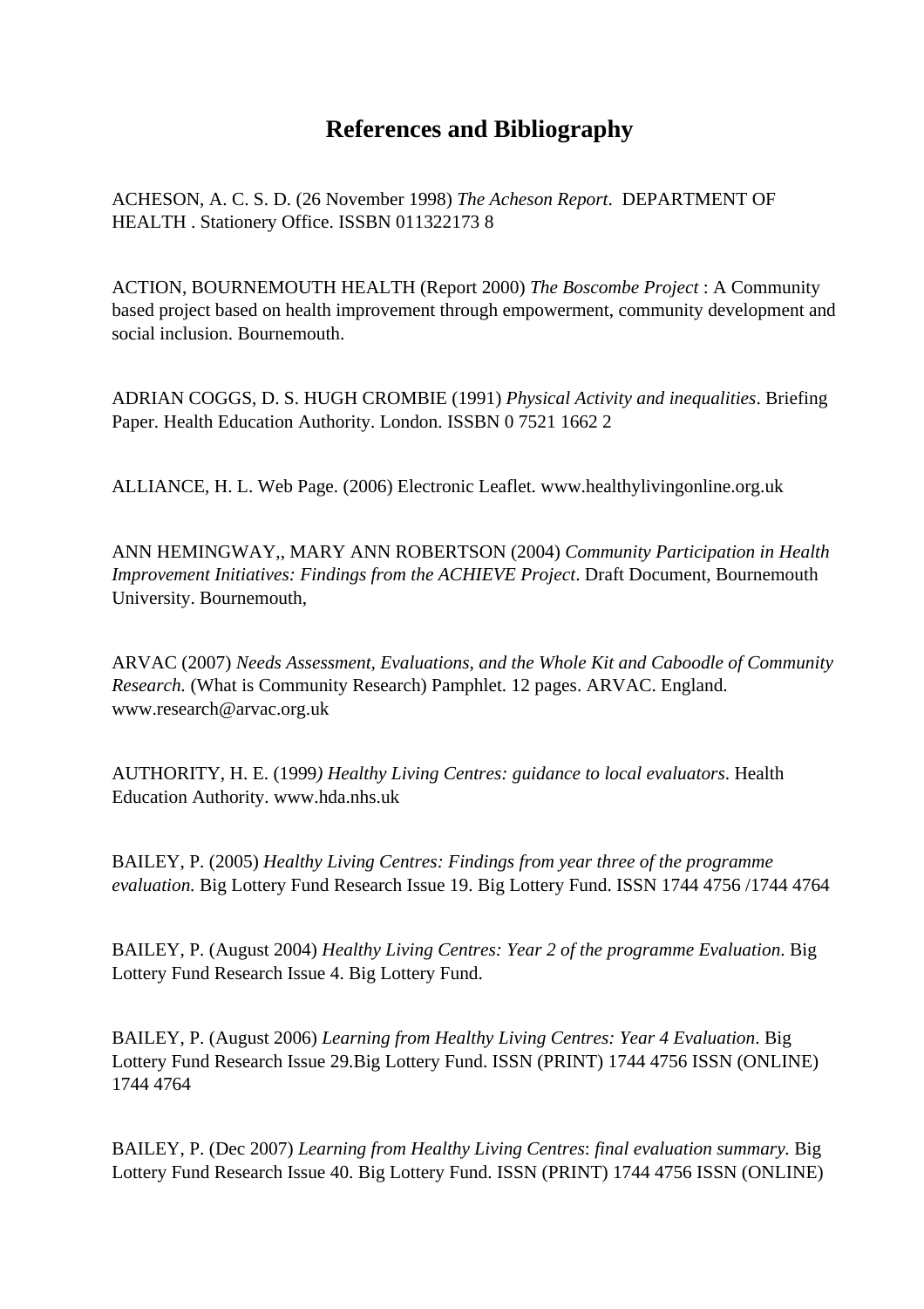# References and Bibliography

ACHESON, A. C. S. D. (26 November 1998) *The Acheson Report*. DEPARTMENT OF HEALTH . Stationery Office. ISSBN 011322173 8

ACTION, BOURNEMOUTH HEALTH (Report 2000) *The Boscombe Project* : A Community based project based on health improvement through empowerment, community development and social inclusion. Bournemouth.

ADRIAN COGGS, D. S. HUGH CROMBIE (1991) *Physical Activity and inequalities*. Briefing Paper. Health Education Authority. London. ISSBN 0 7521 1662 2

ALLIANCE, H. L. Web Page. (2006) Electronic Leaflet. www.healthylivingonline.org.uk

ANN HEMINGWAY,, MARY ANN ROBERTSON (2004) *Community Participation in Health Improvement Initiatives: Findings from the ACHIEVE Project*. Draft Document, Bournemouth University. Bournemouth,

ARVAC (2007) *Needs Assessment, Evaluations, and the Whole Kit and Caboodle of Community Research.* (What is Community Research) Pamphlet. 12 pages. ARVAC. England. www.research@arvac.org.uk

AUTHORITY, H. E. (1999*) Healthy Living Centres: guidance to local evaluators*. Health Education Authority. www.hda.nhs.uk

BAILEY, P. (2005) *Healthy Living Centres: Findings from year three of the programme evaluation.* Big Lottery Fund Research Issue 19. Big Lottery Fund. ISSN 1744 4756 /1744 4764

BAILEY, P. (August 2004) *Healthy Living Centres: Year 2 of the programme Evaluation*. Big Lottery Fund Research Issue 4. Big Lottery Fund.

BAILEY, P. (August 2006) *Learning from Healthy Living Centres: Year 4 Evaluation*. Big Lottery Fund Research Issue 29.Big Lottery Fund. ISSN (PRINT) 1744 4756 ISSN (ONLINE) 1744 4764

BAILEY, P. (Dec 2007) *Learning from Healthy Living Centres*: *final evaluation summary.* Big Lottery Fund Research Issue 40. Big Lottery Fund. ISSN (PRINT) 1744 4756 ISSN (ONLINE)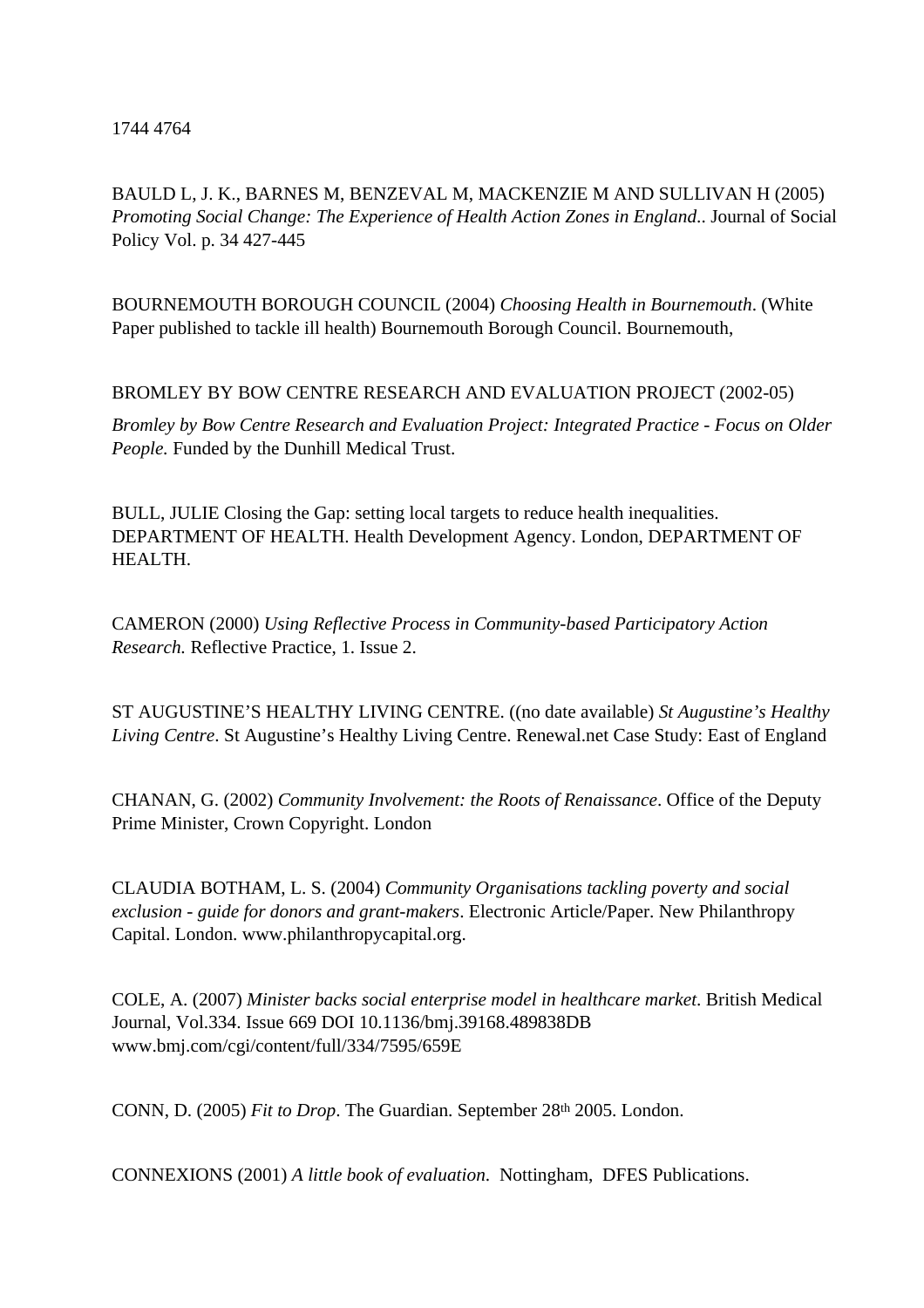1744 4764

BAULD L, J. K., BARNES M, BENZEVAL M, MACKENZIE M AND SULLIVAN H (2005) *Promoting Social Change: The Experience of Health Action Zones in England*.. Journal of Social Policy Vol. p. 34 427-445

BOURNEMOUTH BOROUGH COUNCIL (2004) *Choosing Health in Bournemouth*. (White Paper published to tackle ill health) Bournemouth Borough Council. Bournemouth,

BROMLEY BY BOW CENTRE RESEARCH AND EVALUATION PROJECT (2002-05)

*Bromley by Bow Centre Research and Evaluation Project: Integrated Practice - Focus on Older People.* Funded by the Dunhill Medical Trust.

BULL, JULIE Closing the Gap: setting local targets to reduce health inequalities. DEPARTMENT OF HEALTH. Health Development Agency. London, DEPARTMENT OF HEALTH.

CAMERON (2000) *Using Reflective Process in Community-based Participatory Action Research.* Reflective Practice, 1. Issue 2.

ST AUGUSTINE'S HEALTHY LIVING CENTRE. ((no date available) *St Augustine's Healthy Living Centre*. St Augustine's Healthy Living Centre. Renewal.net Case Study: East of England

CHANAN, G. (2002) *Community Involvement: the Roots of Renaissance*. Office of the Deputy Prime Minister, Crown Copyright. London

CLAUDIA BOTHAM, L. S. (2004) *Community Organisations tackling poverty and social exclusion - guide for donors and grant-makers*. Electronic Article/Paper. New Philanthropy Capital. London. www.philanthropycapital.org.

COLE, A. (2007) *Minister backs social enterprise model in healthcare market*. British Medical Journal, Vol.334. Issue 669 DOI 10.1136/bmj.39168.489838DB www.bmj.com/cgi/content/full/334/7595/659E

CONN, D. (2005) *Fit to Drop*. The Guardian. September 28th 2005. London.

CONNEXIONS (2001) *A little book of evaluation*. Nottingham, DFES Publications.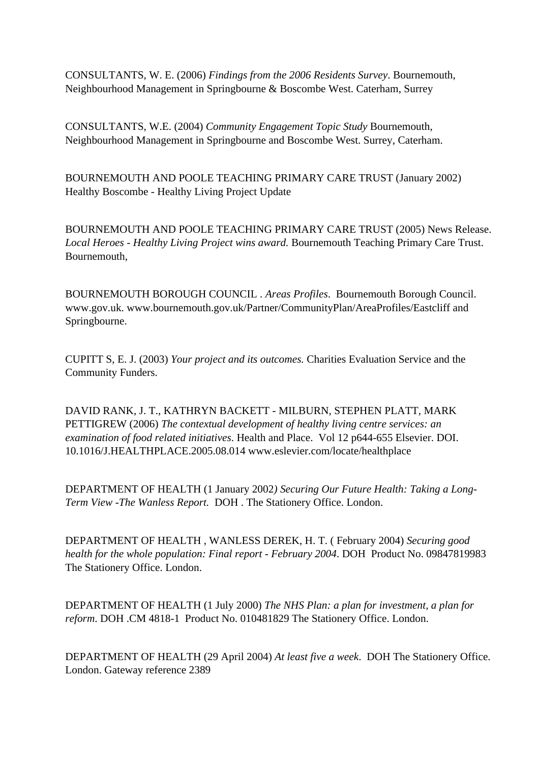CONSULTANTS, W. E. (2006) *Findings from the 2006 Residents Survey*. Bournemouth, Neighbourhood Management in Springbourne & Boscombe West. Caterham, Surrey

CONSULTANTS, W.E. (2004) *Community Engagement Topic Study* Bournemouth, Neighbourhood Management in Springbourne and Boscombe West. Surrey, Caterham.

BOURNEMOUTH AND POOLE TEACHING PRIMARY CARE TRUST (January 2002) Healthy Boscombe - Healthy Living Project Update

BOURNEMOUTH AND POOLE TEACHING PRIMARY CARE TRUST (2005) News Release. *Local Heroes - Healthy Living Project wins award.* Bournemouth Teaching Primary Care Trust. Bournemouth,

BOURNEMOUTH BOROUGH COUNCIL . *Areas Profiles*. Bournemouth Borough Council. www.gov.uk. www.bournemouth.gov.uk/Partner/CommunityPlan/AreaProfiles/Eastcliff and Springbourne.

CUPITT S, E. J. (2003) *Your project and its outcomes.* Charities Evaluation Service and the Community Funders.

DAVID RANK, J. T., KATHRYN BACKETT - MILBURN, STEPHEN PLATT, MARK PETTIGREW (2006) *The contextual development of healthy living centre services: an examination of food related initiatives*. Health and Place. Vol 12 p644-655 Elsevier. DOI. 10.1016/J.HEALTHPLACE.2005.08.014 www.eslevier.com/locate/healthplace

DEPARTMENT OF HEALTH (1 January 2002*) Securing Our Future Health: Taking a Long-Term View -The Wanless Report.* DOH . The Stationery Office. London.

DEPARTMENT OF HEALTH , WANLESS DEREK, H. T. ( February 2004) *Securing good health for the whole population: Final report - February 2004*. DOH Product No. 09847819983 The Stationery Office. London.

DEPARTMENT OF HEALTH (1 July 2000) *The NHS Plan: a plan for investment, a plan for reform*. DOH .CM 4818-1 Product No. 010481829 The Stationery Office. London.

DEPARTMENT OF HEALTH (29 April 2004) *At least five a week*. DOH The Stationery Office. London. Gateway reference 2389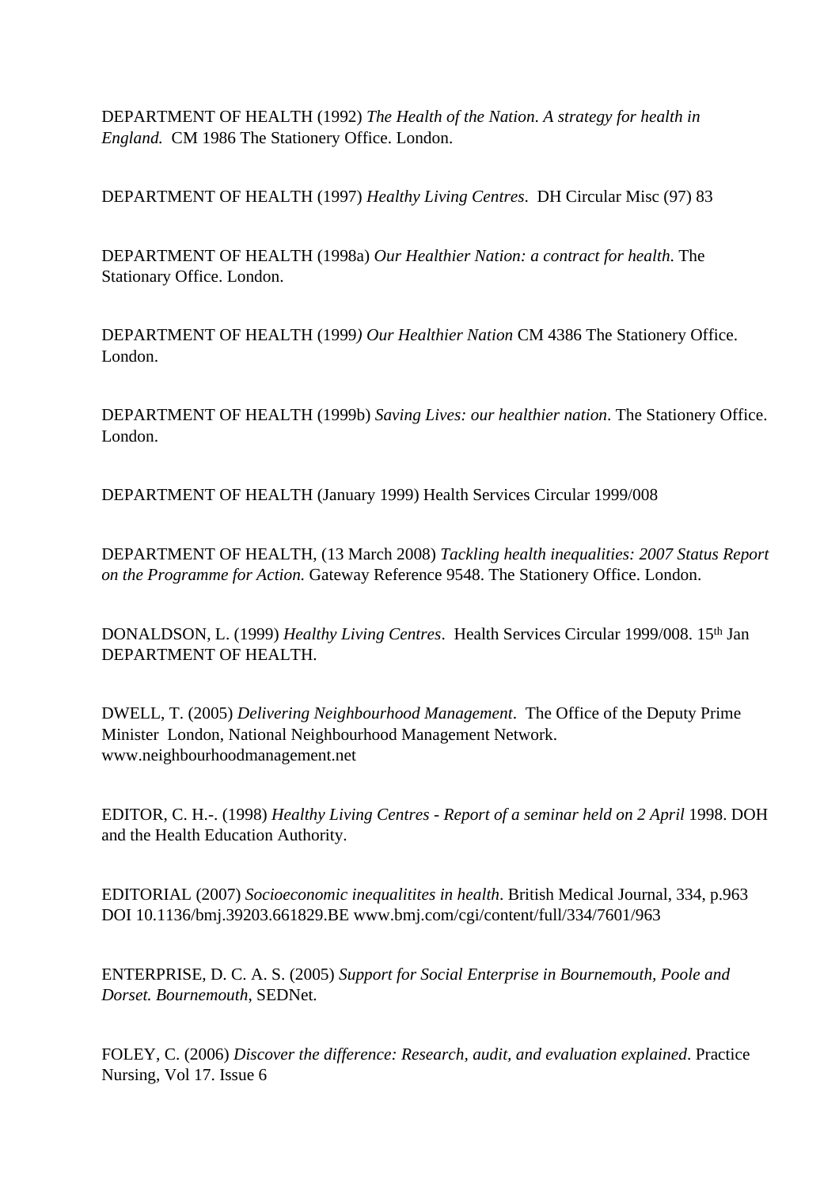DEPARTMENT OF HEALTH (1992) *The Health of the Nation. A strategy for health in England.* CM 1986 The Stationery Office. London.

DEPARTMENT OF HEALTH (1997) *Healthy Living Centres*. DH Circular Misc (97) 83

DEPARTMENT OF HEALTH (1998a) *Our Healthier Nation: a contract for health*. The Stationary Office. London.

DEPARTMENT OF HEALTH (1999*) Our Healthier Nation* CM 4386 The Stationery Office. London.

DEPARTMENT OF HEALTH (1999b) *Saving Lives: our healthier nation*. The Stationery Office. London.

DEPARTMENT OF HEALTH (January 1999) Health Services Circular 1999/008

DEPARTMENT OF HEALTH, (13 March 2008) *Tackling health inequalities: 2007 Status Report on the Programme for Action.* Gateway Reference 9548. The Stationery Office. London.

DONALDSON, L. (1999) *Healthy Living Centres*. Health Services Circular 1999/008. 15th Jan DEPARTMENT OF HEALTH.

DWELL, T. (2005) *Delivering Neighbourhood Management*. The Office of the Deputy Prime Minister London, National Neighbourhood Management Network. www.neighbourhoodmanagement.net

EDITOR, C. H.-. (1998) *Healthy Living Centres - Report of a seminar held on 2 April* 1998. DOH and the Health Education Authority.

EDITORIAL (2007) *Socioeconomic inequalitites in health*. British Medical Journal, 334, p.963 DOI 10.1136/bmj.39203.661829.BE www.bmj.com/cgi/content/full/334/7601/963

ENTERPRISE, D. C. A. S. (2005) *Support for Social Enterprise in Bournemouth, Poole and Dorset. Bournemouth*, SEDNet.

FOLEY, C. (2006) *Discover the difference: Research, audit, and evaluation explained*. Practice Nursing, Vol 17. Issue 6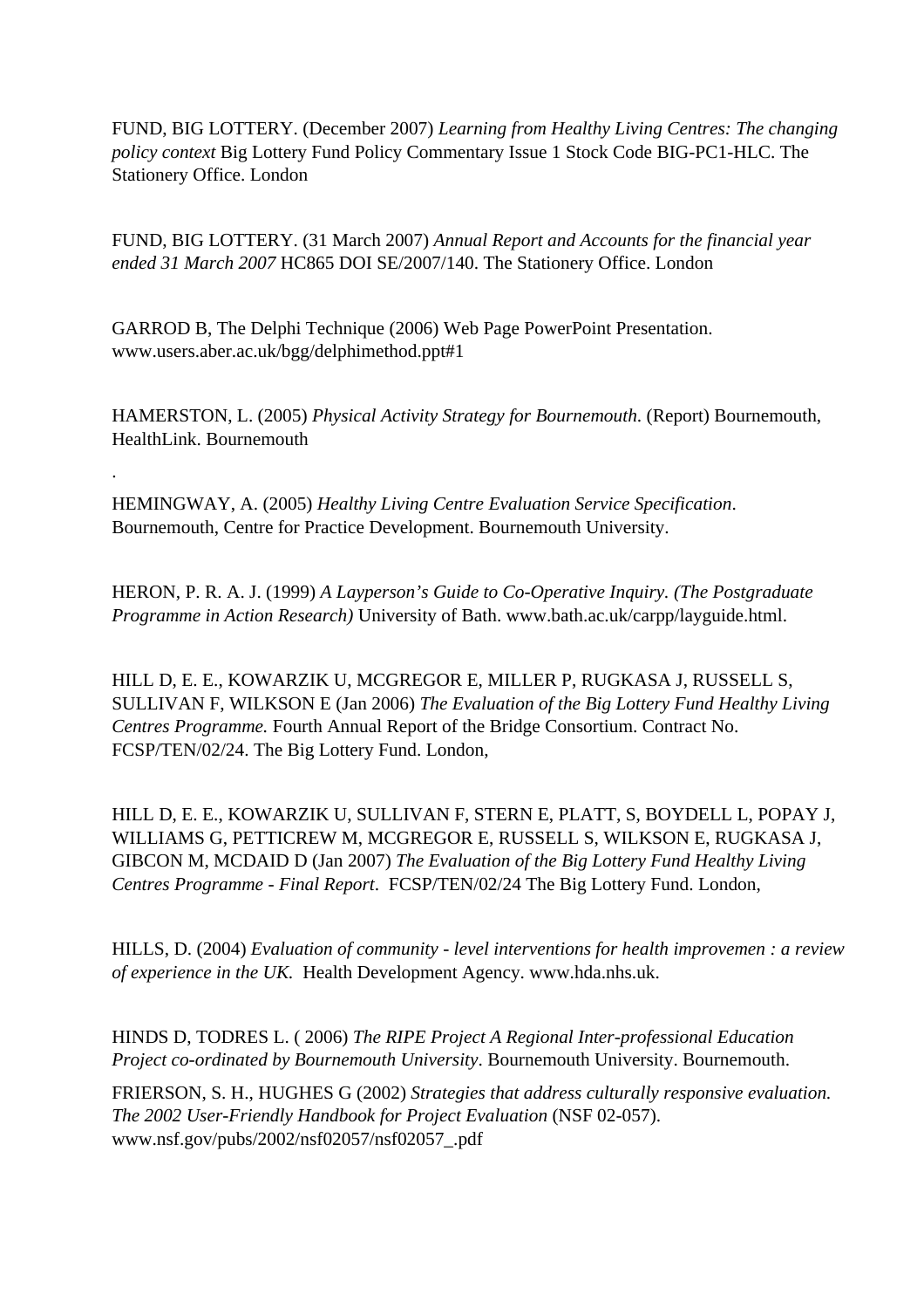FUND, BIG LOTTERY. (December 2007) *Learning from Healthy Living Centres: The changing policy context* Big Lottery Fund Policy Commentary Issue 1 Stock Code BIG-PC1-HLC. The Stationery Office. London

FUND, BIG LOTTERY. (31 March 2007) *Annual Report and Accounts for the financial year ended 31 March 2007* HC865 DOI SE/2007/140. The Stationery Office. London

GARROD B, The Delphi Technique (2006) Web Page PowerPoint Presentation. www.users.aber.ac.uk/bgg/delphimethod.ppt#1

HAMERSTON, L. (2005) *Physical Activity Strategy for Bournemouth.* (Report) Bournemouth, HealthLink. Bournemouth

.

HEMINGWAY, A. (2005) *Healthy Living Centre Evaluation Service Specification*. Bournemouth, Centre for Practice Development. Bournemouth University.

HERON, P. R. A. J. (1999) *A Layperson's Guide to Co-Operative Inquiry. (The Postgraduate Programme in Action Research)* University of Bath. www.bath.ac.uk/carpp/layguide.html.

HILL D, E. E., KOWARZIK U, MCGREGOR E, MILLER P, RUGKASA J, RUSSELL S, SULLIVAN F, WILKSON E (Jan 2006) *The Evaluation of the Big Lottery Fund Healthy Living Centres Programme.* Fourth Annual Report of the Bridge Consortium. Contract No. FCSP/TEN/02/24. The Big Lottery Fund. London,

HILL D, E. E., KOWARZIK U, SULLIVAN F, STERN E, PLATT, S, BOYDELL L, POPAY J, WILLIAMS G, PETTICREW M, MCGREGOR E, RUSSELL S, WILKSON E, RUGKASA J, GIBCON M, MCDAID D (Jan 2007) *The Evaluation of the Big Lottery Fund Healthy Living Centres Programme - Final Report*. FCSP/TEN/02/24 The Big Lottery Fund. London,

HILLS, D. (2004) *Evaluation of community - level interventions for health improvemen : a review of experience in the UK.* Health Development Agency. www.hda.nhs.uk.

HINDS D, TODRES L. ( 2006) *The RIPE Project A Regional Inter-professional Education Project co-ordinated by Bournemouth University*. Bournemouth University. Bournemouth.

FRIERSON, S. H., HUGHES G (2002) *Strategies that address culturally responsive evaluation. The 2002 User-Friendly Handbook for Project Evaluation* (NSF 02-057). www.nsf.gov/pubs/2002/nsf02057/nsf02057_.pdf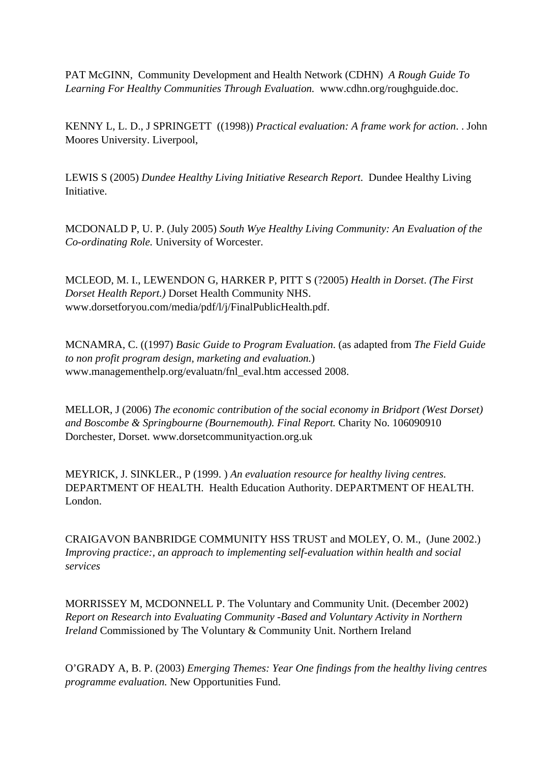PAT McGINN, Community Development and Health Network (CDHN) *A Rough Guide To Learning For Healthy Communities Through Evaluation.* www.cdhn.org/roughguide.doc.

KENNY L, L. D., J SPRINGETT ((1998)) *Practical evaluation: A frame work for action*. . John Moores University. Liverpool,

LEWIS S (2005) *Dundee Healthy Living Initiative Research Report.* Dundee Healthy Living Initiative.

MCDONALD P, U. P. (July 2005) *South Wye Healthy Living Community: An Evaluation of the Co-ordinating Role.* University of Worcester.

MCLEOD, M. I., LEWENDON G, HARKER P, PITT S (?2005) *Health in Dorset*. *(The First Dorset Health Report.)* Dorset Health Community NHS. www.dorsetforyou.com/media/pdf/l/j/FinalPublicHealth.pdf.

MCNAMRA, C. ((1997) *Basic Guide to Program Evaluation.* (as adapted from *The Field Guide to non profit program design, marketing and evaluation.*) www.managementhelp.org/evaluatn/fnl_eval.htm accessed 2008.

MELLOR, J (2006) *The economic contribution of the social economy in Bridport (West Dorset) and Boscombe & Springbourne (Bournemouth). Final Report.* Charity No. 106090910 Dorchester, Dorset. www.dorsetcommunityaction.org.uk

MEYRICK, J. SINKLER., P (1999. ) *An evaluation resource for healthy living centres.* DEPARTMENT OF HEALTH. Health Education Authority. DEPARTMENT OF HEALTH. London.

CRAIGAVON BANBRIDGE COMMUNITY HSS TRUST and MOLEY, O. M., (June 2002.) *Improving practice:, an approach to implementing self-evaluation within health and social services*

MORRISSEY M, MCDONNELL P. The Voluntary and Community Unit. (December 2002) *Report on Research into Evaluating Community -Based and Voluntary Activity in Northern Ireland* Commissioned by The Voluntary & Community Unit. Northern Ireland

O'GRADY A, B. P. (2003) *Emerging Themes: Year One findings from the healthy living centres programme evaluation.* New Opportunities Fund.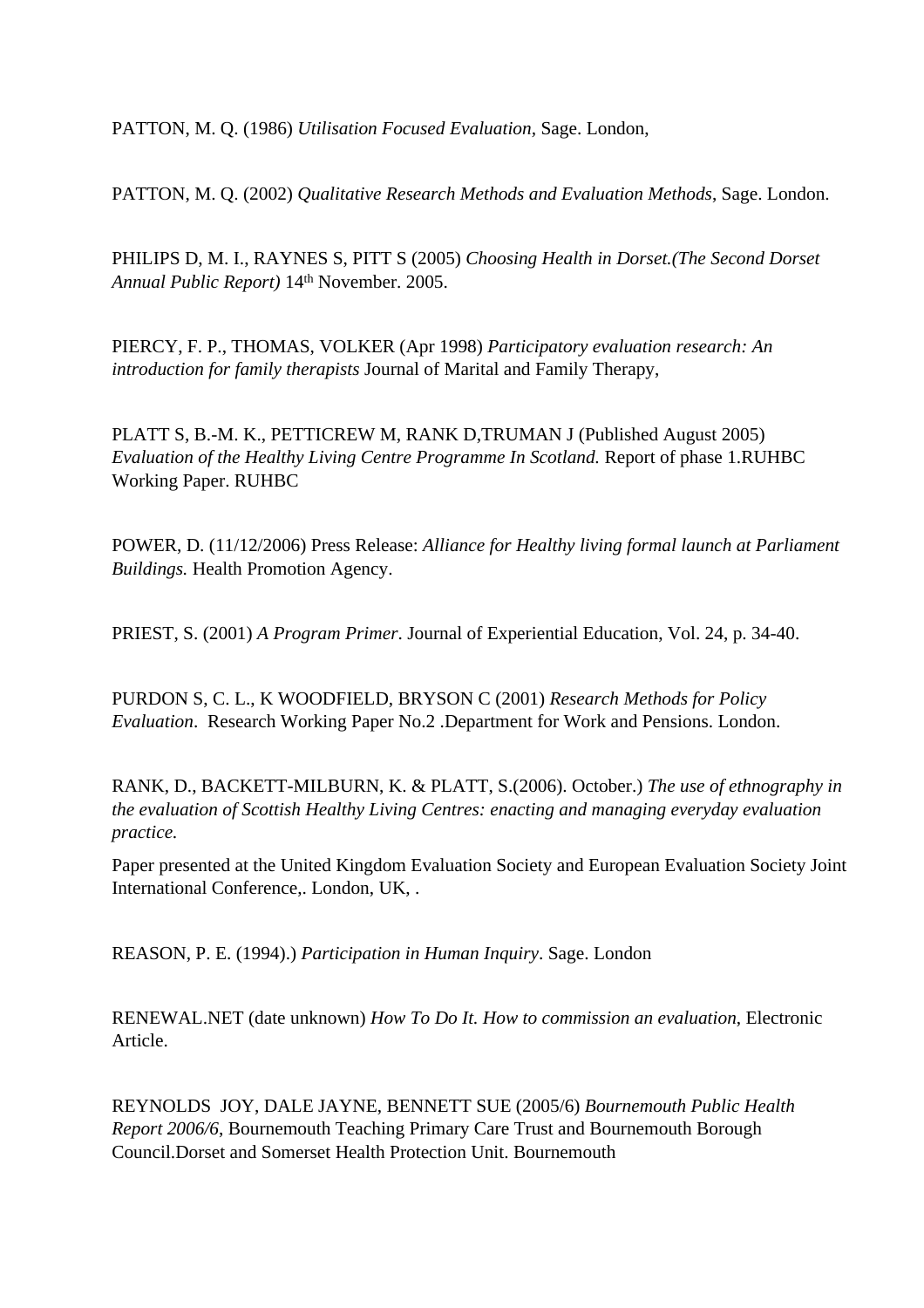PATTON, M. Q. (1986) *Utilisation Focused Evaluation*, Sage. London,

PATTON, M. Q. (2002) *Qualitative Research Methods and Evaluation Methods*, Sage. London.

PHILIPS D, M. I., RAYNES S, PITT S (2005) *Choosing Health in Dorset.(The Second Dorset Annual Public Report)* 14th November. 2005.

PIERCY, F. P., THOMAS, VOLKER (Apr 1998) *Participatory evaluation research: An introduction for family therapists* Journal of Marital and Family Therapy,

PLATT S, B.-M. K., PETTICREW M, RANK D,TRUMAN J (Published August 2005) *Evaluation of the Healthy Living Centre Programme In Scotland.* Report of phase 1.RUHBC Working Paper. RUHBC

POWER, D. (11/12/2006) Press Release: *Alliance for Healthy living formal launch at Parliament Buildings.* Health Promotion Agency.

PRIEST, S. (2001) *A Program Primer*. Journal of Experiential Education, Vol. 24, p. 34-40.

PURDON S, C. L., K WOODFIELD, BRYSON C (2001) *Research Methods for Policy Evaluation*. Research Working Paper No.2 .Department for Work and Pensions. London.

RANK, D., BACKETT-MILBURN, K. & PLATT, S.(2006). October.) *The use of ethnography in the evaluation of Scottish Healthy Living Centres: enacting and managing everyday evaluation practice.*

Paper presented at the United Kingdom Evaluation Society and European Evaluation Society Joint International Conference,. London, UK, .

REASON, P. E. (1994).) *Participation in Human Inquiry*. Sage. London

RENEWAL.NET (date unknown) *How To Do It. How to commission an evaluation*, Electronic Article.

REYNOLDS JOY, DALE JAYNE, BENNETT SUE (2005/6) *Bournemouth Public Health Report 2006/6*, Bournemouth Teaching Primary Care Trust and Bournemouth Borough Council.Dorset and Somerset Health Protection Unit. Bournemouth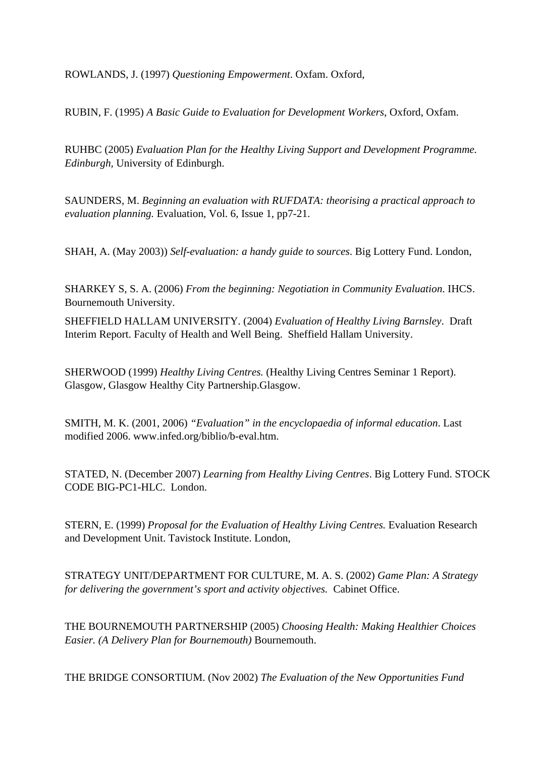ROWLANDS, J. (1997) *Questioning Empowerment*. Oxfam. Oxford,

RUBIN, F. (1995) *A Basic Guide to Evaluation for Development Workers*, Oxford, Oxfam.

RUHBC (2005) *Evaluation Plan for the Healthy Living Support and Development Programme. Edinburgh*, University of Edinburgh.

SAUNDERS, M. *Beginning an evaluation with RUFDATA: theorising a practical approach to evaluation planning.* Evaluation, Vol. 6, Issue 1, pp7-21.

SHAH, A. (May 2003)) *Self-evaluation: a handy guide to sources*. Big Lottery Fund. London,

SHARKEY S, S. A. (2006) *From the beginning: Negotiation in Community Evaluation*. IHCS. Bournemouth University.

SHEFFIELD HALLAM UNIVERSITY. (2004) *Evaluation of Healthy Living Barnsley*. Draft Interim Report. Faculty of Health and Well Being. Sheffield Hallam University.

SHERWOOD (1999) *Healthy Living Centres.* (Healthy Living Centres Seminar 1 Report). Glasgow, Glasgow Healthy City Partnership.Glasgow.

SMITH, M. K. (2001, 2006) *"Evaluation" in the encyclopaedia of informal education*. Last modified 2006. www.infed.org/biblio/b-eval.htm.

STATED, N. (December 2007) *Learning from Healthy Living Centres*. Big Lottery Fund. STOCK CODE BIG-PC1-HLC. London.

STERN, E. (1999) *Proposal for the Evaluation of Healthy Living Centres.* Evaluation Research and Development Unit. Tavistock Institute. London,

STRATEGY UNIT/DEPARTMENT FOR CULTURE, M. A. S. (2002) *Game Plan: A Strategy for delivering the government's sport and activity objectives.* Cabinet Office.

THE BOURNEMOUTH PARTNERSHIP (2005) *Choosing Health: Making Healthier Choices Easier. (A Delivery Plan for Bournemouth)* Bournemouth.

THE BRIDGE CONSORTIUM. (Nov 2002) *The Evaluation of the New Opportunities Fund*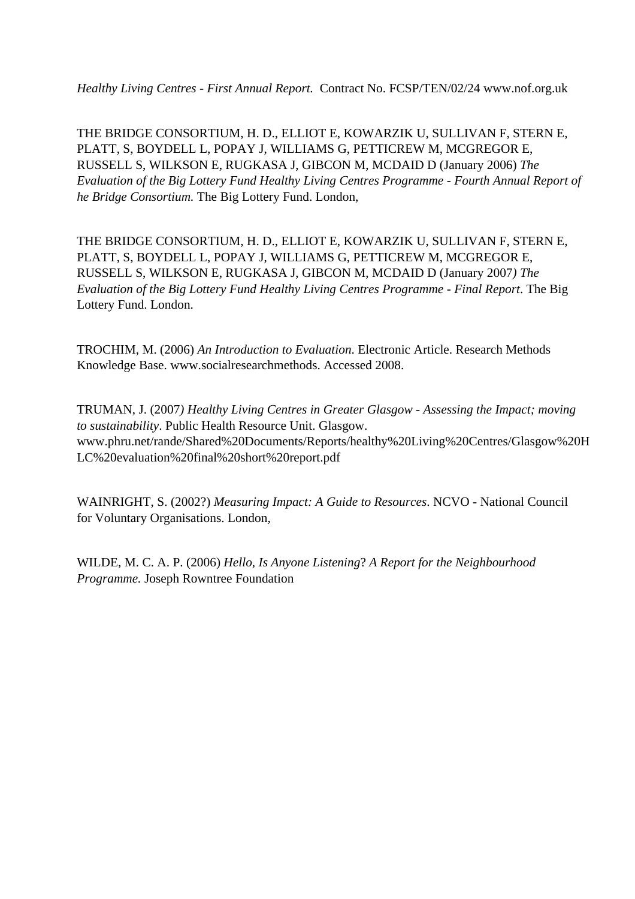*Healthy Living Centres - First Annual Report.* Contract No. FCSP/TEN/02/24 www.nof.org.uk

THE BRIDGE CONSORTIUM, H. D., ELLIOT E, KOWARZIK U, SULLIVAN F, STERN E, PLATT, S, BOYDELL L, POPAY J, WILLIAMS G, PETTICREW M, MCGREGOR E, RUSSELL S, WILKSON E, RUGKASA J, GIBCON M, MCDAID D (January 2006) *The Evaluation of the Big Lottery Fund Healthy Living Centres Programme - Fourth Annual Report of he Bridge Consortium.* The Big Lottery Fund. London,

THE BRIDGE CONSORTIUM, H. D., ELLIOT E, KOWARZIK U, SULLIVAN F, STERN E, PLATT, S, BOYDELL L, POPAY J, WILLIAMS G, PETTICREW M, MCGREGOR E, RUSSELL S, WILKSON E, RUGKASA J, GIBCON M, MCDAID D (January 2007*) The Evaluation of the Big Lottery Fund Healthy Living Centres Programme - Final Report*. The Big Lottery Fund. London.

TROCHIM, M. (2006) *An Introduction to Evaluation*. Electronic Article. Research Methods Knowledge Base. www.socialresearchmethods. Accessed 2008.

TRUMAN, J. (2007*) Healthy Living Centres in Greater Glasgow - Assessing the Impact; moving to sustainability*. Public Health Resource Unit. Glasgow. www.phru.net/rande/Shared%20Documents/Reports/healthy%20Living%20Centres/Glasgow%20HLC%20evaluation%20final%20short%20report.pdf

WAINRIGHT, S. (2002?) *Measuring Impact: A Guide to Resources*. NCVO - National Council for Voluntary Organisations. London,

WILDE, M. C. A. P. (2006) *Hello, Is Anyone Listening*? *A Report for the Neighbourhood Programme.* Joseph Rowntree Foundation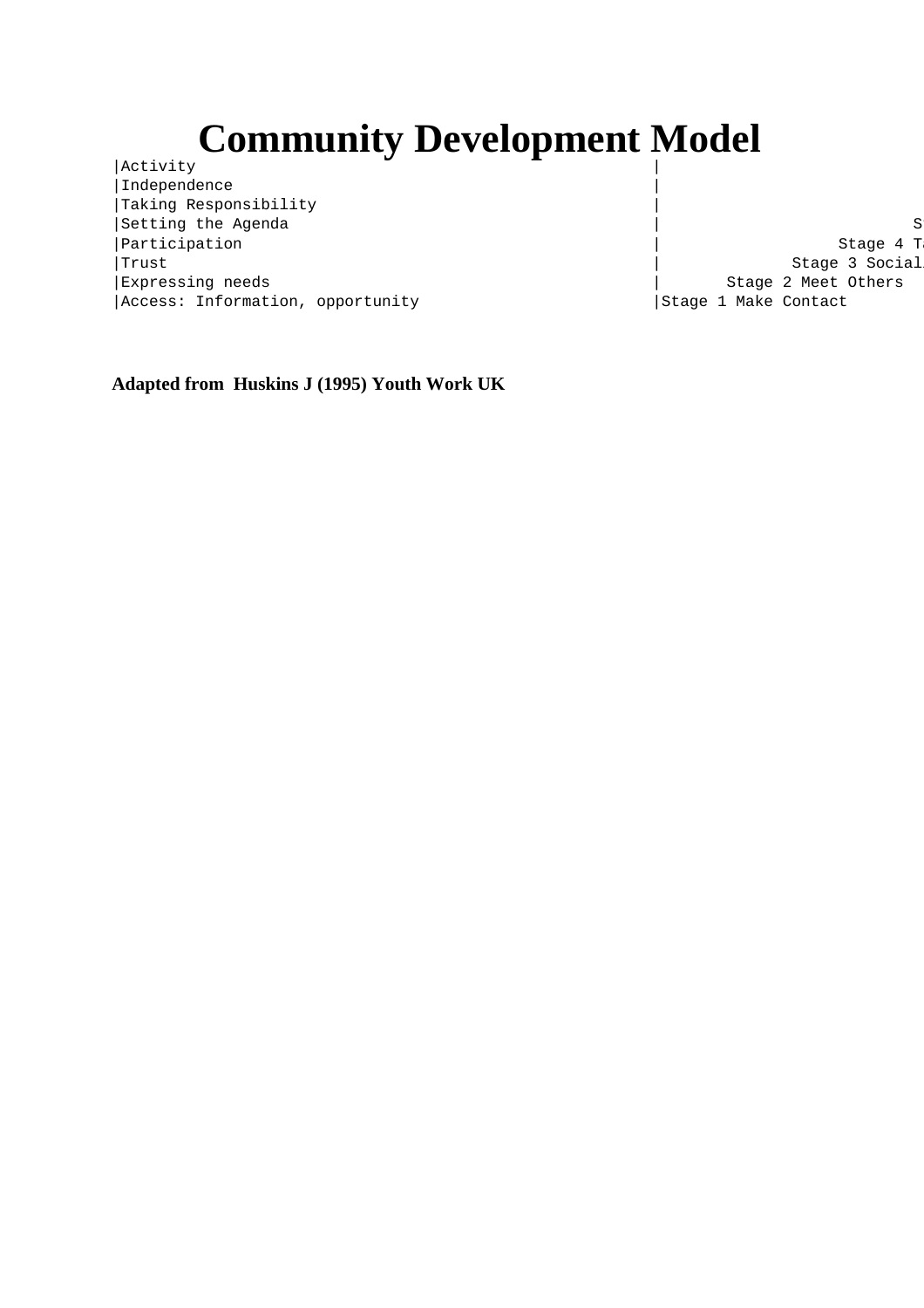# Community Development Model

```
|Activity                                                  |
|Independence                                              |
|Taking Responsibility                                     |
|Setting the Agenda                                        |                              S
|Participation                                             |                    Stage 4 T
|Trust                                                     |              Stage 3 Social
|Expressing needs                                          |       Stage 2 Meet Others
|Access: Information, opportunity                          |Stage 1 Make Contact
```

**Adapted from Huskins J (1995) Youth Work UK**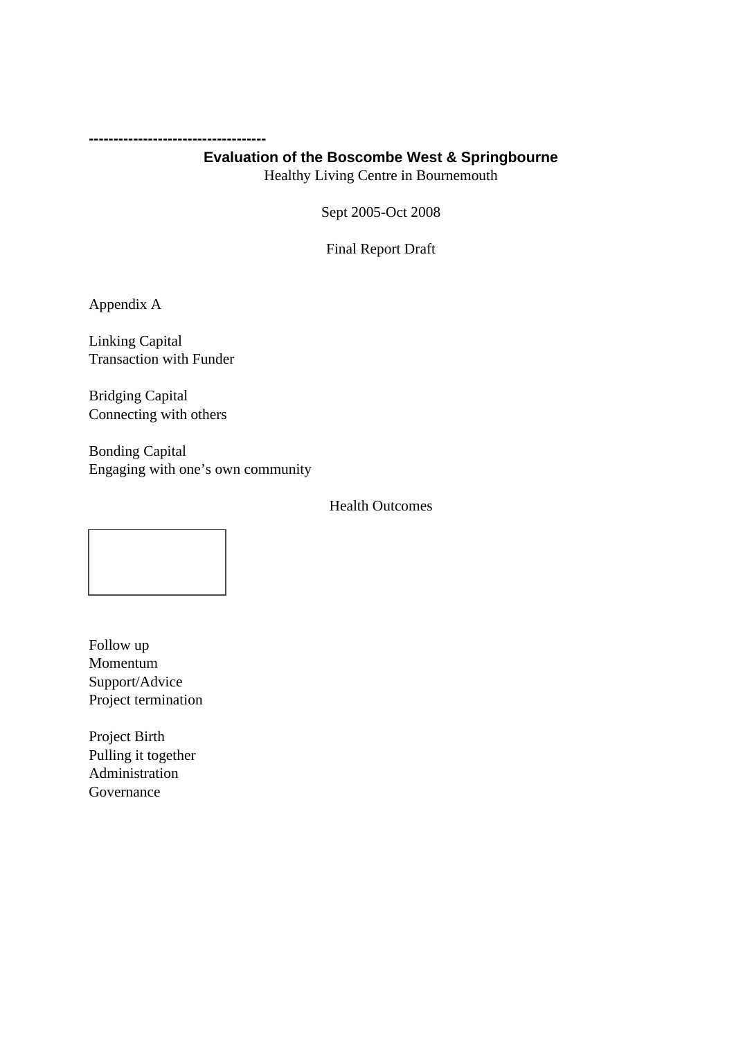------------------------------------

**Evaluation of the Boscombe West & Springbourne**
Healthy Living Centre in Bournemouth

Sept 2005-Oct 2008

Final Report Draft

Appendix A

Linking Capital
Transaction with Funder

Bridging Capital
Connecting with others

Bonding Capital
Engaging with one's own community

Health Outcomes

Follow up
Momentum
Support/Advice
Project termination

Project Birth
Pulling it together
Administration
Governance